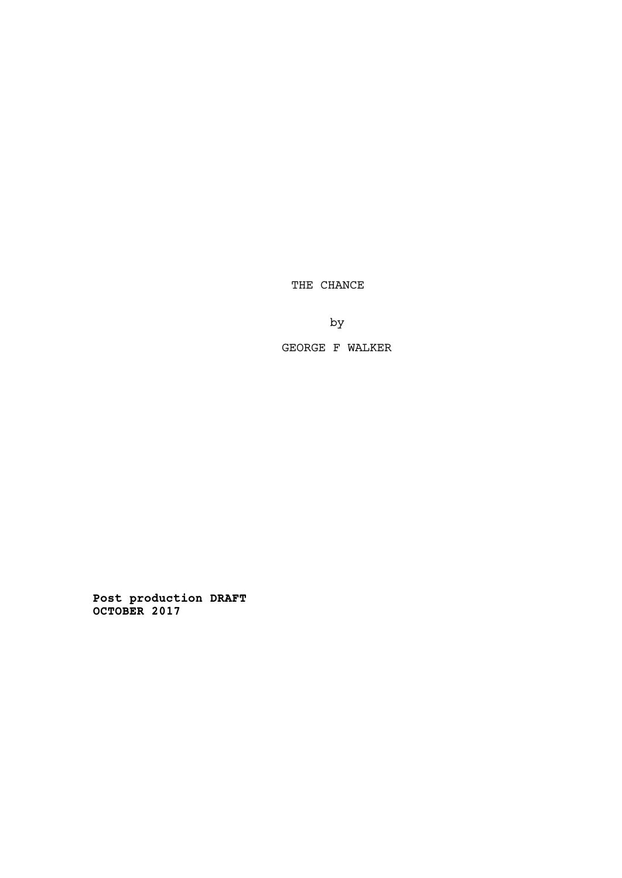THE CHANCE

by

GEORGE F WALKER

**Post production DRAFT**
**OCTOBER 2017**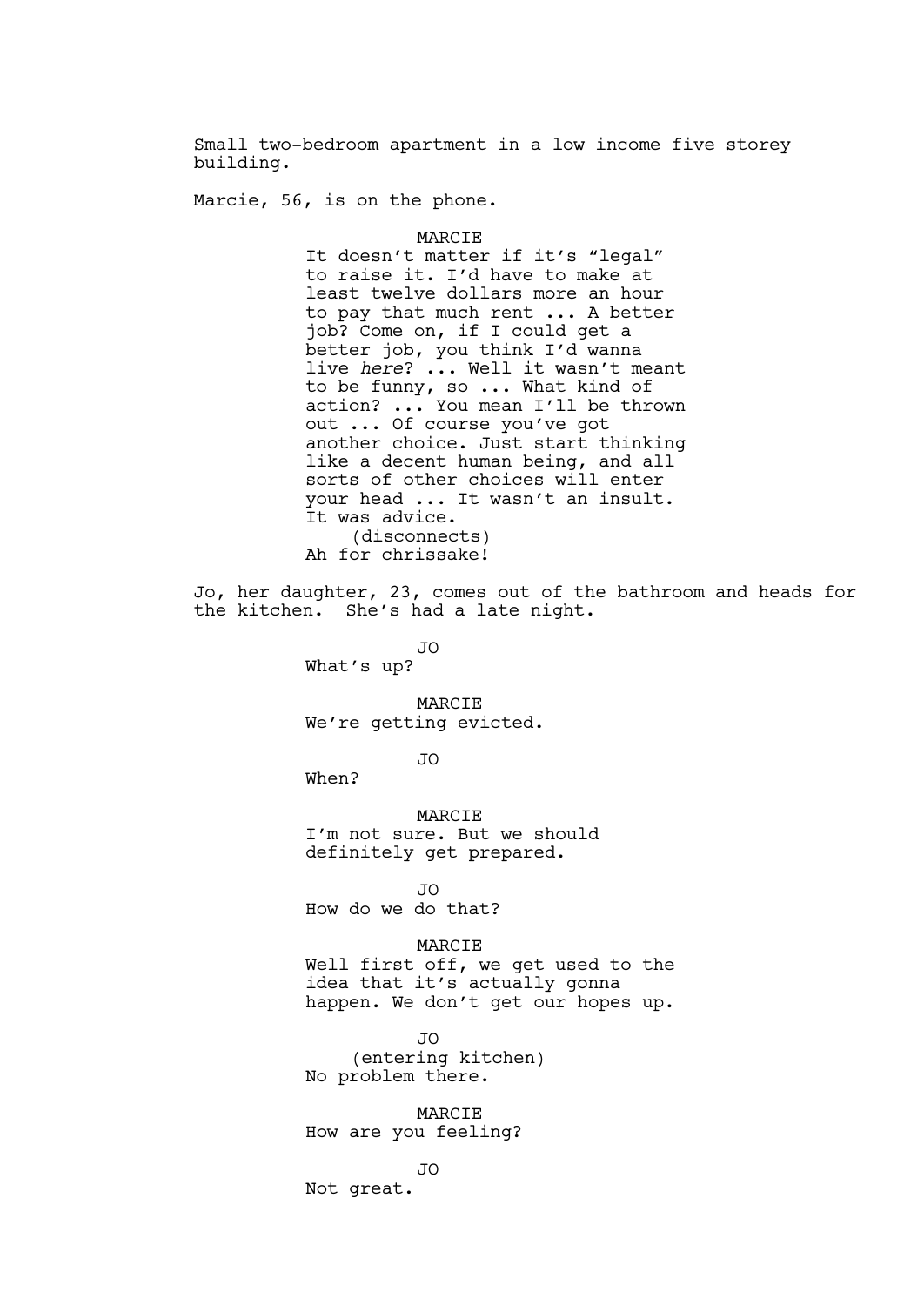Small two-bedroom apartment in a low income five storey building.

Marcie, 56, is on the phone.

MARCIE

It doesn't matter if it's "legal" to raise it. I'd have to make at least twelve dollars more an hour to pay that much rent ... A better job? Come on, if I could get a better job, you think I'd wanna live *here*? ... Well it wasn't meant to be funny, so ... What kind of action? ... You mean I'll be thrown out ... Of course you've got another choice. Just start thinking like a decent human being, and all sorts of other choices will enter your head ... It wasn't an insult. It was advice.

(disconnects)

Ah for chrissake!

Jo, her daughter, 23, comes out of the bathroom and heads for the kitchen. She's had a late night.

JO

What's up?

MARCIE

We're getting evicted.

JO

When?

MARCIE

I'm not sure. But we should definitely get prepared.

JO

How do we do that?

MARCIE

Well first off, we get used to the idea that it's actually gonna happen. We don't get our hopes up.

JO

(entering kitchen)

No problem there.

MARCIE

How are you feeling?

JO

Not great.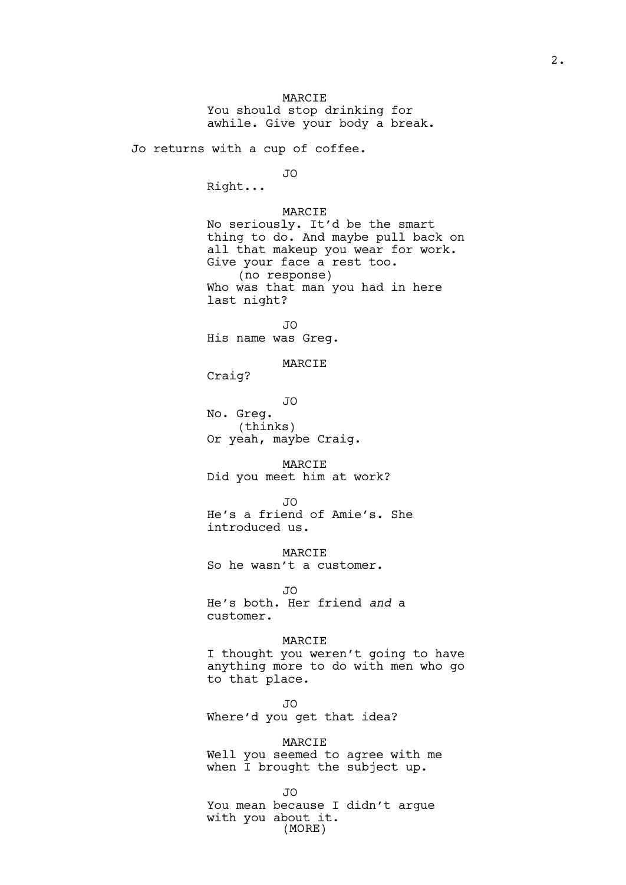MARCIE

You should stop drinking for awhile. Give your body a break.

Jo returns with a cup of coffee.

JO

Right...

MARCIE

No seriously. It'd be the smart thing to do. And maybe pull back on all that makeup you wear for work. Give your face a rest too.

(no response)

Who was that man you had in here last night?

JO

His name was Greg.

MARCIE

Craig?

JO

No. Greg.

(thinks)

Or yeah, maybe Craig.

MARCIE

Did you meet him at work?

JO

He's a friend of Amie's. She introduced us.

MARCIE

So he wasn't a customer.

JO

He's both. Her friend *and* a customer.

MARCIE

I thought you weren't going to have anything more to do with men who go to that place.

JO

Where'd you get that idea?

MARCIE

Well you seemed to agree with me when I brought the subject up.

JO

You mean because I didn't argue with you about it.

(MORE)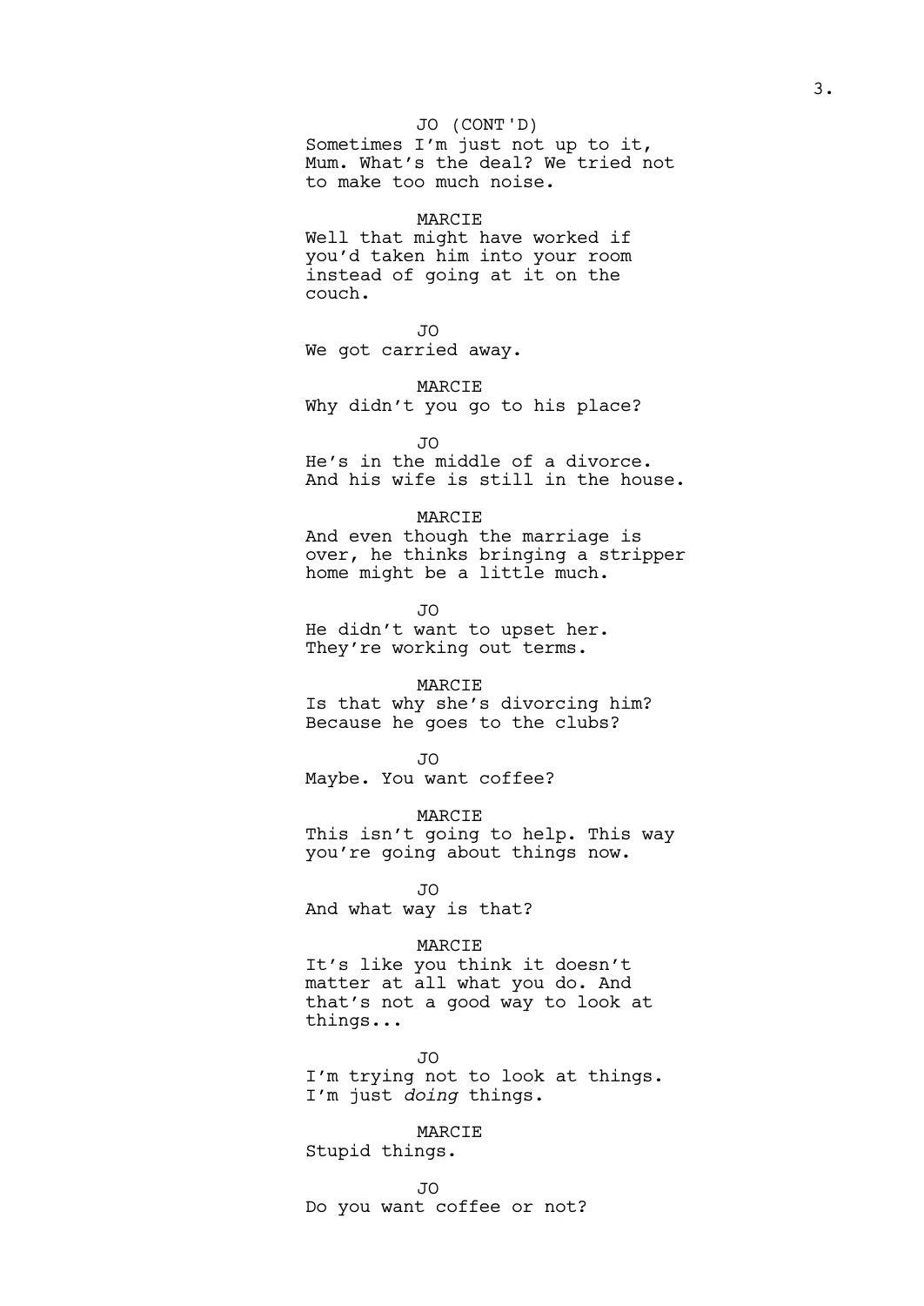JO (CONT'D)
Sometimes I'm just not up to it, Mum. What's the deal? We tried not to make too much noise.

MARCIE
Well that might have worked if you'd taken him into your room instead of going at it on the couch.

JO
We got carried away.

MARCIE
Why didn't you go to his place?

JO
He's in the middle of a divorce. And his wife is still in the house.

MARCIE
And even though the marriage is over, he thinks bringing a stripper home might be a little much.

JO
He didn't want to upset her. They're working out terms.

MARCIE
Is that why she's divorcing him? Because he goes to the clubs?

JO
Maybe. You want coffee?

MARCIE
This isn't going to help. This way you're going about things now.

JO
And what way is that?

MARCIE
It's like you think it doesn't matter at all what you do. And that's not a good way to look at things...

JO
I'm trying not to look at things. I'm just *doing* things.

MARCIE
Stupid things.

JO
Do you want coffee or not?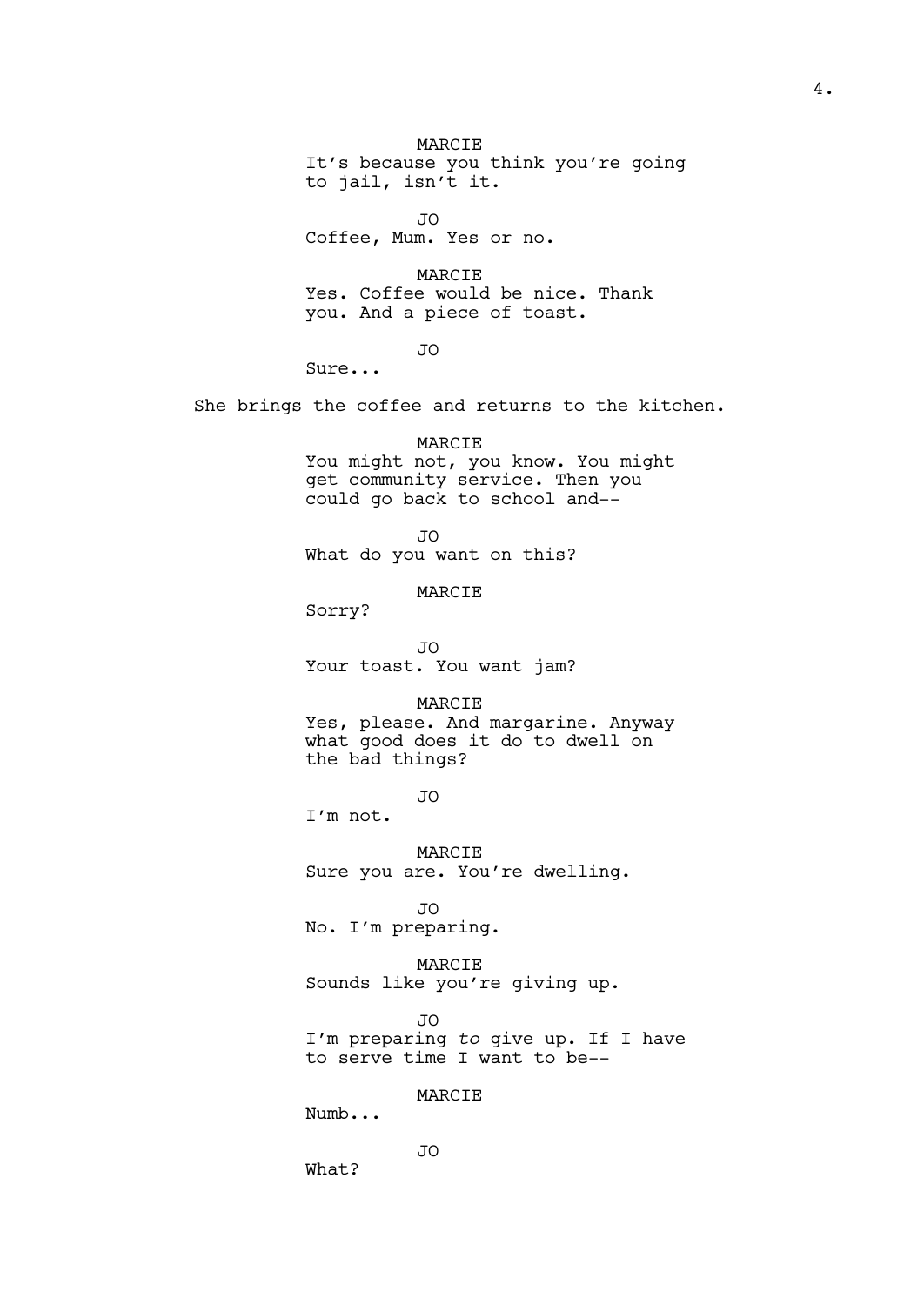MARCIE
It's because you think you're going to jail, isn't it.

JO
Coffee, Mum. Yes or no.

MARCIE
Yes. Coffee would be nice. Thank you. And a piece of toast.

JO
Sure...

She brings the coffee and returns to the kitchen.

MARCIE
You might not, you know. You might get community service. Then you could go back to school and--

JO
What do you want on this?

MARCIE
Sorry?

JO
Your toast. You want jam?

MARCIE
Yes, please. And margarine. Anyway what good does it do to dwell on the bad things?

JO
I'm not.

MARCIE
Sure you are. You're dwelling.

JO
No. I'm preparing.

MARCIE
Sounds like you're giving up.

JO
I'm preparing *to* give up. If I have to serve time I want to be--

MARCIE
Numb...

JO
What?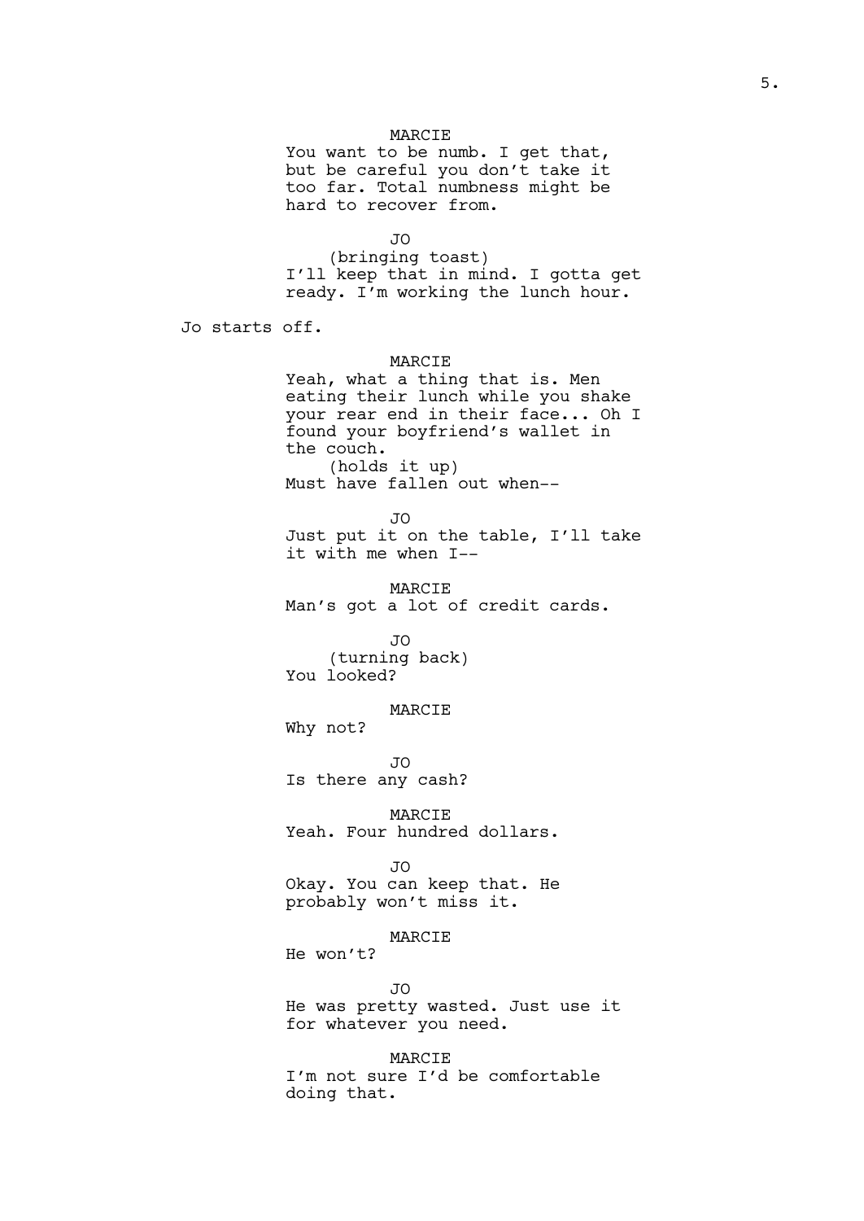MARCIE
You want to be numb. I get that, but be careful you don't take it too far. Total numbness might be hard to recover from.

JO
(bringing toast)
I'll keep that in mind. I gotta get ready. I'm working the lunch hour.

Jo starts off.

MARCIE
Yeah, what a thing that is. Men eating their lunch while you shake your rear end in their face... Oh I found your boyfriend's wallet in the couch.
(holds it up)
Must have fallen out when--

JO
Just put it on the table, I'll take it with me when I--

MARCIE
Man's got a lot of credit cards.

JO
(turning back)
You looked?

MARCIE
Why not?

JO
Is there any cash?

MARCIE
Yeah. Four hundred dollars.

JO
Okay. You can keep that. He probably won't miss it.

MARCIE
He won't?

JO
He was pretty wasted. Just use it for whatever you need.

MARCIE
I'm not sure I'd be comfortable doing that.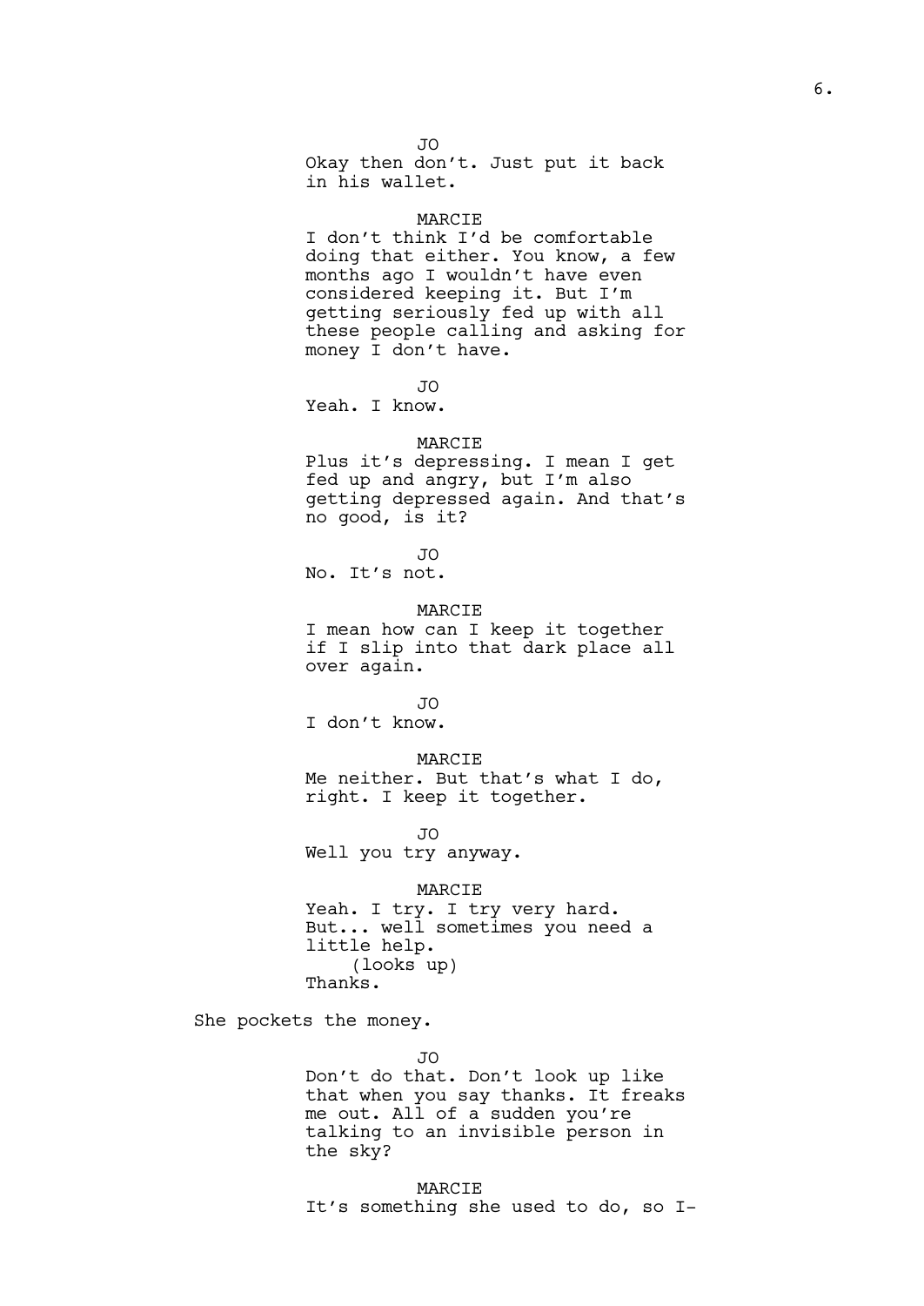JO
Okay then don't. Just put it back in his wallet.

MARCIE
I don't think I'd be comfortable doing that either. You know, a few months ago I wouldn't have even considered keeping it. But I'm getting seriously fed up with all these people calling and asking for money I don't have.

JO
Yeah. I know.

MARCIE
Plus it's depressing. I mean I get fed up and angry, but I'm also getting depressed again. And that's no good, is it?

JO
No. It's not.

MARCIE
I mean how can I keep it together if I slip into that dark place all over again.

JO
I don't know.

MARCIE
Me neither. But that's what I do, right. I keep it together.

JO
Well you try anyway.

MARCIE
Yeah. I try. I try very hard. But... well sometimes you need a little help.
(looks up)
Thanks.

She pockets the money.

JO
Don't do that. Don't look up like that when you say thanks. It freaks me out. All of a sudden you're talking to an invisible person in the sky?

MARCIE
It's something she used to do, so I-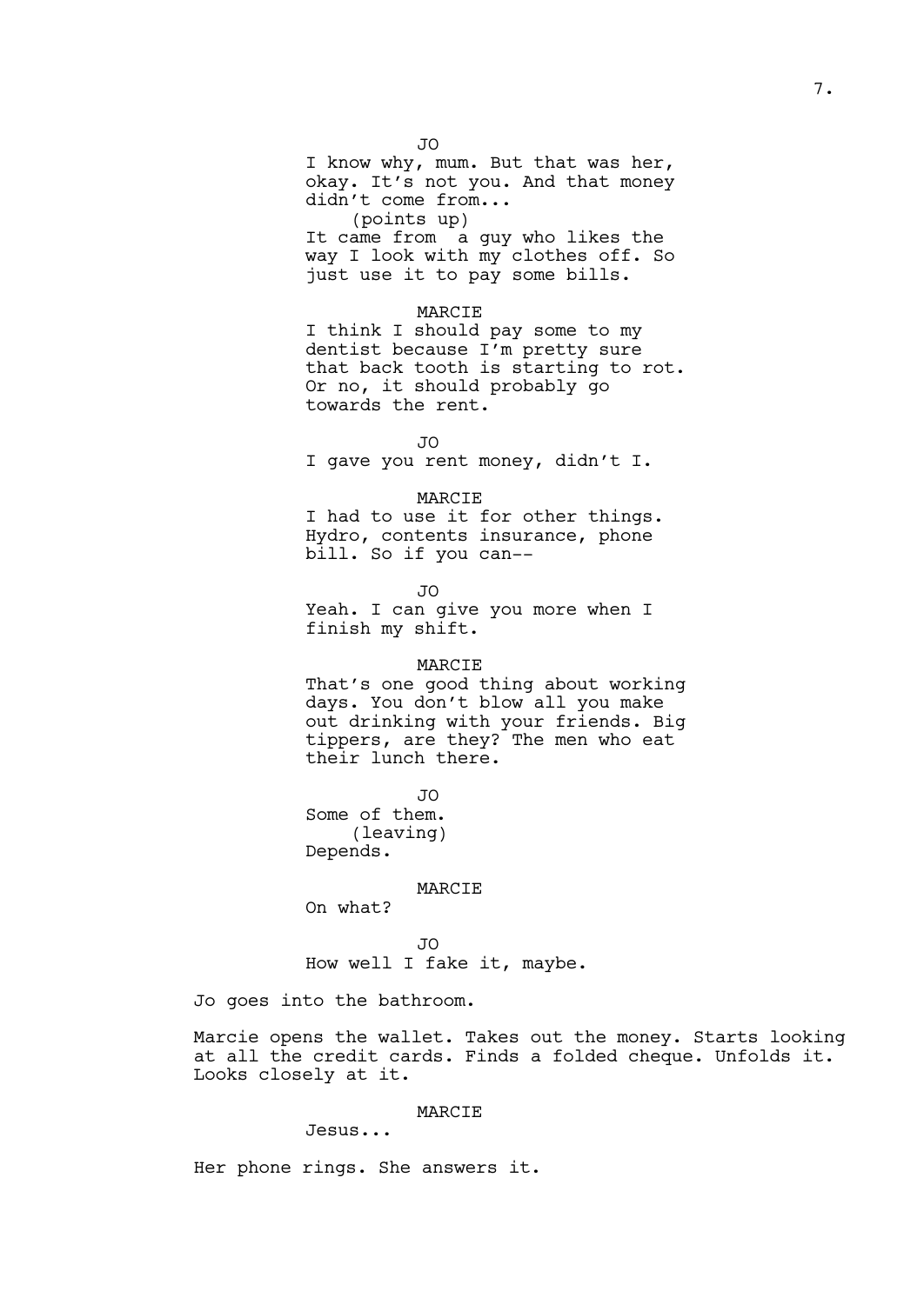JO
I know why, mum. But that was her, okay. It's not you. And that money didn't come from...
(points up)
It came from a guy who likes the way I look with my clothes off. So just use it to pay some bills.

MARCIE
I think I should pay some to my dentist because I'm pretty sure that back tooth is starting to rot. Or no, it should probably go towards the rent.

JO
I gave you rent money, didn't I.

MARCIE
I had to use it for other things. Hydro, contents insurance, phone bill. So if you can--

JO
Yeah. I can give you more when I finish my shift.

MARCIE
That's one good thing about working days. You don't blow all you make out drinking with your friends. Big tippers, are they? The men who eat their lunch there.

JO
Some of them.
(leaving)
Depends.

MARCIE
On what?

JO
How well I fake it, maybe.

Jo goes into the bathroom.

Marcie opens the wallet. Takes out the money. Starts looking at all the credit cards. Finds a folded cheque. Unfolds it. Looks closely at it.

MARCIE
Jesus...

Her phone rings. She answers it.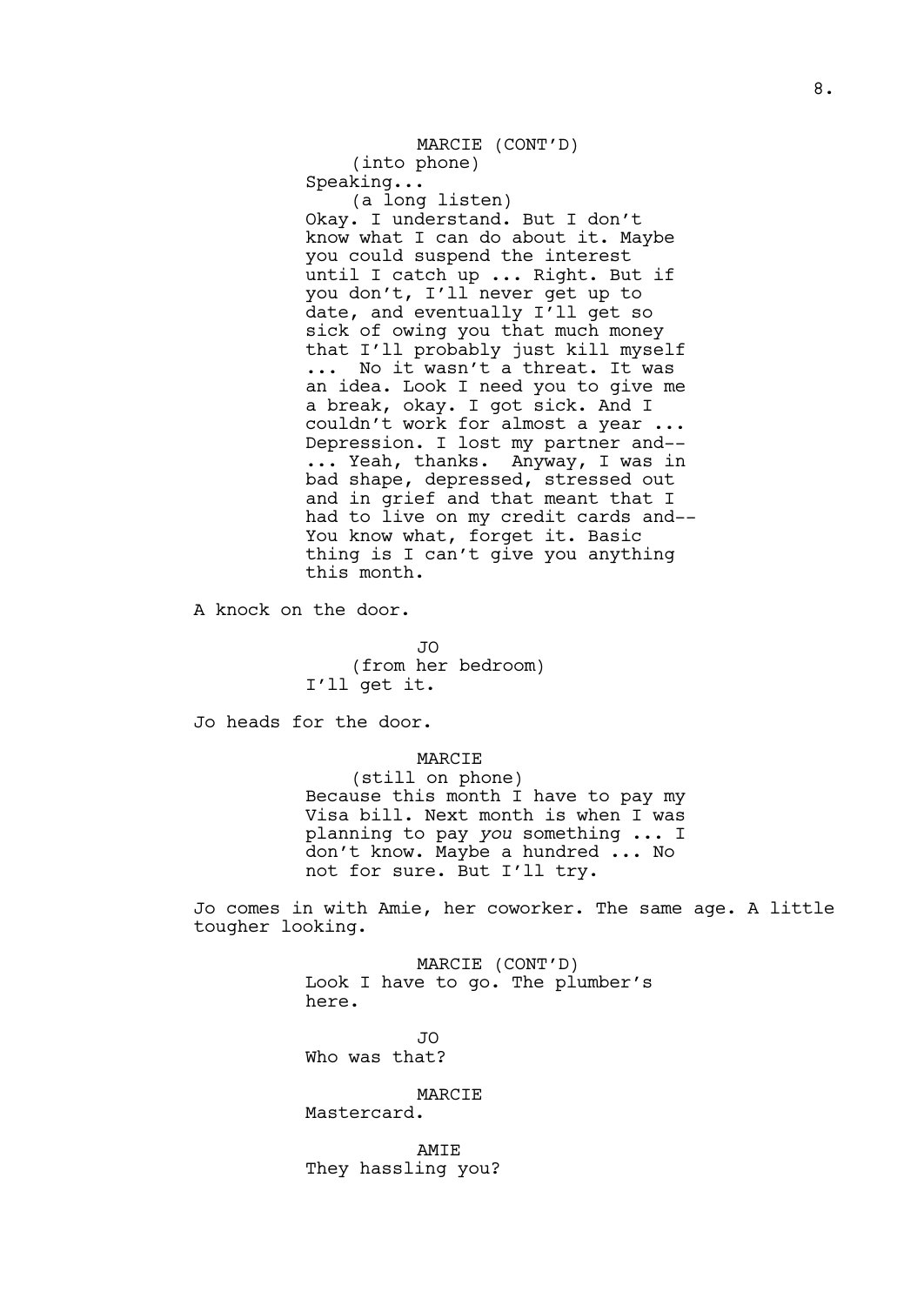MARCIE (CONT'D)
(into phone)
Speaking...
(a long listen)
Okay. I understand. But I don't know what I can do about it. Maybe you could suspend the interest until I catch up ... Right. But if you don't, I'll never get up to date, and eventually I'll get so sick of owing you that much money that I'll probably just kill myself ... No it wasn't a threat. It was an idea. Look I need you to give me a break, okay. I got sick. And I couldn't work for almost a year ... Depression. I lost my partner and-- ... Yeah, thanks. Anyway, I was in bad shape, depressed, stressed out and in grief and that meant that I had to live on my credit cards and-- You know what, forget it. Basic thing is I can't give you anything this month.

A knock on the door.

JO
(from her bedroom)
I'll get it.

Jo heads for the door.

MARCIE
(still on phone)
Because this month I have to pay my Visa bill. Next month is when I was planning to pay *you* something ... I don't know. Maybe a hundred ... No not for sure. But I'll try.

Jo comes in with Amie, her coworker. The same age. A little tougher looking.

MARCIE (CONT'D)
Look I have to go. The plumber's here.

JO
Who was that?

MARCIE
Mastercard.

AMIE
They hassling you?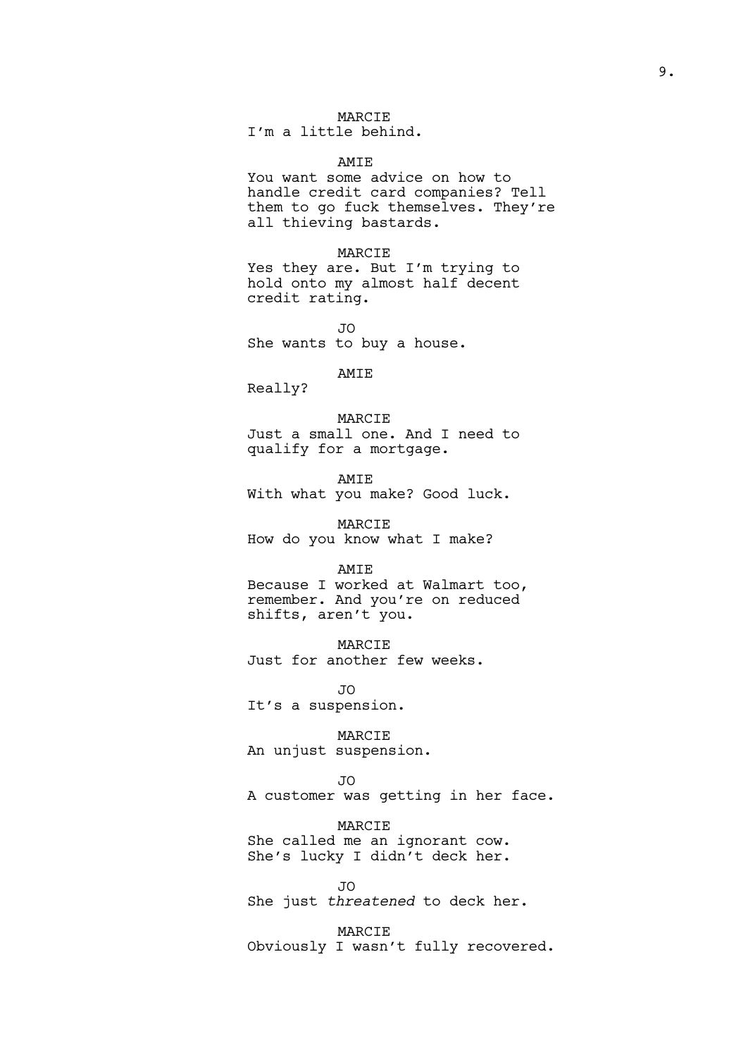MARCIE
I'm a little behind.

AMIE
You want some advice on how to handle credit card companies? Tell them to go fuck themselves. They're all thieving bastards.

MARCIE
Yes they are. But I'm trying to hold onto my almost half decent credit rating.

JO
She wants to buy a house.

AMIE
Really?

MARCIE
Just a small one. And I need to qualify for a mortgage.

AMIE
With what you make? Good luck.

MARCIE
How do you know what I make?

AMIE
Because I worked at Walmart too, remember. And you're on reduced shifts, aren't you.

MARCIE
Just for another few weeks.

JO
It's a suspension.

MARCIE
An unjust suspension.

JO
A customer was getting in her face.

MARCIE
She called me an ignorant cow. She's lucky I didn't deck her.

JO
She just *threatened* to deck her.

MARCIE
Obviously I wasn't fully recovered.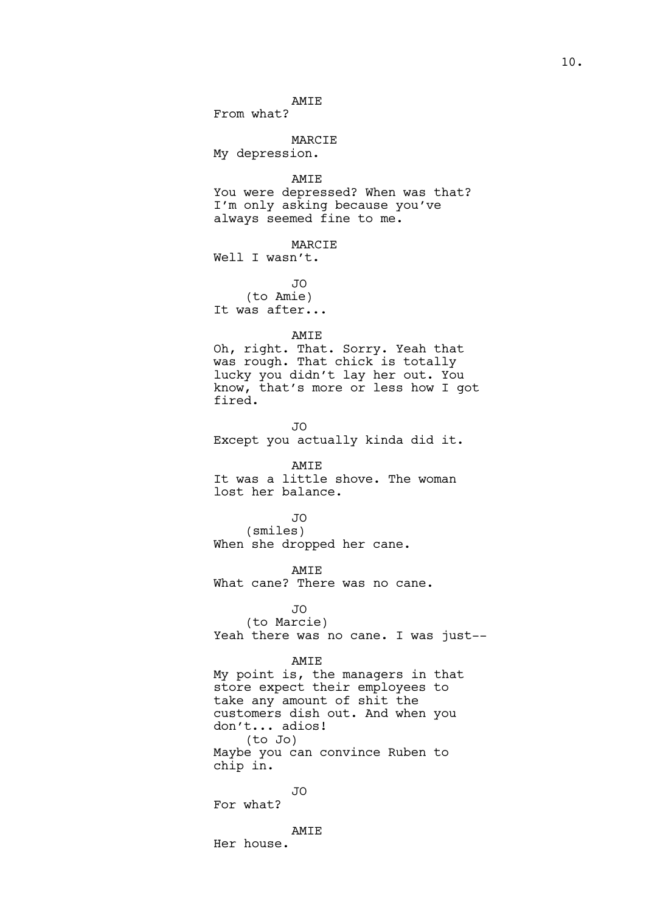AMIE

From what?

MARCIE

My depression.

AMIE

You were depressed? When was that? I'm only asking because you've always seemed fine to me.

MARCIE

Well I wasn't.

JO

(to Amie)

It was after...

AMIE

Oh, right. That. Sorry. Yeah that was rough. That chick is totally lucky you didn't lay her out. You know, that's more or less how I got fired.

JO

Except you actually kinda did it.

AMIE

It was a little shove. The woman lost her balance.

JO

(smiles)

When she dropped her cane.

AMIE

What cane? There was no cane.

JO

(to Marcie)

Yeah there was no cane. I was just--

AMIE

My point is, the managers in that store expect their employees to take any amount of shit the customers dish out. And when you don't... adios!

(to Jo)

Maybe you can convince Ruben to chip in.

JO

For what?

AMIE

Her house.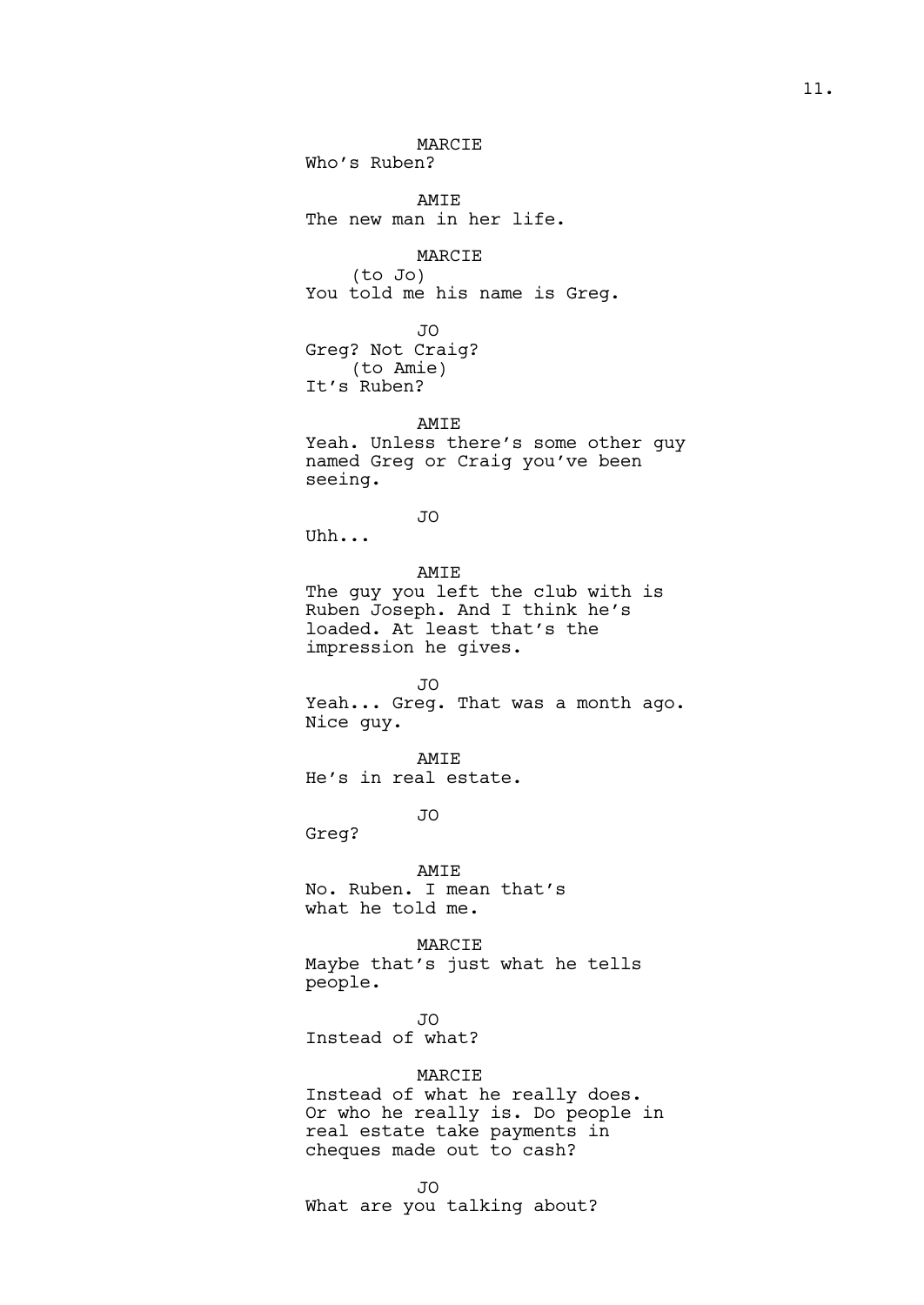MARCIE
Who's Ruben?

AMIE
The new man in her life.

MARCIE
(to Jo)
You told me his name is Greg.

JO
Greg? Not Craig?
(to Amie)
It's Ruben?

AMIE
Yeah. Unless there's some other guy named Greg or Craig you've been seeing.

JO
Uhh...

AMIE
The guy you left the club with is Ruben Joseph. And I think he's loaded. At least that's the impression he gives.

JO
Yeah... Greg. That was a month ago. Nice guy.

AMIE
He's in real estate.

JO
Greg?

AMIE
No. Ruben. I mean that's what he told me.

MARCIE
Maybe that's just what he tells people.

JO
Instead of what?

MARCIE
Instead of what he really does. Or who he really is. Do people in real estate take payments in cheques made out to cash?

JO
What are you talking about?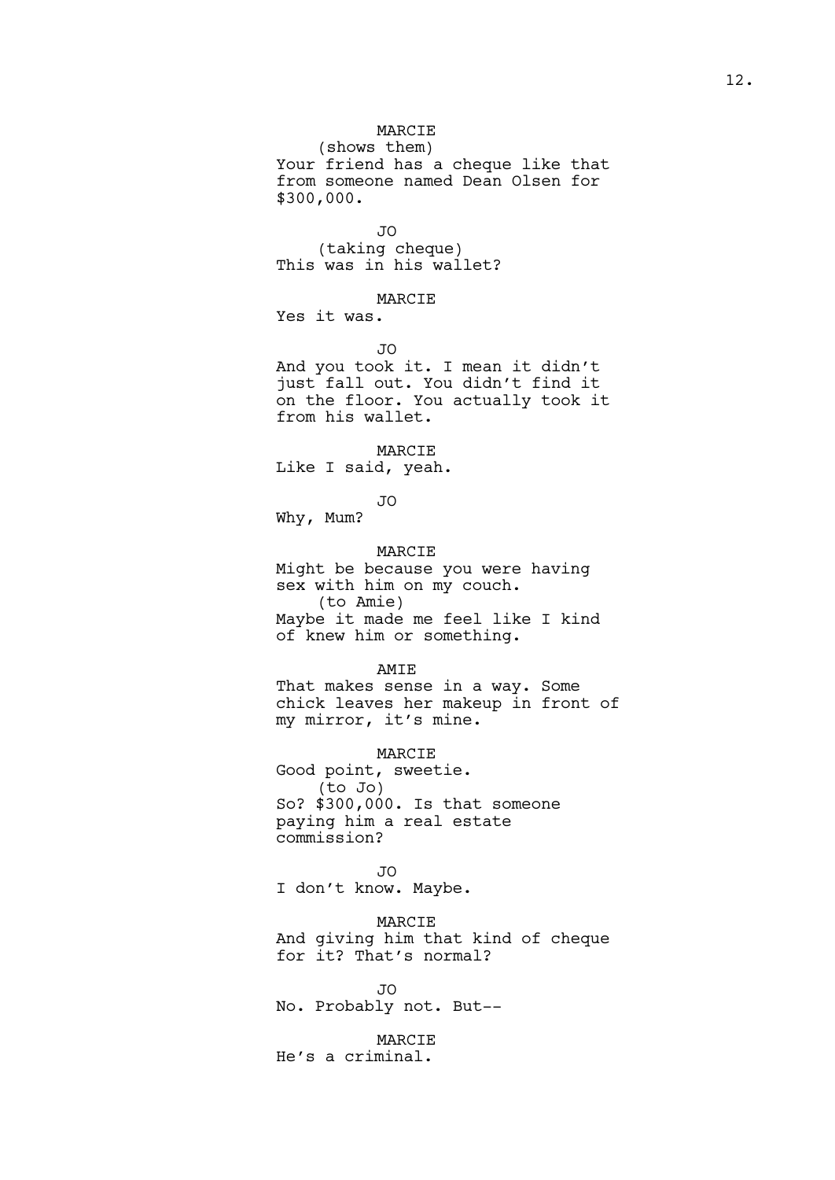MARCIE
(shows them)
Your friend has a cheque like that from someone named Dean Olsen for $300,000.

JO
(taking cheque)
This was in his wallet?

MARCIE
Yes it was.

JO
And you took it. I mean it didn't just fall out. You didn't find it on the floor. You actually took it from his wallet.

MARCIE
Like I said, yeah.

JO
Why, Mum?

MARCIE
Might be because you were having sex with him on my couch.
(to Amie)
Maybe it made me feel like I kind of knew him or something.

AMIE
That makes sense in a way. Some chick leaves her makeup in front of my mirror, it's mine.

MARCIE
Good point, sweetie.
(to Jo)
So? $300,000. Is that someone paying him a real estate commission?

JO
I don't know. Maybe.

MARCIE
And giving him that kind of cheque for it? That's normal?

JO
No. Probably not. But--

MARCIE
He's a criminal.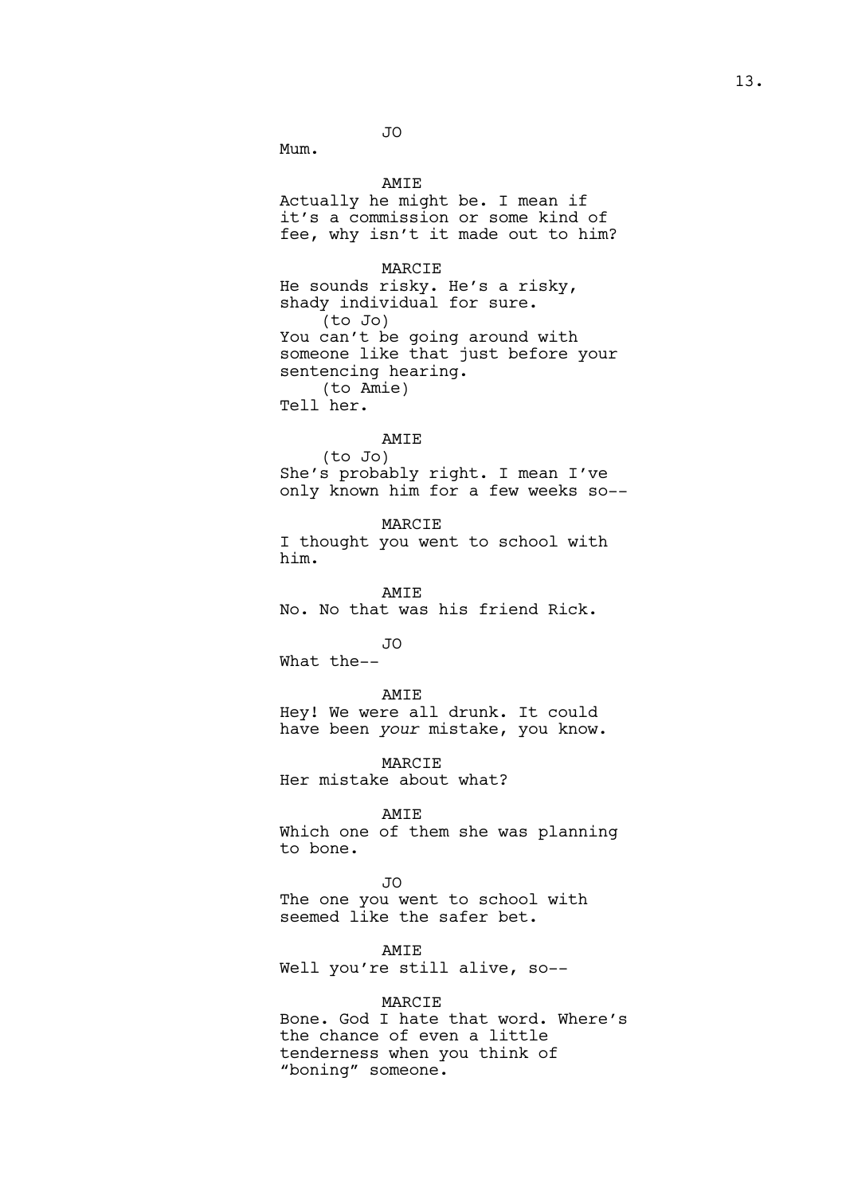JO

Mum.

AMIE

Actually he might be. I mean if it's a commission or some kind of fee, why isn't it made out to him?

MARCIE

He sounds risky. He's a risky, shady individual for sure.
(to Jo)
You can't be going around with someone like that just before your sentencing hearing.
(to Amie)
Tell her.

AMIE

(to Jo)
She's probably right. I mean I've only known him for a few weeks so--

MARCIE

I thought you went to school with him.

AMIE

No. No that was his friend Rick.

JO

What the--

AMIE

Hey! We were all drunk. It could have been *your* mistake, you know.

MARCIE

Her mistake about what?

AMIE

Which one of them she was planning to bone.

JO

The one you went to school with seemed like the safer bet.

AMIE

Well you're still alive, so--

MARCIE

Bone. God I hate that word. Where's the chance of even a little tenderness when you think of "boning" someone.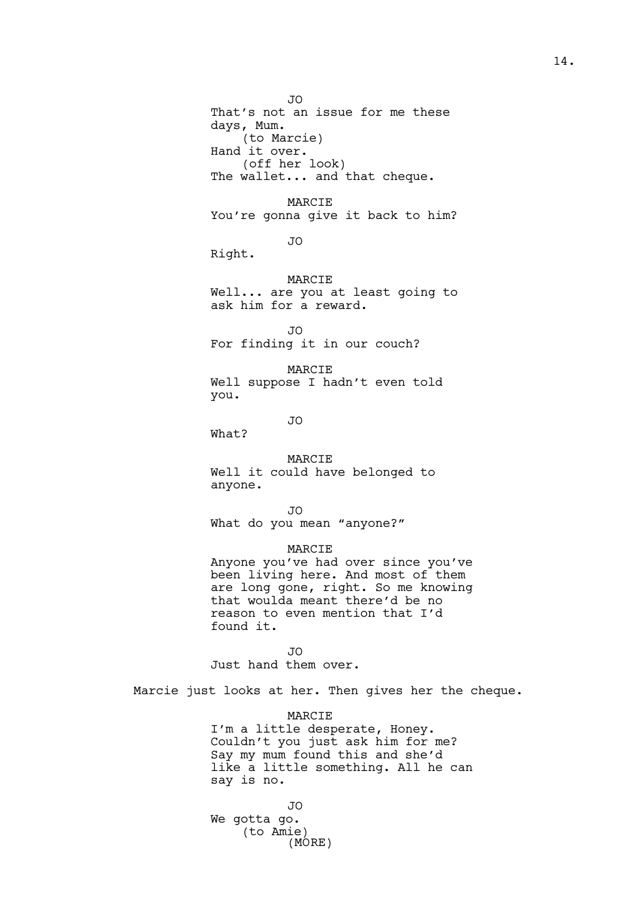JO
That's not an issue for me these days, Mum.
(to Marcie)
Hand it over.
(off her look)
The wallet... and that cheque.

MARCIE
You're gonna give it back to him?

JO
Right.

MARCIE
Well... are you at least going to ask him for a reward.

JO
For finding it in our couch?

MARCIE
Well suppose I hadn't even told you.

JO
What?

MARCIE
Well it could have belonged to anyone.

JO
What do you mean "anyone?"

MARCIE
Anyone you've had over since you've been living here. And most of them are long gone, right. So me knowing that woulda meant there'd be no reason to even mention that I'd found it.

JO
Just hand them over.

Marcie just looks at her. Then gives her the cheque.

MARCIE
I'm a little desperate, Honey. Couldn't you just ask him for me? Say my mum found this and she'd like a little something. All he can say is no.

JO
We gotta go.
(to Amie)
(MORE)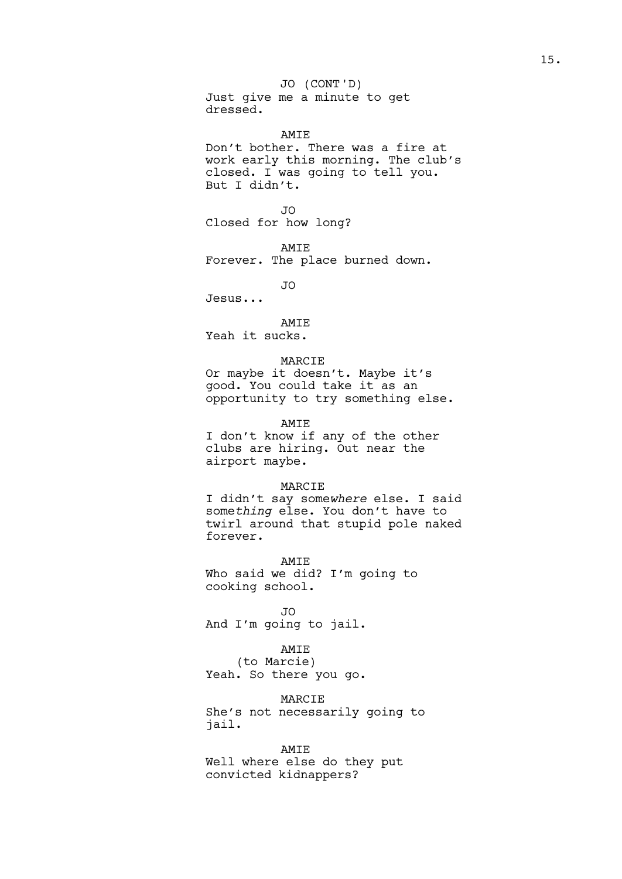JO (CONT'D)
Just give me a minute to get dressed.

AMIE
Don't bother. There was a fire at work early this morning. The club's closed. I was going to tell you. But I didn't.

JO
Closed for how long?

AMIE
Forever. The place burned down.

JO
Jesus...

AMIE
Yeah it sucks.

MARCIE
Or maybe it doesn't. Maybe it's good. You could take it as an opportunity to try something else.

AMIE
I don't know if any of the other clubs are hiring. Out near the airport maybe.

MARCIE
I didn't say some*where* else. I said some*thing* else. You don't have to twirl around that stupid pole naked forever.

AMIE
Who said we did? I'm going to cooking school.

JO
And I'm going to jail.

AMIE
(to Marcie)
Yeah. So there you go.

MARCIE
She's not necessarily going to jail.

AMIE
Well where else do they put convicted kidnappers?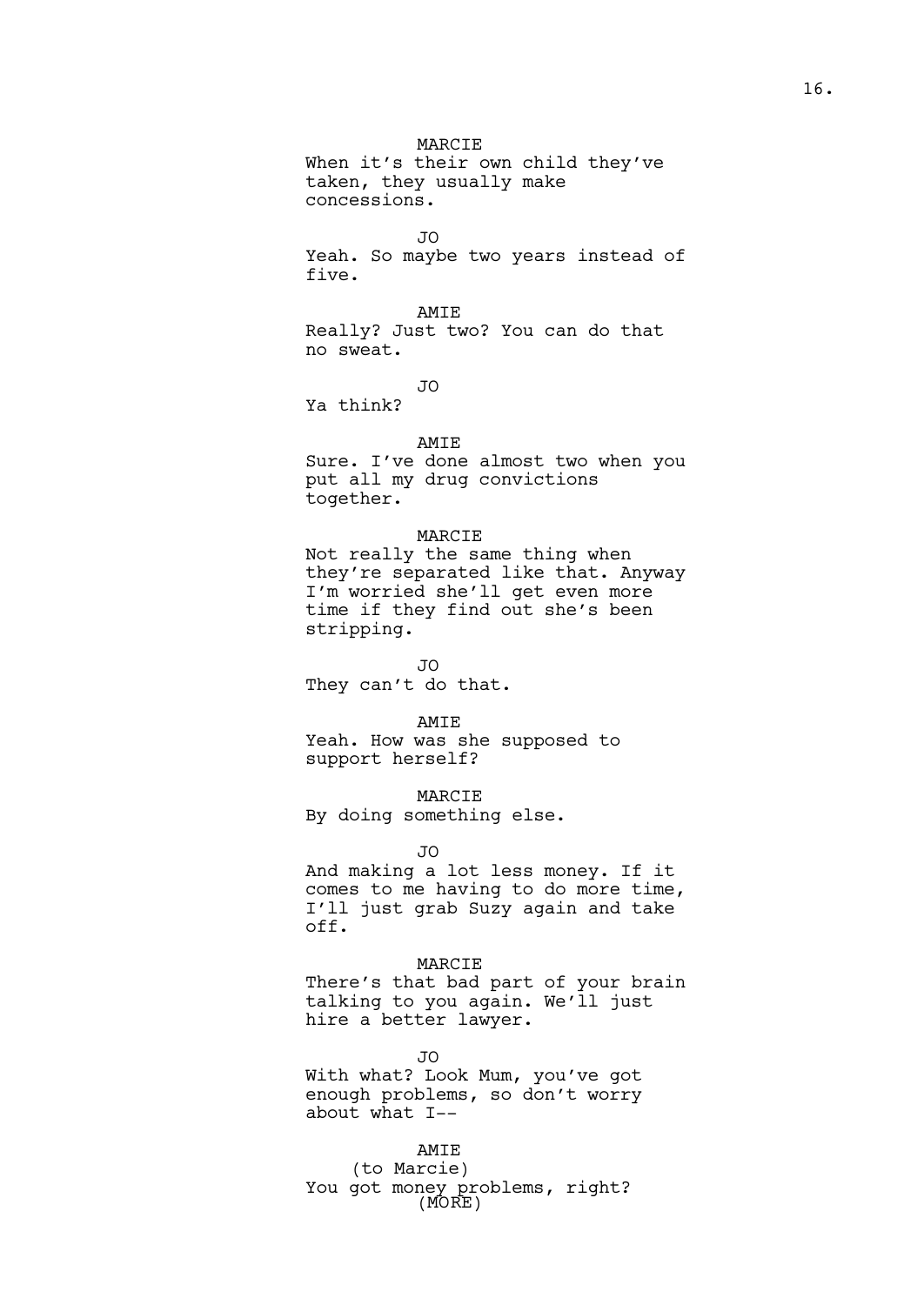MARCIE
When it's their own child they've taken, they usually make concessions.

JO
Yeah. So maybe two years instead of five.

AMIE
Really? Just two? You can do that no sweat.

JO
Ya think?

AMIE
Sure. I've done almost two when you put all my drug convictions together.

MARCIE
Not really the same thing when they're separated like that. Anyway I'm worried she'll get even more time if they find out she's been stripping.

JO
They can't do that.

AMIE
Yeah. How was she supposed to support herself?

MARCIE
By doing something else.

JO
And making a lot less money. If it comes to me having to do more time, I'll just grab Suzy again and take off.

MARCIE
There's that bad part of your brain talking to you again. We'll just hire a better lawyer.

JO
With what? Look Mum, you've got enough problems, so don't worry about what I--

AMIE
(to Marcie)
You got money problems, right?
(MORE)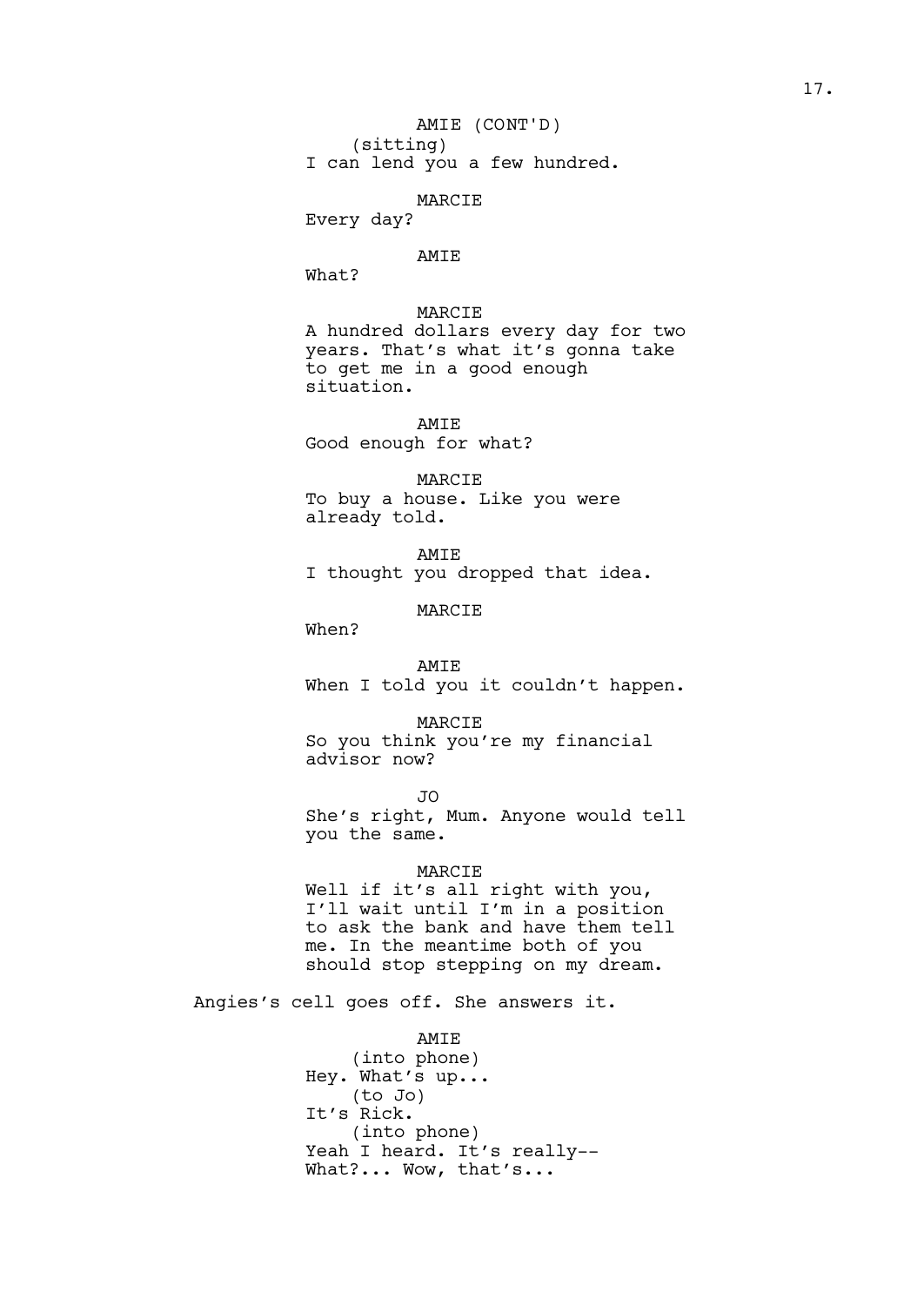AMIE (CONT'D)
(sitting)
I can lend you a few hundred.

MARCIE
Every day?

AMIE
What?

MARCIE
A hundred dollars every day for two years. That's what it's gonna take to get me in a good enough situation.

AMIE
Good enough for what?

MARCIE
To buy a house. Like you were already told.

AMIE
I thought you dropped that idea.

MARCIE
When?

AMIE
When I told you it couldn't happen.

MARCIE
So you think you're my financial advisor now?

JO
She's right, Mum. Anyone would tell you the same.

MARCIE
Well if it's all right with you, I'll wait until I'm in a position to ask the bank and have them tell me. In the meantime both of you should stop stepping on my dream.

Angies's cell goes off. She answers it.

AMIE
(into phone)
Hey. What's up...
(to Jo)
It's Rick.
(into phone)
Yeah I heard. It's really--
What?... Wow, that's...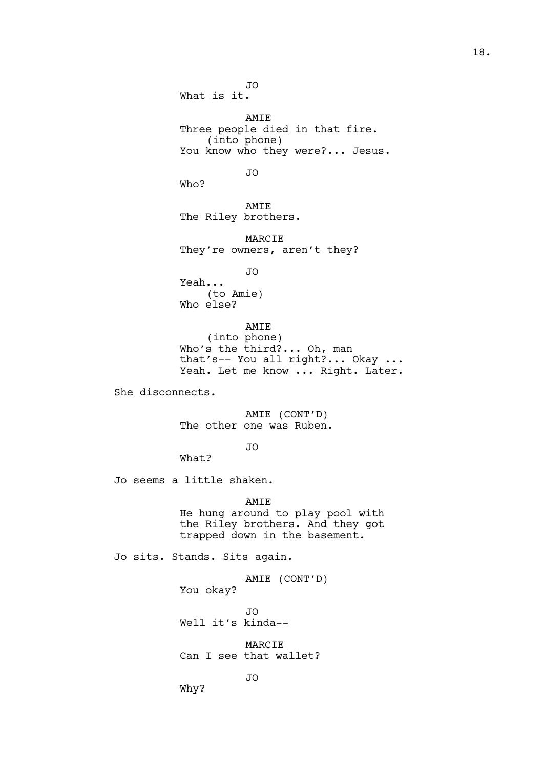JO
What is it.

AMIE
Three people died in that fire.
(into phone)
You know who they were?... Jesus.

JO
Who?

AMIE
The Riley brothers.

MARCIE
They're owners, aren't they?

JO
Yeah...
(to Amie)
Who else?

AMIE
(into phone)
Who's the third?... Oh, man
that's-- You all right?... Okay ...
Yeah. Let me know ... Right. Later.

She disconnects.

AMIE (CONT'D)
The other one was Ruben.

JO
What?

Jo seems a little shaken.

AMIE
He hung around to play pool with
the Riley brothers. And they got
trapped down in the basement.

Jo sits. Stands. Sits again.

AMIE (CONT'D)
You okay?

JO
Well it's kinda--

MARCIE
Can I see that wallet?

JO
Why?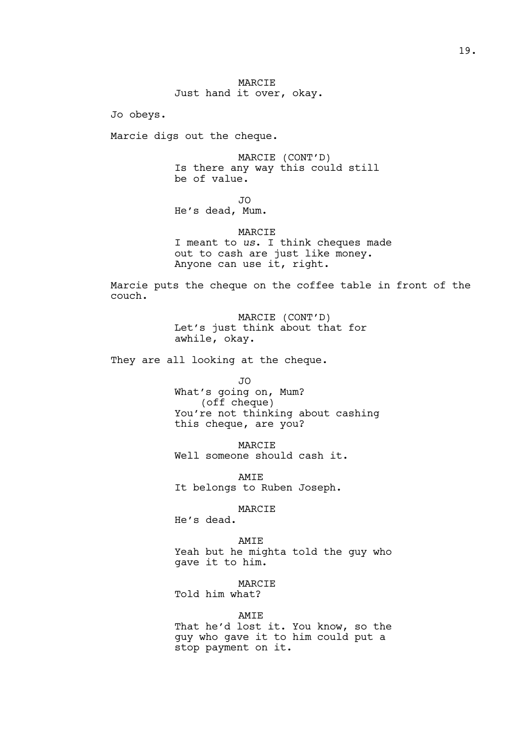MARCIE
Just hand it over, okay.

Jo obeys.

Marcie digs out the cheque.

MARCIE (CONT'D)
Is there any way this could still be of value.

JO
He's dead, Mum.

MARCIE
I meant to *us*. I think cheques made out to cash are just like money. Anyone can use it, right.

Marcie puts the cheque on the coffee table in front of the couch.

MARCIE (CONT'D)
Let's just think about that for awhile, okay.

They are all looking at the cheque.

JO
What's going on, Mum?
(off cheque)
You're not thinking about cashing this cheque, are you?

MARCIE
Well someone should cash it.

AMIE
It belongs to Ruben Joseph.

MARCIE
He's dead.

AMIE
Yeah but he mighta told the guy who gave it to him.

MARCIE
Told him what?

AMIE
That he'd lost it. You know, so the guy who gave it to him could put a stop payment on it.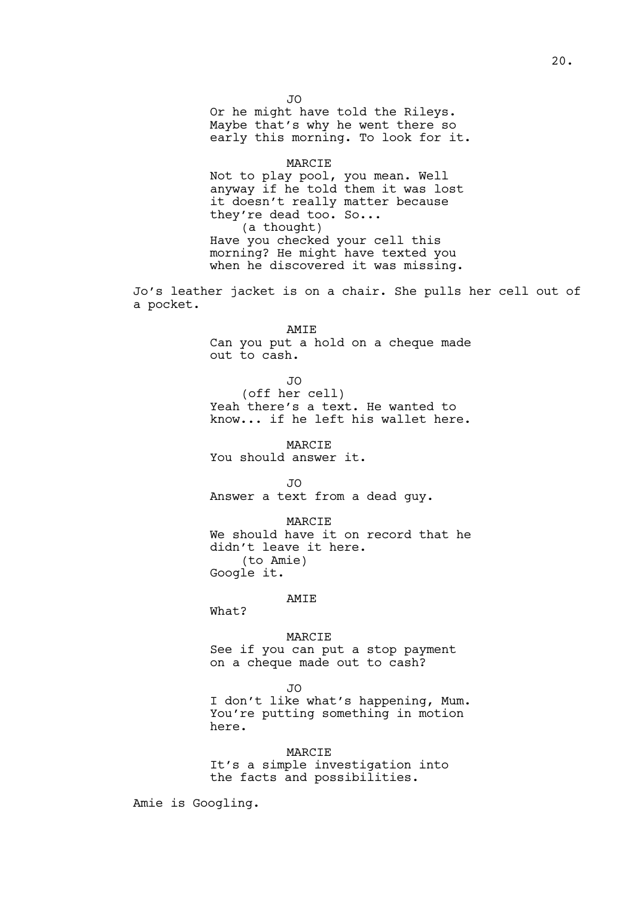JO

Or he might have told the Rileys. Maybe that's why he went there so early this morning. To look for it.

MARCIE

Not to play pool, you mean. Well anyway if he told them it was lost it doesn't really matter because they're dead too. So...

(a thought)

Have you checked your cell this morning? He might have texted you when he discovered it was missing.

Jo's leather jacket is on a chair. She pulls her cell out of a pocket.

AMIE

Can you put a hold on a cheque made out to cash.

JO

(off her cell)

Yeah there's a text. He wanted to know... if he left his wallet here.

MARCIE

You should answer it.

JO

Answer a text from a dead guy.

MARCIE

We should have it on record that he didn't leave it here.

(to Amie)

Google it.

AMIE

What?

MARCIE

See if you can put a stop payment on a cheque made out to cash?

JO

I don't like what's happening, Mum. You're putting something in motion here.

MARCIE

It's a simple investigation into the facts and possibilities.

Amie is Googling.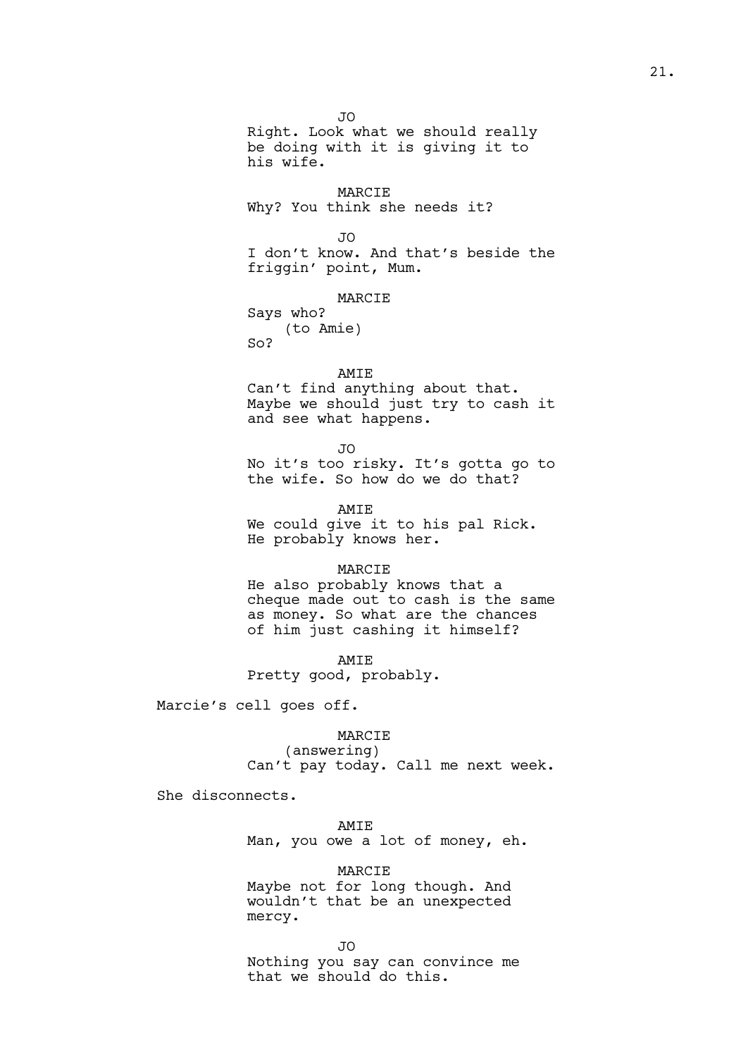JO
Right. Look what we should really be doing with it is giving it to his wife.

MARCIE
Why? You think she needs it?

JO
I don't know. And that's beside the friggin' point, Mum.

MARCIE
Says who?
(to Amie)
So?

AMIE
Can't find anything about that. Maybe we should just try to cash it and see what happens.

JO
No it's too risky. It's gotta go to the wife. So how do we do that?

AMIE
We could give it to his pal Rick. He probably knows her.

MARCIE
He also probably knows that a cheque made out to cash is the same as money. So what are the chances of him just cashing it himself?

AMIE
Pretty good, probably.

Marcie's cell goes off.

MARCIE
(answering)
Can't pay today. Call me next week.

She disconnects.

AMIE
Man, you owe a lot of money, eh.

MARCIE
Maybe not for long though. And wouldn't that be an unexpected mercy.

JO
Nothing you say can convince me that we should do this.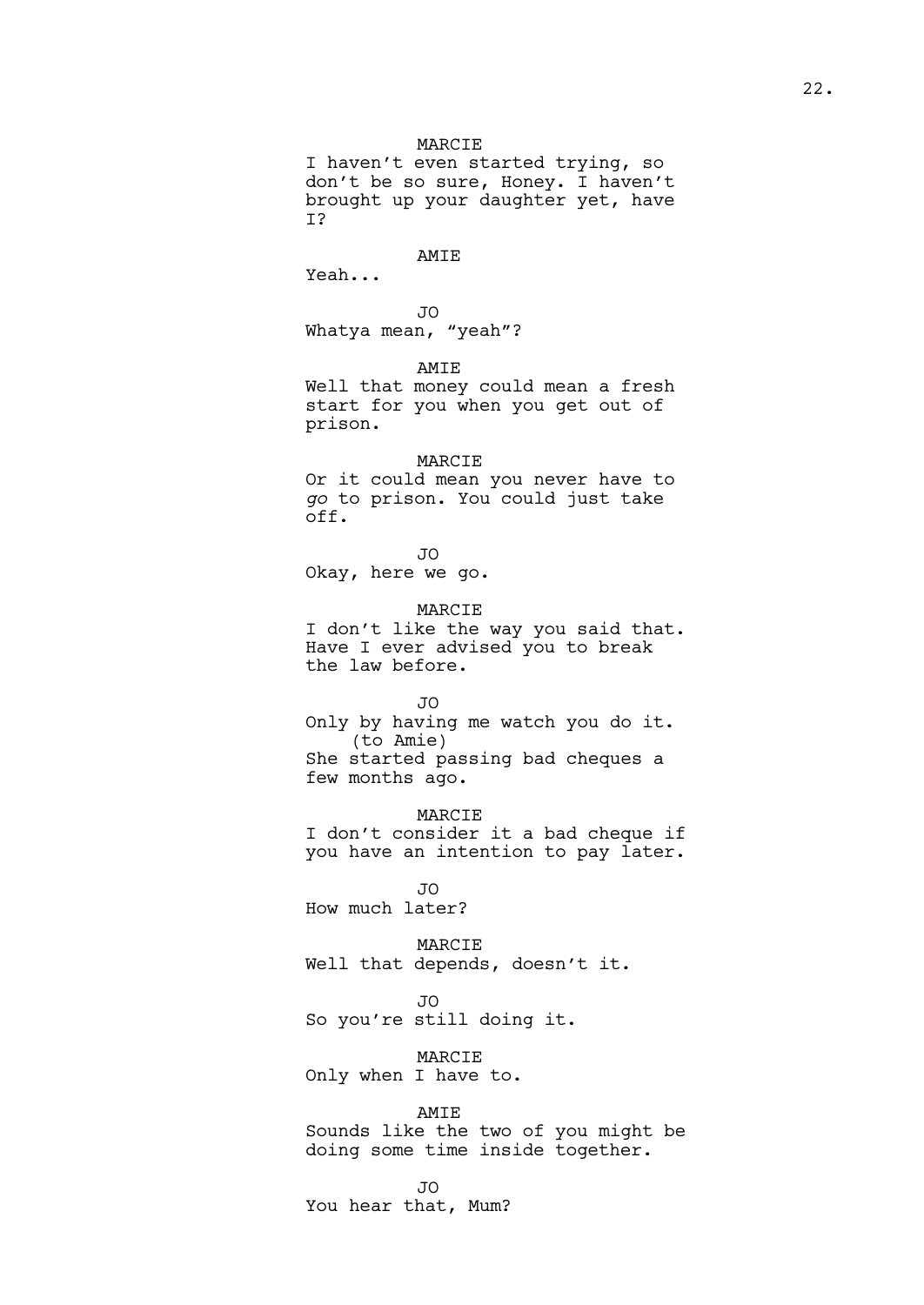MARCIE

I haven't even started trying, so don't be so sure, Honey. I haven't brought up your daughter yet, have I?

AMIE

Yeah...

JO

Whatya mean, "yeah"?

AMIE

Well that money could mean a fresh start for you when you get out of prison.

MARCIE

Or it could mean you never have to *go* to prison. You could just take off.

JO

Okay, here we go.

MARCIE

I don't like the way you said that. Have I ever advised you to break the law before.

JO

Only by having me watch you do it.

(to Amie)

She started passing bad cheques a few months ago.

MARCIE

I don't consider it a bad cheque if you have an intention to pay later.

JO

How much later?

MARCIE

Well that depends, doesn't it.

JO

So you're still doing it.

MARCIE

Only when I have to.

AMIE

Sounds like the two of you might be doing some time inside together.

JO

You hear that, Mum?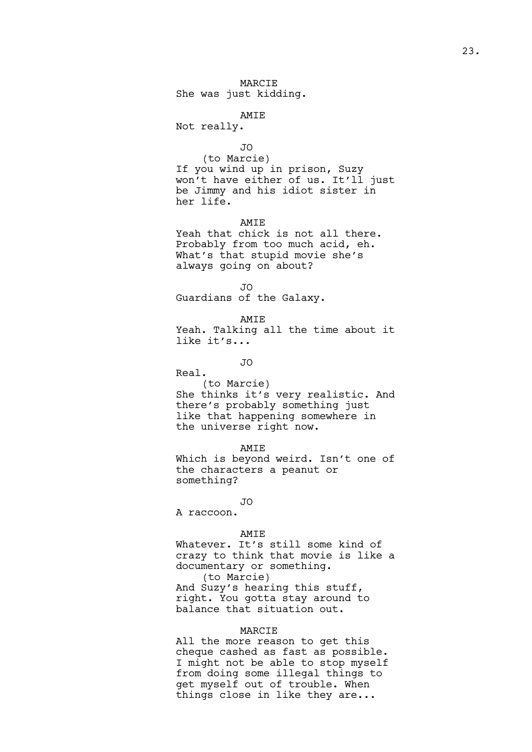MARCIE
She was just kidding.

AMIE
Not really.

JO
(to Marcie)
If you wind up in prison, Suzy won't have either of us. It'll just be Jimmy and his idiot sister in her life.

AMIE
Yeah that chick is not all there. Probably from too much acid, eh. What's that stupid movie she's always going on about?

JO
Guardians of the Galaxy.

AMIE
Yeah. Talking all the time about it like it's...

JO
Real.
(to Marcie)
She thinks it's very realistic. And there's probably something just like that happening somewhere in the universe right now.

AMIE
Which is beyond weird. Isn't one of the characters a peanut or something?

JO
A raccoon.

AMIE
Whatever. It's still some kind of crazy to think that movie is like a documentary or something.
(to Marcie)
And Suzy's hearing this stuff, right. You gotta stay around to balance that situation out.

MARCIE
All the more reason to get this cheque cashed as fast as possible. I might not be able to stop myself from doing some illegal things to get myself out of trouble. When things close in like they are...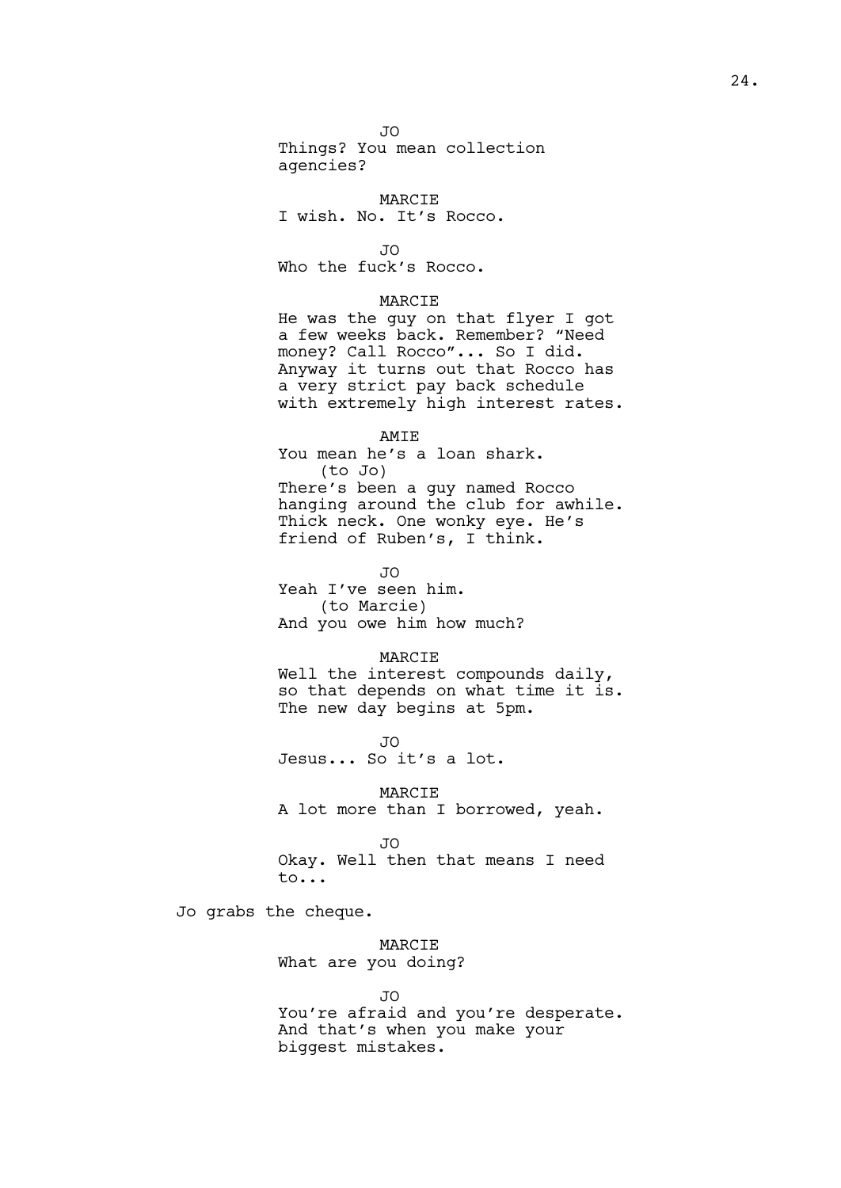JO
Things? You mean collection agencies?

MARCIE
I wish. No. It's Rocco.

JO
Who the fuck's Rocco.

MARCIE
He was the guy on that flyer I got a few weeks back. Remember? "Need money? Call Rocco"... So I did. Anyway it turns out that Rocco has a very strict pay back schedule with extremely high interest rates.

AMIE
You mean he's a loan shark.
(to Jo)
There's been a guy named Rocco hanging around the club for awhile. Thick neck. One wonky eye. He's friend of Ruben's, I think.

JO
Yeah I've seen him.
(to Marcie)
And you owe him how much?

MARCIE
Well the interest compounds daily, so that depends on what time it is. The new day begins at 5pm.

JO
Jesus... So it's a lot.

MARCIE
A lot more than I borrowed, yeah.

JO
Okay. Well then that means I need to...

Jo grabs the cheque.

MARCIE
What are you doing?

JO
You're afraid and you're desperate. And that's when you make your biggest mistakes.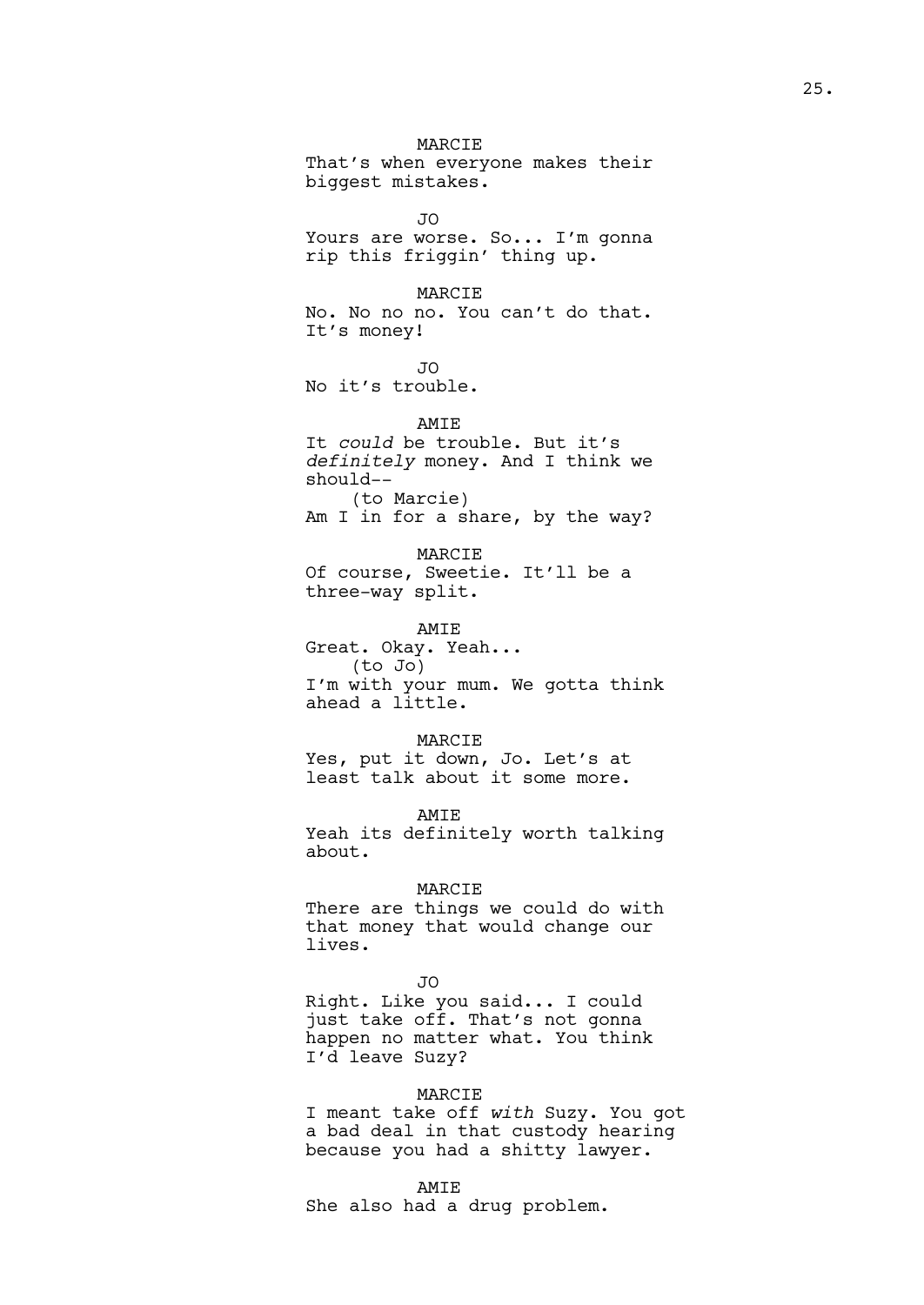MARCIE
That's when everyone makes their biggest mistakes.

JO
Yours are worse. So... I'm gonna rip this friggin' thing up.

MARCIE
No. No no no. You can't do that. It's money!

JO
No it's trouble.

AMIE
It *could* be trouble. But it's *definitely* money. And I think we should--
(to Marcie)
Am I in for a share, by the way?

MARCIE
Of course, Sweetie. It'll be a three-way split.

AMIE
Great. Okay. Yeah...
(to Jo)
I'm with your mum. We gotta think ahead a little.

MARCIE
Yes, put it down, Jo. Let's at least talk about it some more.

AMIE
Yeah its definitely worth talking about.

MARCIE
There are things we could do with that money that would change our lives.

JO
Right. Like you said... I could just take off. That's not gonna happen no matter what. You think I'd leave Suzy?

MARCIE
I meant take off *with* Suzy. You got a bad deal in that custody hearing because you had a shitty lawyer.

AMIE
She also had a drug problem.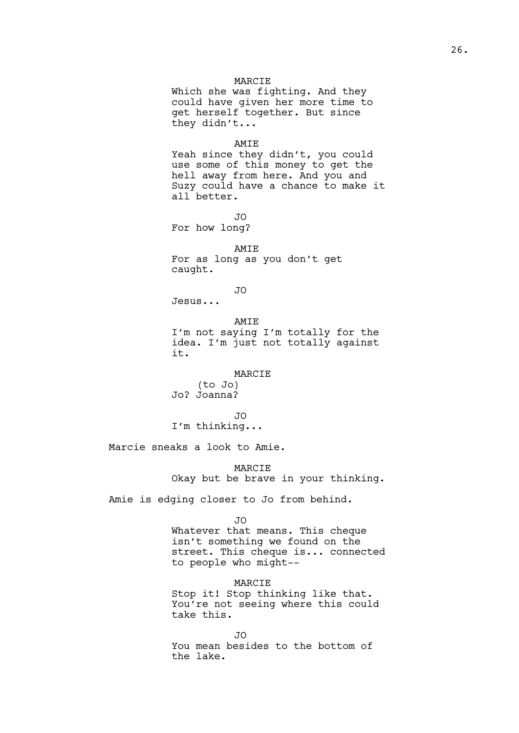MARCIE
Which she was fighting. And they could have given her more time to get herself together. But since they didn't...

AMIE
Yeah since they didn't, you could use some of this money to get the hell away from here. And you and Suzy could have a chance to make it all better.

JO
For how long?

AMIE
For as long as you don't get caught.

JO
Jesus...

AMIE
I'm not saying I'm totally for the idea. I'm just not totally against it.

MARCIE
(to Jo)
Jo? Joanna?

JO
I'm thinking...

Marcie sneaks a look to Amie.

MARCIE
Okay but be brave in your thinking.

Amie is edging closer to Jo from behind.

JO
Whatever that means. This cheque isn't something we found on the street. This cheque is... connected to people who might--

MARCIE
Stop it! Stop thinking like that. You're not seeing where this could take this.

JO
You mean besides to the bottom of the lake.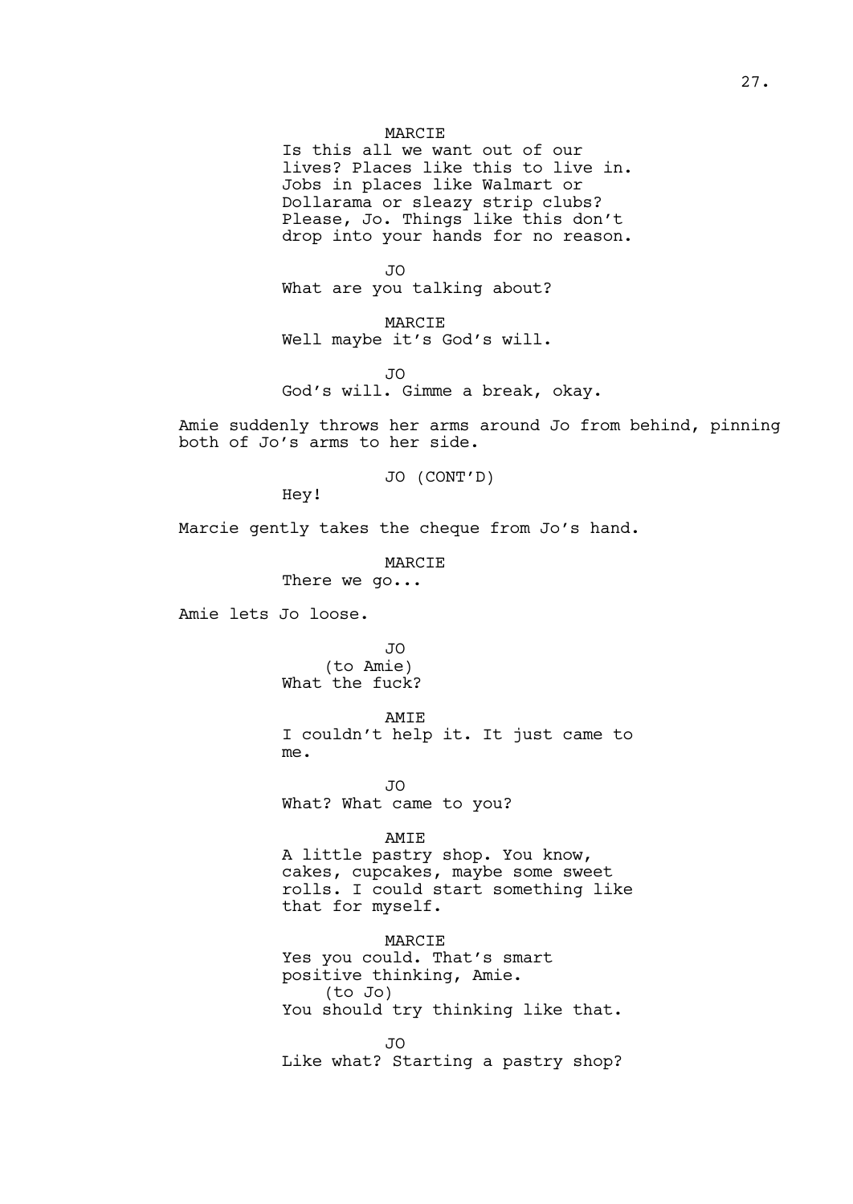MARCIE
Is this all we want out of our lives? Places like this to live in. Jobs in places like Walmart or Dollarama or sleazy strip clubs? Please, Jo. Things like this don't drop into your hands for no reason.

JO
What are you talking about?

MARCIE
Well maybe it's God's will.

JO
God's will. Gimme a break, okay.

Amie suddenly throws her arms around Jo from behind, pinning both of Jo's arms to her side.

JO (CONT'D)
Hey!

Marcie gently takes the cheque from Jo's hand.

MARCIE
There we go...

Amie lets Jo loose.

JO
(to Amie)
What the fuck?

AMIE
I couldn't help it. It just came to me.

JO
What? What came to you?

AMIE
A little pastry shop. You know, cakes, cupcakes, maybe some sweet rolls. I could start something like that for myself.

MARCIE
Yes you could. That's smart positive thinking, Amie.
(to Jo)
You should try thinking like that.

JO
Like what? Starting a pastry shop?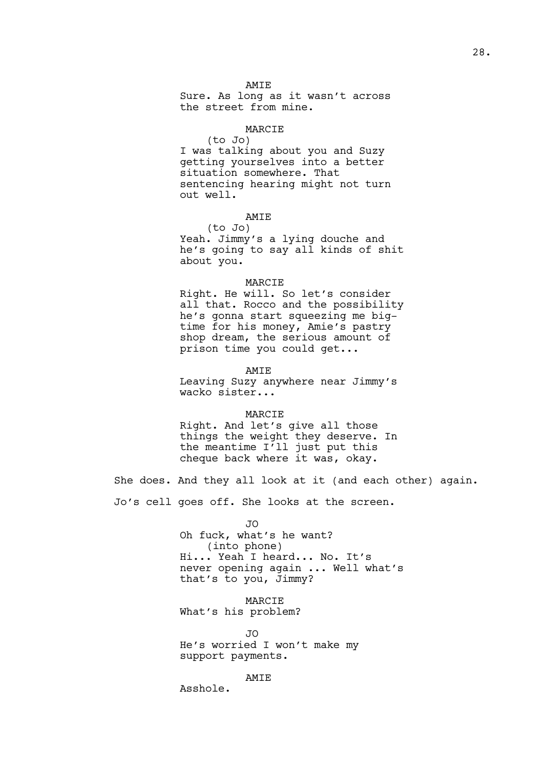AMIE

Sure. As long as it wasn't across the street from mine.

MARCIE

(to Jo)

I was talking about you and Suzy getting yourselves into a better situation somewhere. That sentencing hearing might not turn out well.

AMIE

(to Jo)

Yeah. Jimmy's a lying douche and he's going to say all kinds of shit about you.

MARCIE

Right. He will. So let's consider all that. Rocco and the possibility he's gonna start squeezing me big-time for his money, Amie's pastry shop dream, the serious amount of prison time you could get...

AMIE

Leaving Suzy anywhere near Jimmy's wacko sister...

MARCIE

Right. And let's give all those things the weight they deserve. In the meantime I'll just put this cheque back where it was, okay.

She does. And they all look at it (and each other) again.

Jo's cell goes off. She looks at the screen.

JO

Oh fuck, what's he want?

(into phone)

Hi... Yeah I heard... No. It's never opening again ... Well what's that's to you, Jimmy?

MARCIE

What's his problem?

JO

He's worried I won't make my support payments.

AMIE

Asshole.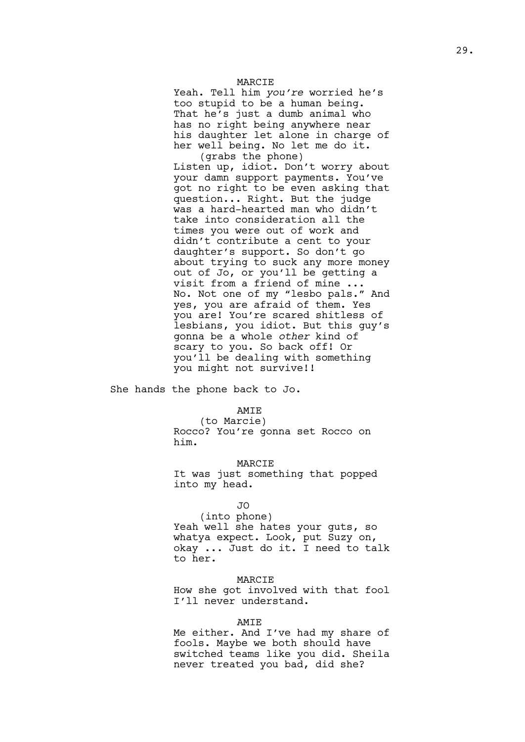MARCIE

Yeah. Tell him *you're* worried he's too stupid to be a human being. That he's just a dumb animal who has no right being anywhere near his daughter let alone in charge of her well being. No let me do it.

(grabs the phone)

Listen up, idiot. Don't worry about your damn support payments. You've got no right to be even asking that question... Right. But the judge was a hard-hearted man who didn't take into consideration all the times you were out of work and didn't contribute a cent to your daughter's support. So don't go about trying to suck any more money out of Jo, or you'll be getting a visit from a friend of mine ... No. Not one of my "lesbo pals." And yes, you are afraid of them. Yes you are! You're scared shitless of lesbians, you idiot. But this guy's gonna be a whole *other* kind of scary to you. So back off! Or you'll be dealing with something you might not survive!!

She hands the phone back to Jo.

AMIE

(to Marcie)

Rocco? You're gonna set Rocco on him.

MARCIE

It was just something that popped into my head.

JO

(into phone)

Yeah well she hates your guts, so whatya expect. Look, put Suzy on, okay ... Just do it. I need to talk to her.

MARCIE

How she got involved with that fool I'll never understand.

AMIE

Me either. And I've had my share of fools. Maybe we both should have switched teams like you did. Sheila never treated you bad, did she?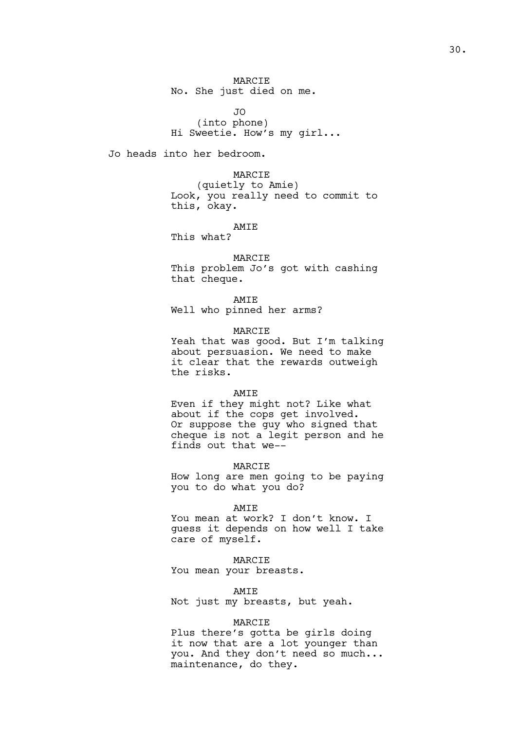MARCIE
No. She just died on me.

JO
(into phone)
Hi Sweetie. How's my girl...

Jo heads into her bedroom.

MARCIE
(quietly to Amie)
Look, you really need to commit to this, okay.

AMIE
This what?

MARCIE
This problem Jo's got with cashing that cheque.

AMIE
Well who pinned her arms?

MARCIE
Yeah that was good. But I'm talking about persuasion. We need to make it clear that the rewards outweigh the risks.

AMIE
Even if they might not? Like what about if the cops get involved. Or suppose the guy who signed that cheque is not a legit person and he finds out that we--

MARCIE
How long are men going to be paying you to do what you do?

AMIE
You mean at work? I don't know. I guess it depends on how well I take care of myself.

MARCIE
You mean your breasts.

AMIE
Not just my breasts, but yeah.

MARCIE
Plus there's gotta be girls doing it now that are a lot younger than you. And they don't need so much... maintenance, do they.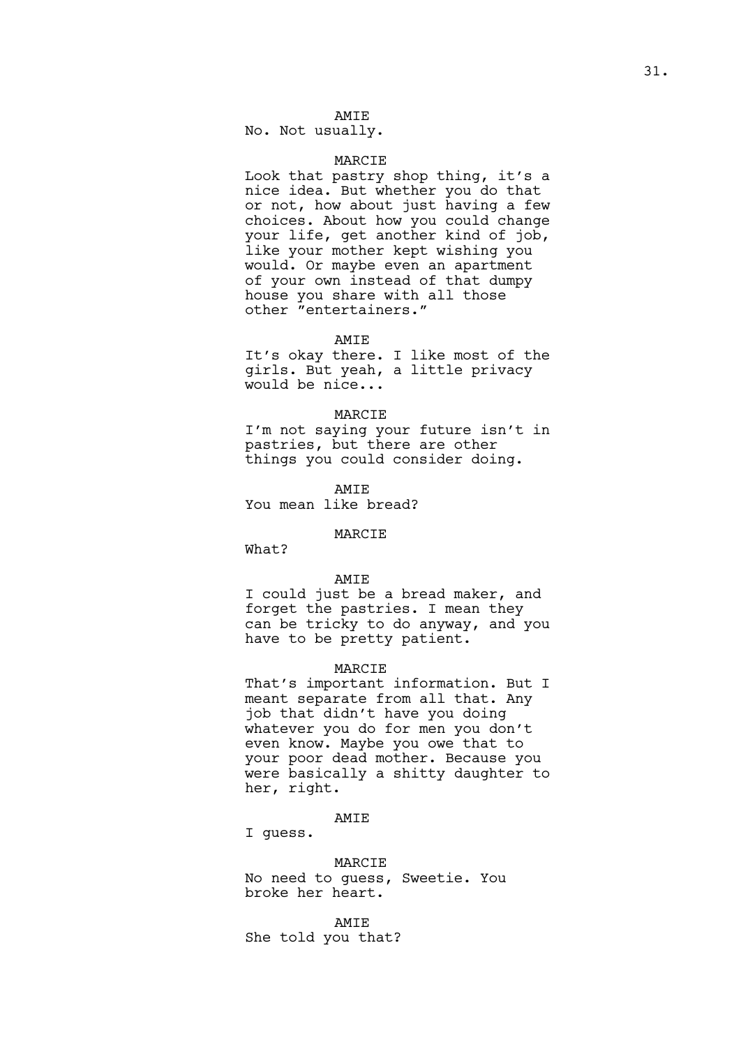AMIE

No. Not usually.

MARCIE

Look that pastry shop thing, it’s a nice idea. But whether you do that or not, how about just having a few choices. About how you could change your life, get another kind of job, like your mother kept wishing you would. Or maybe even an apartment of your own instead of that dumpy house you share with all those other ”entertainers.”

AMIE

It’s okay there. I like most of the girls. But yeah, a little privacy would be nice...

MARCIE

I’m not saying your future isn’t in pastries, but there are other things you could consider doing.

AMIE

You mean like bread?

MARCIE

What?

AMIE

I could just be a bread maker, and forget the pastries. I mean they can be tricky to do anyway, and you have to be pretty patient.

MARCIE

That’s important information. But I meant separate from all that. Any job that didn’t have you doing whatever you do for men you don’t even know. Maybe you owe that to your poor dead mother. Because you were basically a shitty daughter to her, right.

AMIE

I guess.

MARCIE

No need to guess, Sweetie. You broke her heart.

AMIE

She told you that?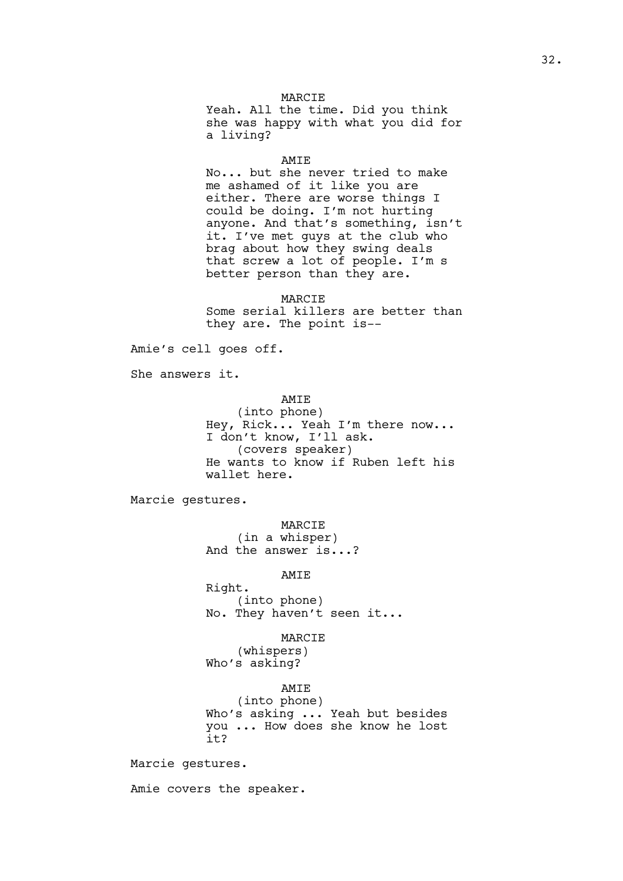MARCIE
Yeah. All the time. Did you think she was happy with what you did for a living?

AMIE
No... but she never tried to make me ashamed of it like you are either. There are worse things I could be doing. I'm not hurting anyone. And that's something, isn't it. I've met guys at the club who brag about how they swing deals that screw a lot of people. I'm s better person than they are.

MARCIE
Some serial killers are better than they are. The point is--

Amie's cell goes off.

She answers it.

AMIE
(into phone)
Hey, Rick... Yeah I'm there now... I don't know, I'll ask.
(covers speaker)
He wants to know if Ruben left his wallet here.

Marcie gestures.

MARCIE
(in a whisper)
And the answer is...?

AMIE
Right.
(into phone)
No. They haven't seen it...

MARCIE
(whispers)
Who's asking?

AMIE
(into phone)
Who's asking ... Yeah but besides you ... How does she know he lost it?

Marcie gestures.

Amie covers the speaker.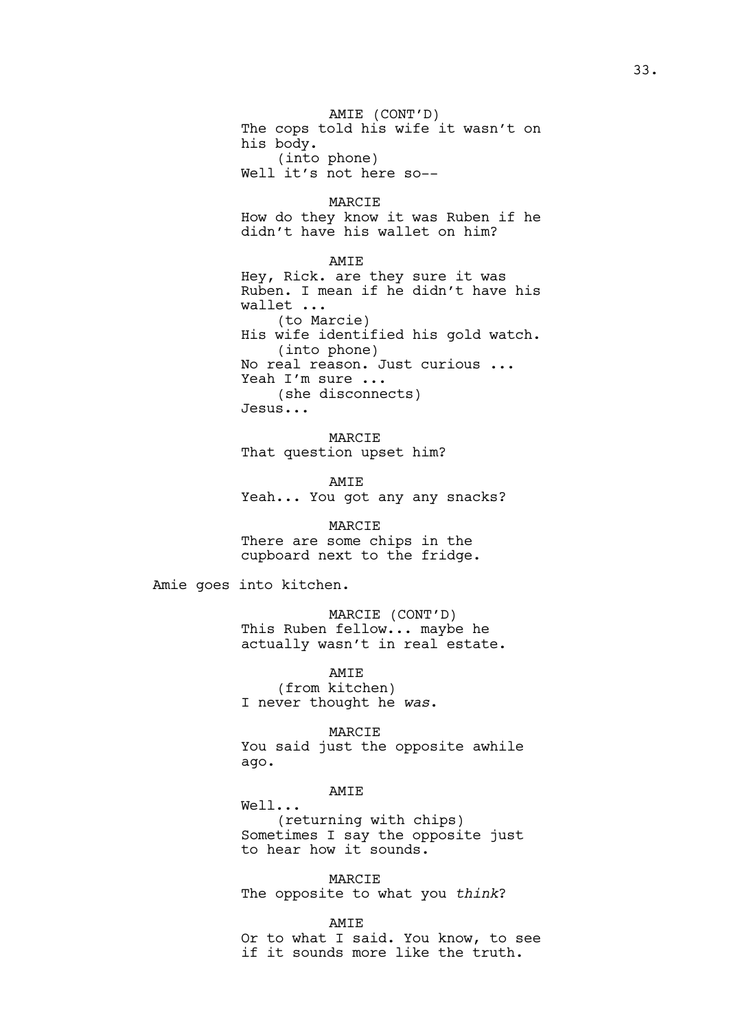AMIE (CONT'D)
The cops told his wife it wasn't on his body.
(into phone)
Well it's not here so--

MARCIE
How do they know it was Ruben if he didn't have his wallet on him?

AMIE
Hey, Rick. are they sure it was Ruben. I mean if he didn't have his wallet ...
(to Marcie)
His wife identified his gold watch.
(into phone)
No real reason. Just curious ...
Yeah I'm sure ...
(she disconnects)
Jesus...

MARCIE
That question upset him?

AMIE
Yeah... You got any any snacks?

MARCIE
There are some chips in the cupboard next to the fridge.

Amie goes into kitchen.

MARCIE (CONT'D)
This Ruben fellow... maybe he actually wasn't in real estate.

AMIE
(from kitchen)
I never thought he *was*.

MARCIE
You said just the opposite awhile ago.

AMIE
Well...
(returning with chips)
Sometimes I say the opposite just to hear how it sounds.

MARCIE
The opposite to what you *think*?

AMIE
Or to what I said. You know, to see if it sounds more like the truth.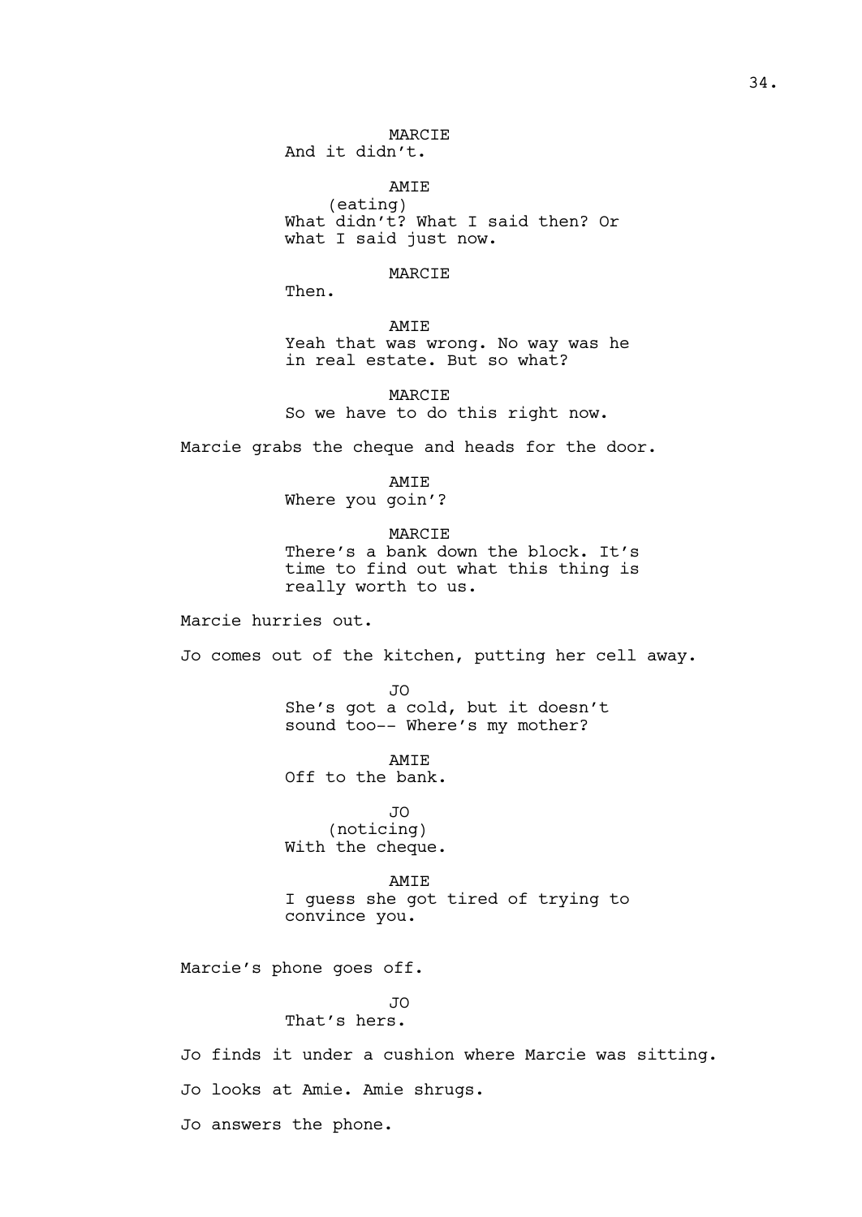MARCIE
And it didn't.

AMIE
(eating)
What didn't? What I said then? Or what I said just now.

MARCIE
Then.

AMIE
Yeah that was wrong. No way was he in real estate. But so what?

MARCIE
So we have to do this right now.

Marcie grabs the cheque and heads for the door.

AMIE
Where you goin'?

MARCIE
There's a bank down the block. It's time to find out what this thing is really worth to us.

Marcie hurries out.

Jo comes out of the kitchen, putting her cell away.

JO
She's got a cold, but it doesn't sound too-- Where's my mother?

AMIE
Off to the bank.

JO
(noticing)
With the cheque.

AMIE
I guess she got tired of trying to convince you.

Marcie's phone goes off.

JO
That's hers.

Jo finds it under a cushion where Marcie was sitting.

Jo looks at Amie. Amie shrugs.

Jo answers the phone.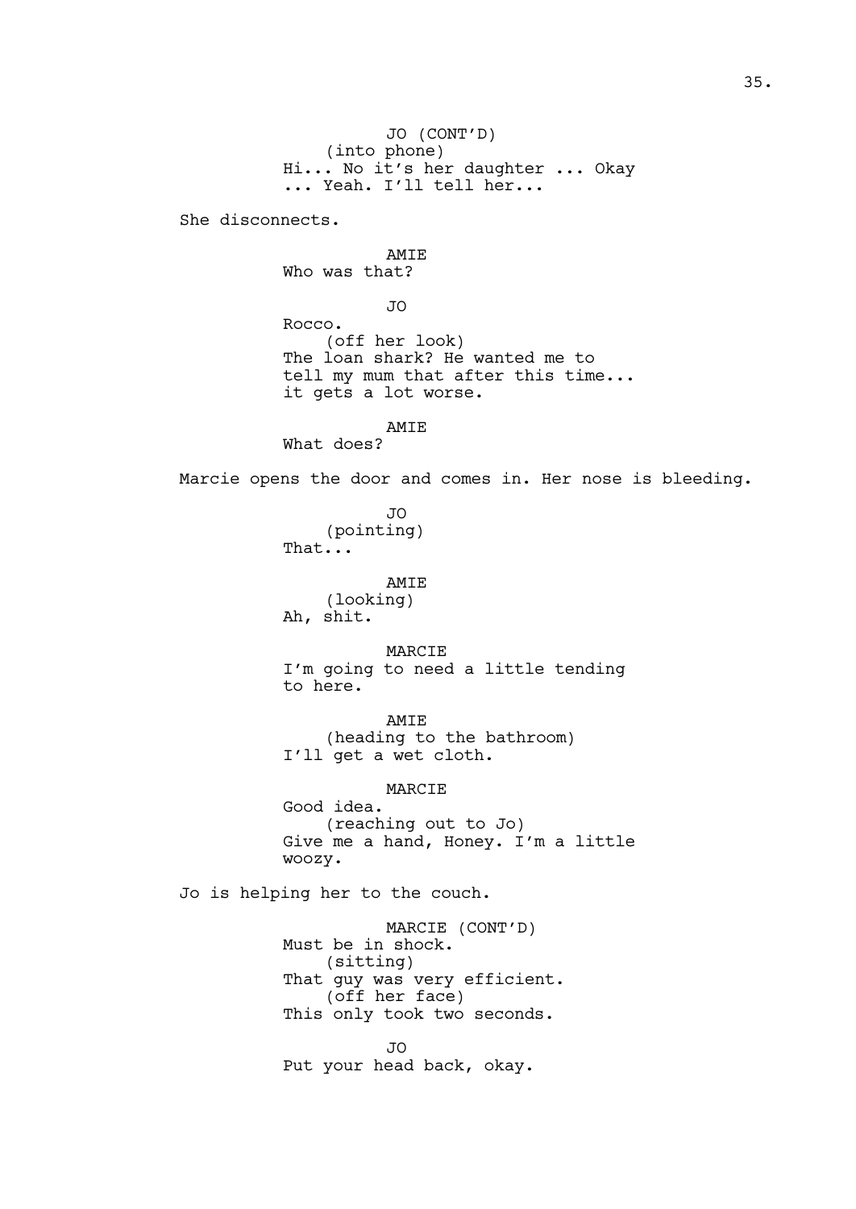JO (CONT'D)
(into phone)
Hi... No it's her daughter ... Okay ... Yeah. I'll tell her...

She disconnects.

AMIE
Who was that?

JO
Rocco.
(off her look)
The loan shark? He wanted me to tell my mum that after this time... it gets a lot worse.

AMIE
What does?

Marcie opens the door and comes in. Her nose is bleeding.

JO
(pointing)
That...

AMIE
(looking)
Ah, shit.

MARCIE
I'm going to need a little tending to here.

AMIE
(heading to the bathroom)
I'll get a wet cloth.

MARCIE
Good idea.
(reaching out to Jo)
Give me a hand, Honey. I'm a little woozy.

Jo is helping her to the couch.

MARCIE (CONT'D)
Must be in shock.
(sitting)
That guy was very efficient.
(off her face)
This only took two seconds.

JO
Put your head back, okay.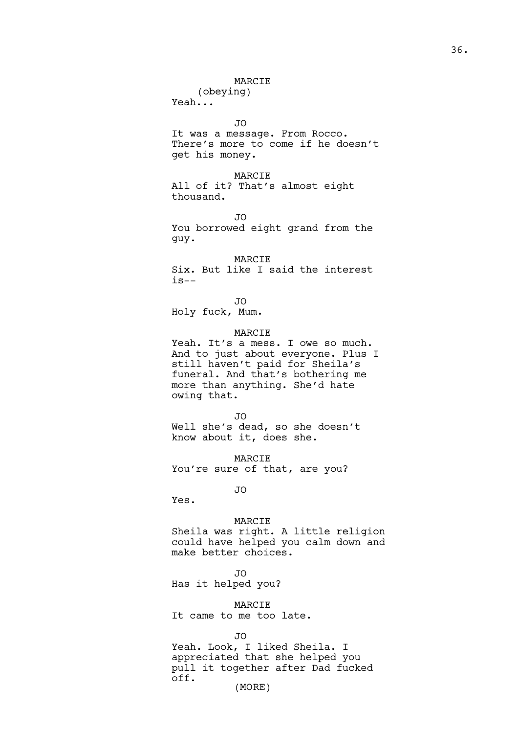MARCIE
(obeying)
Yeah...

JO
It was a message. From Rocco. There's more to come if he doesn't get his money.

MARCIE
All of it? That's almost eight thousand.

JO
You borrowed eight grand from the guy.

MARCIE
Six. But like I said the interest is--

JO
Holy fuck, Mum.

MARCIE
Yeah. It's a mess. I owe so much. And to just about everyone. Plus I still haven't paid for Sheila's funeral. And that's bothering me more than anything. She'd hate owing that.

JO
Well she's dead, so she doesn't know about it, does she.

MARCIE
You're sure of that, are you?

JO
Yes.

MARCIE
Sheila was right. A little religion could have helped you calm down and make better choices.

JO
Has it helped you?

MARCIE
It came to me too late.

JO
Yeah. Look, I liked Sheila. I appreciated that she helped you pull it together after Dad fucked off.
(MORE)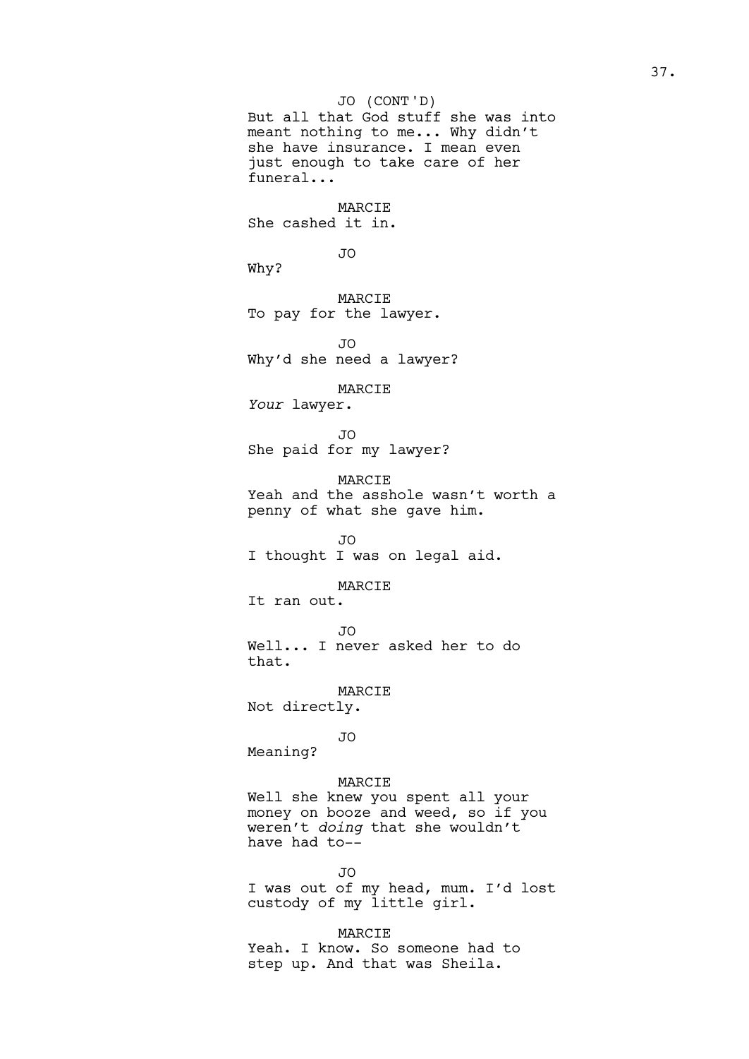JO (CONT'D)
But all that God stuff she was into meant nothing to me... Why didn't she have insurance. I mean even just enough to take care of her funeral...

MARCIE
She cashed it in.

JO
Why?

MARCIE
To pay for the lawyer.

JO
Why'd she need a lawyer?

MARCIE
*Your* lawyer.

JO
She paid for my lawyer?

MARCIE
Yeah and the asshole wasn't worth a penny of what she gave him.

JO
I thought I was on legal aid.

MARCIE
It ran out.

JO
Well... I never asked her to do that.

MARCIE
Not directly.

JO
Meaning?

MARCIE
Well she knew you spent all your money on booze and weed, so if you weren't *doing* that she wouldn't have had to--

JO
I was out of my head, mum. I'd lost custody of my little girl.

MARCIE
Yeah. I know. So someone had to step up. And that was Sheila.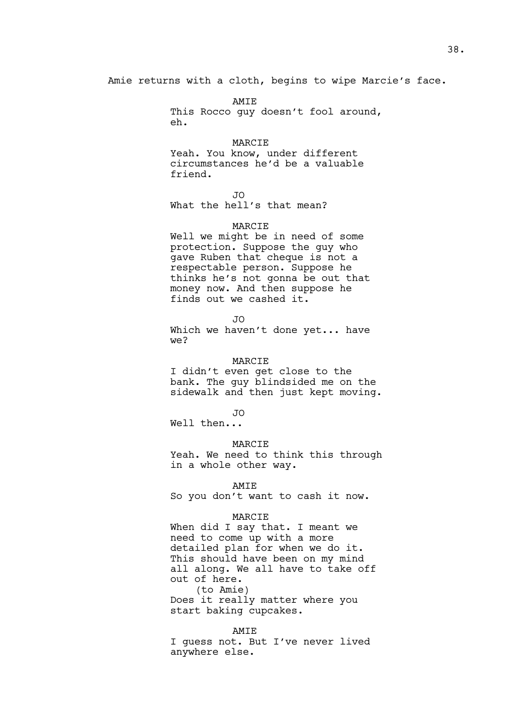Amie returns with a cloth, begins to wipe Marcie's face.

AMIE
This Rocco guy doesn't fool around, eh.

MARCIE
Yeah. You know, under different circumstances he'd be a valuable friend.

JO
What the hell's that mean?

MARCIE
Well we might be in need of some protection. Suppose the guy who gave Ruben that cheque is not a respectable person. Suppose he thinks he's not gonna be out that money now. And then suppose he finds out we cashed it.

JO
Which we haven't done yet... have we?

MARCIE
I didn't even get close to the bank. The guy blindsided me on the sidewalk and then just kept moving.

JO
Well then...

MARCIE
Yeah. We need to think this through in a whole other way.

AMIE
So you don't want to cash it now.

MARCIE
When did I say that. I meant we need to come up with a more detailed plan for when we do it. This should have been on my mind all along. We all have to take off out of here.
(to Amie)
Does it really matter where you start baking cupcakes.

AMIE
I guess not. But I've never lived anywhere else.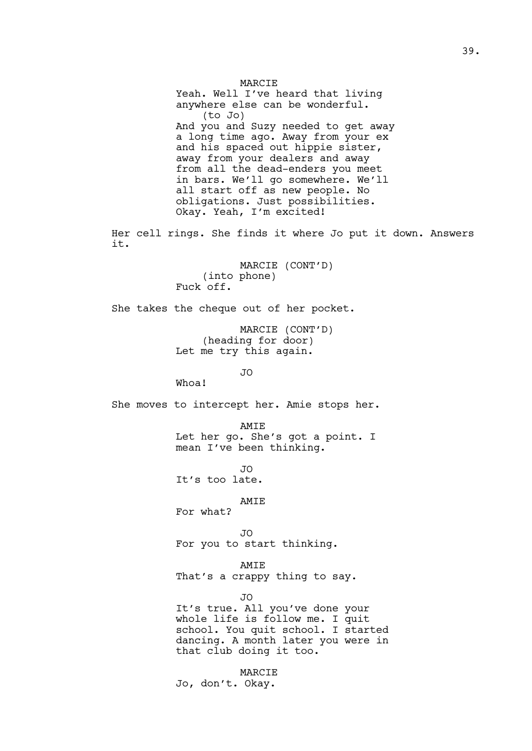MARCIE

Yeah. Well I've heard that living anywhere else can be wonderful.

(to Jo)

And you and Suzy needed to get away a long time ago. Away from your ex and his spaced out hippie sister, away from your dealers and away from all the dead-enders you meet in bars. We'll go somewhere. We'll all start off as new people. No obligations. Just possibilities. Okay. Yeah, I'm excited!

Her cell rings. She finds it where Jo put it down. Answers it.

MARCIE (CONT'D)

(into phone)

Fuck off.

She takes the cheque out of her pocket.

MARCIE (CONT'D)

(heading for door)

Let me try this again.

JO

Whoa!

She moves to intercept her. Amie stops her.

AMIE

Let her go. She's got a point. I mean I've been thinking.

JO

It's too late.

AMIE

For what?

JO

For you to start thinking.

AMIE

That's a crappy thing to say.

JO

It's true. All you've done your whole life is follow me. I quit school. You quit school. I started dancing. A month later you were in that club doing it too.

MARCIE

Jo, don't. Okay.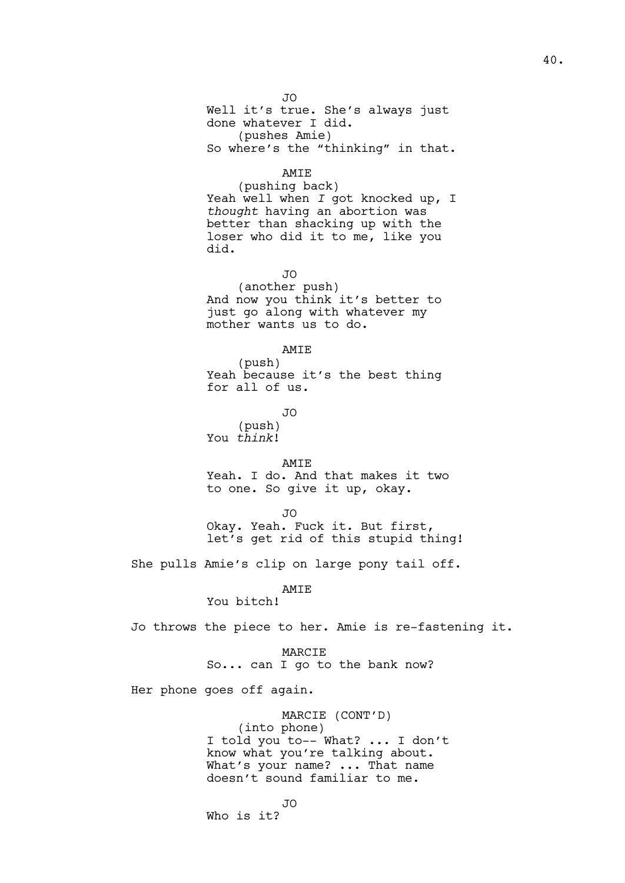JO
Well it's true. She's always just done whatever I did.
(pushes Amie)
So where's the "thinking" in that.

AMIE
(pushing back)
Yeah well when *I* got knocked up, I *thought* having an abortion was better than shacking up with the loser who did it to me, like you did.

JO
(another push)
And now you think it's better to just go along with whatever my mother wants us to do.

AMIE
(push)
Yeah because it's the best thing for all of us.

JO
(push)
You *think*!

AMIE
Yeah. I do. And that makes it two to one. So give it up, okay.

JO
Okay. Yeah. Fuck it. But first, let's get rid of this stupid thing!

She pulls Amie's clip on large pony tail off.

AMIE
You bitch!

Jo throws the piece to her. Amie is re-fastening it.

MARCIE
So... can I go to the bank now?

Her phone goes off again.

MARCIE (CONT'D)
(into phone)
I told you to-- What? ... I don't know what you're talking about. What's your name? ... That name doesn't sound familiar to me.

JO
Who is it?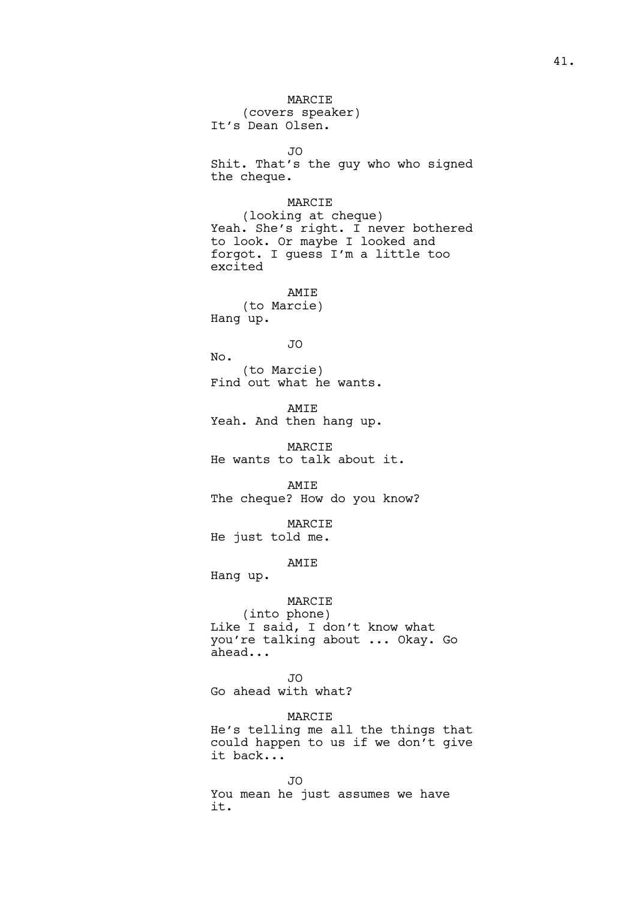MARCIE
(covers speaker)
It's Dean Olsen.

JO
Shit. That's the guy who who signed the cheque.

MARCIE
(looking at cheque)
Yeah. She's right. I never bothered to look. Or maybe I looked and forgot. I guess I'm a little too excited

AMIE
(to Marcie)
Hang up.

JO
No.
(to Marcie)
Find out what he wants.

AMIE
Yeah. And then hang up.

MARCIE
He wants to talk about it.

AMIE
The cheque? How do you know?

MARCIE
He just told me.

AMIE
Hang up.

MARCIE
(into phone)
Like I said, I don't know what you're talking about ... Okay. Go ahead...

JO
Go ahead with what?

MARCIE
He's telling me all the things that could happen to us if we don't give it back...

JO
You mean he just assumes we have it.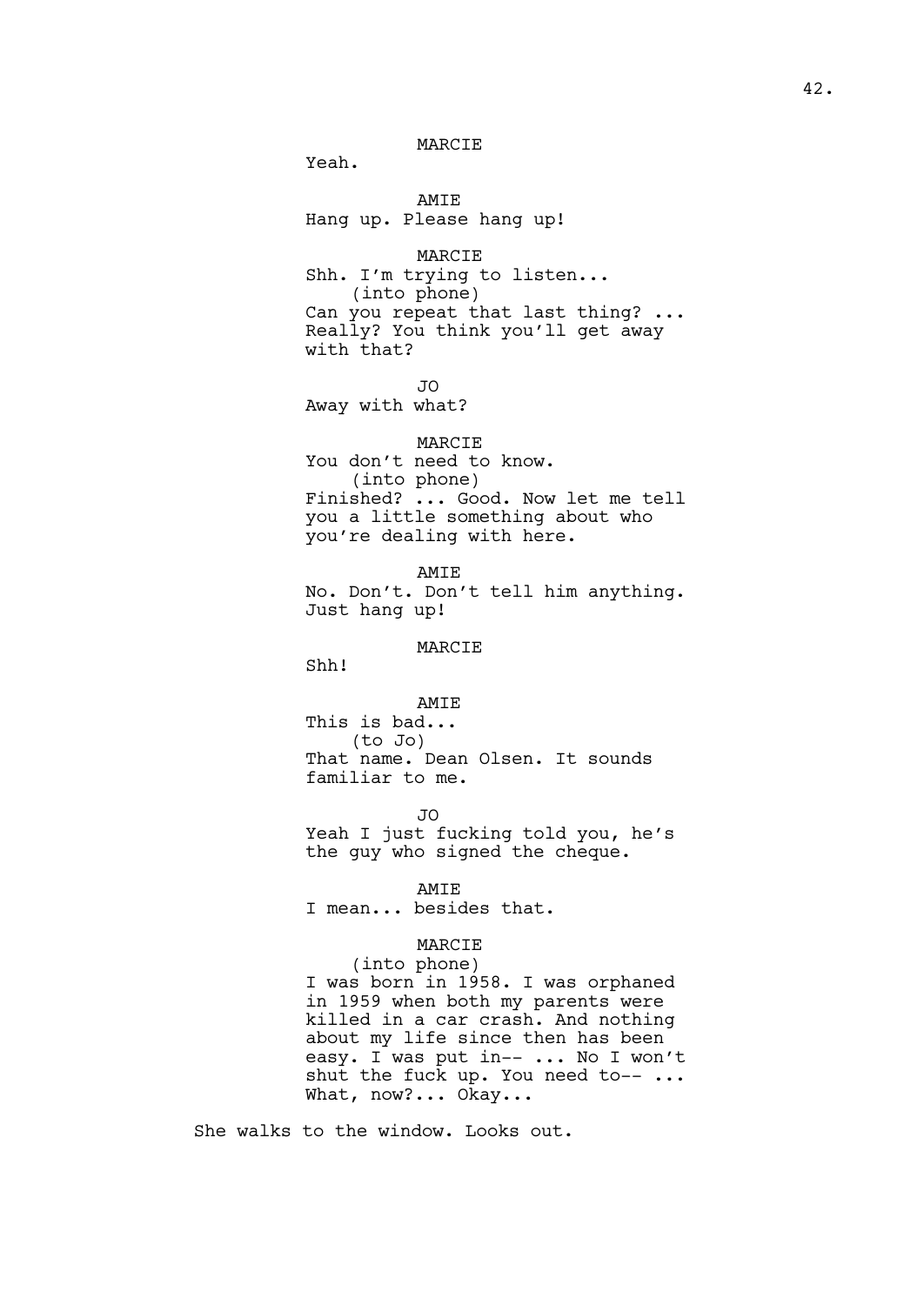MARCIE

Yeah.

AMIE

Hang up. Please hang up!

MARCIE

Shh. I'm trying to listen...

(into phone)

Can you repeat that last thing? ... Really? You think you'll get away with that?

JO

Away with what?

MARCIE

You don't need to know.

(into phone)

Finished? ... Good. Now let me tell you a little something about who you're dealing with here.

AMIE

No. Don't. Don't tell him anything. Just hang up!

MARCIE

Shh!

AMIE

This is bad...

(to Jo)

That name. Dean Olsen. It sounds familiar to me.

JO

Yeah I just fucking told you, he's the guy who signed the cheque.

AMIE

I mean... besides that.

MARCIE

(into phone)

I was born in 1958. I was orphaned in 1959 when both my parents were killed in a car crash. And nothing about my life since then has been easy. I was put in-- ... No I won't shut the fuck up. You need to-- ... What, now?... Okay...

She walks to the window. Looks out.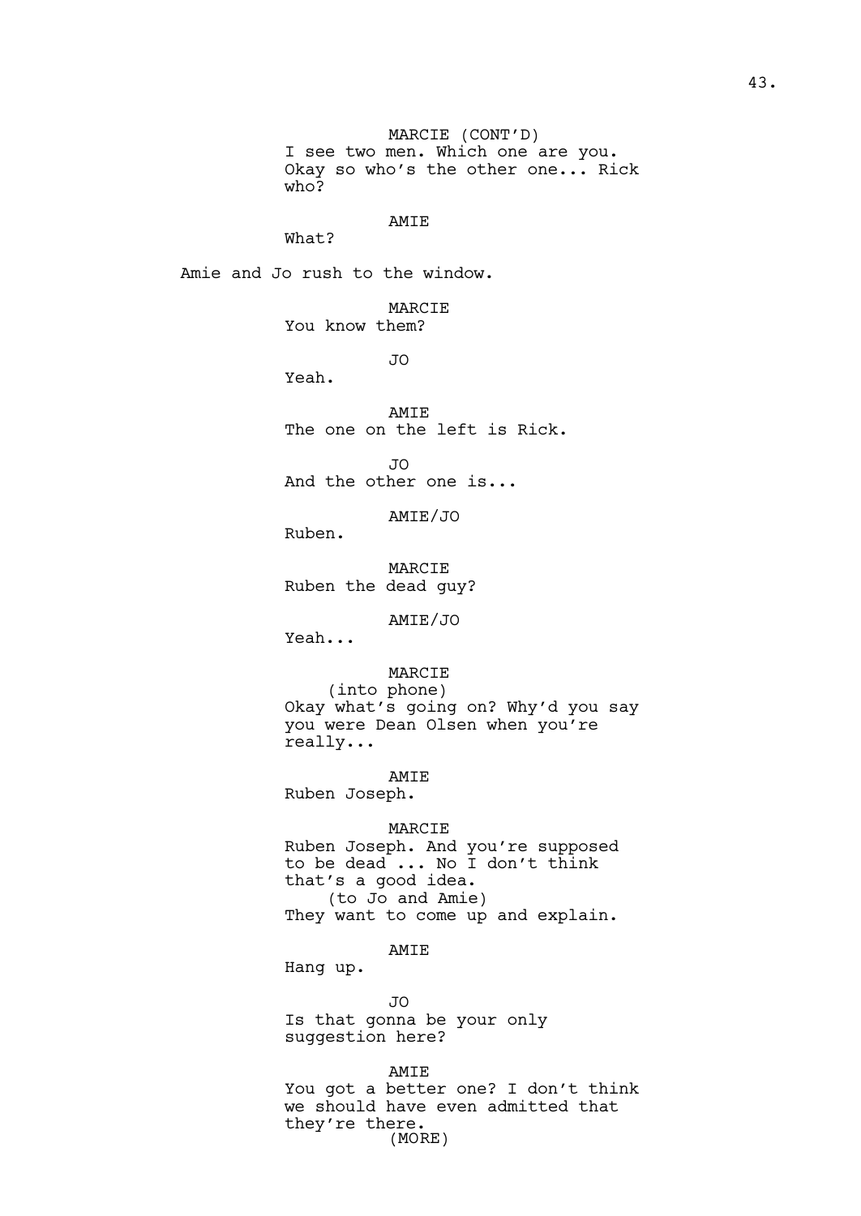MARCIE (CONT'D)
I see two men. Which one are you. Okay so who's the other one... Rick who?

AMIE
What?

Amie and Jo rush to the window.

MARCIE
You know them?

JO
Yeah.

AMIE
The one on the left is Rick.

JO
And the other one is...

AMIE/JO
Ruben.

MARCIE
Ruben the dead guy?

AMIE/JO
Yeah...

MARCIE
(into phone)
Okay what's going on? Why'd you say you were Dean Olsen when you're really...

AMIE
Ruben Joseph.

MARCIE
Ruben Joseph. And you're supposed to be dead ... No I don't think that's a good idea.
(to Jo and Amie)
They want to come up and explain.

AMIE
Hang up.

JO
Is that gonna be your only suggestion here?

AMIE
You got a better one? I don't think we should have even admitted that they're there.
(MORE)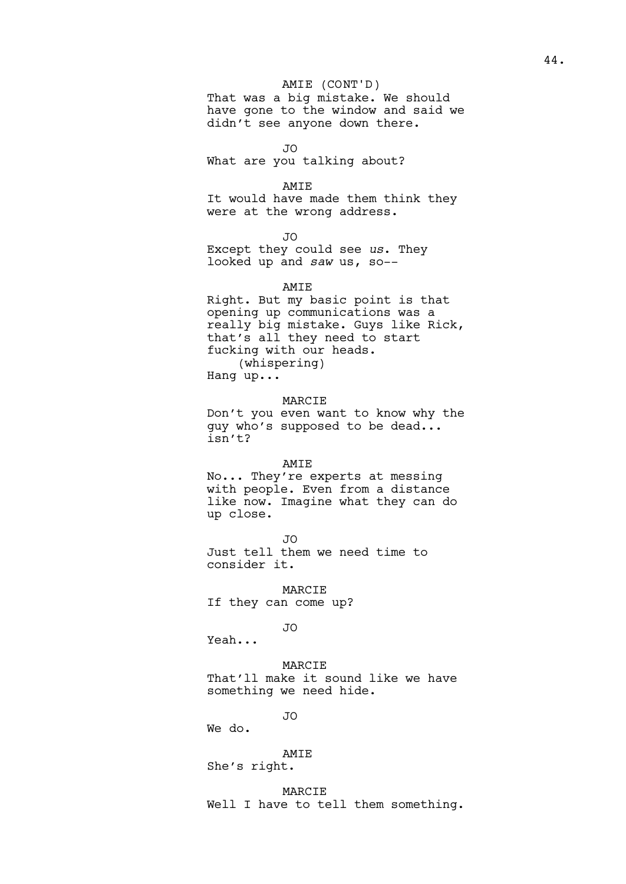AMIE (CONT'D)
That was a big mistake. We should have gone to the window and said we didn't see anyone down there.

JO
What are you talking about?

AMIE
It would have made them think they were at the wrong address.

JO
Except they could see *us*. They looked up and *saw* us, so--

AMIE
Right. But my basic point is that opening up communications was a really big mistake. Guys like Rick, that's all they need to start fucking with our heads.
(whispering)
Hang up...

MARCIE
Don't you even want to know why the guy who's supposed to be dead... isn't?

AMIE
No... They're experts at messing with people. Even from a distance like now. Imagine what they can do up close.

JO
Just tell them we need time to consider it.

MARCIE
If they can come up?

JO
Yeah...

MARCIE
That'll make it sound like we have something we need hide.

JO
We do.

AMIE
She's right.

MARCIE
Well I have to tell them something.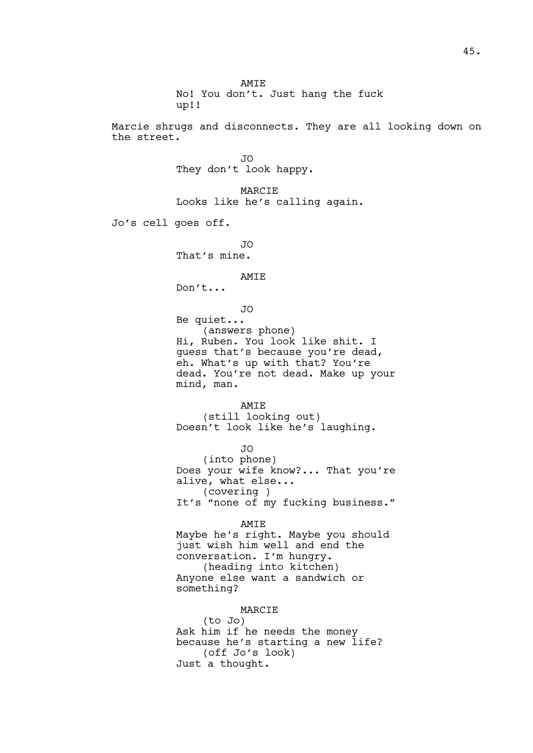AMIE
No! You don't. Just hang the fuck up!!

Marcie shrugs and disconnects. They are all looking down on the street.

JO
They don't look happy.

MARCIE
Looks like he's calling again.

Jo's cell goes off.

JO
That's mine.

AMIE
Don't...

JO
Be quiet...
(answers phone)
Hi, Ruben. You look like shit. I guess that's because you're dead, eh. What's up with that? You're dead. You're not dead. Make up your mind, man.

AMIE
(still looking out)
Doesn't look like he's laughing.

JO
(into phone)
Does your wife know?... That you're alive, what else...
(covering )
It's "none of my fucking business."

AMIE
Maybe he's right. Maybe you should just wish him well and end the conversation. I'm hungry.
(heading into kitchen)
Anyone else want a sandwich or something?

MARCIE
(to Jo)
Ask him if he needs the money because he's starting a new life?
(off Jo's look)
Just a thought.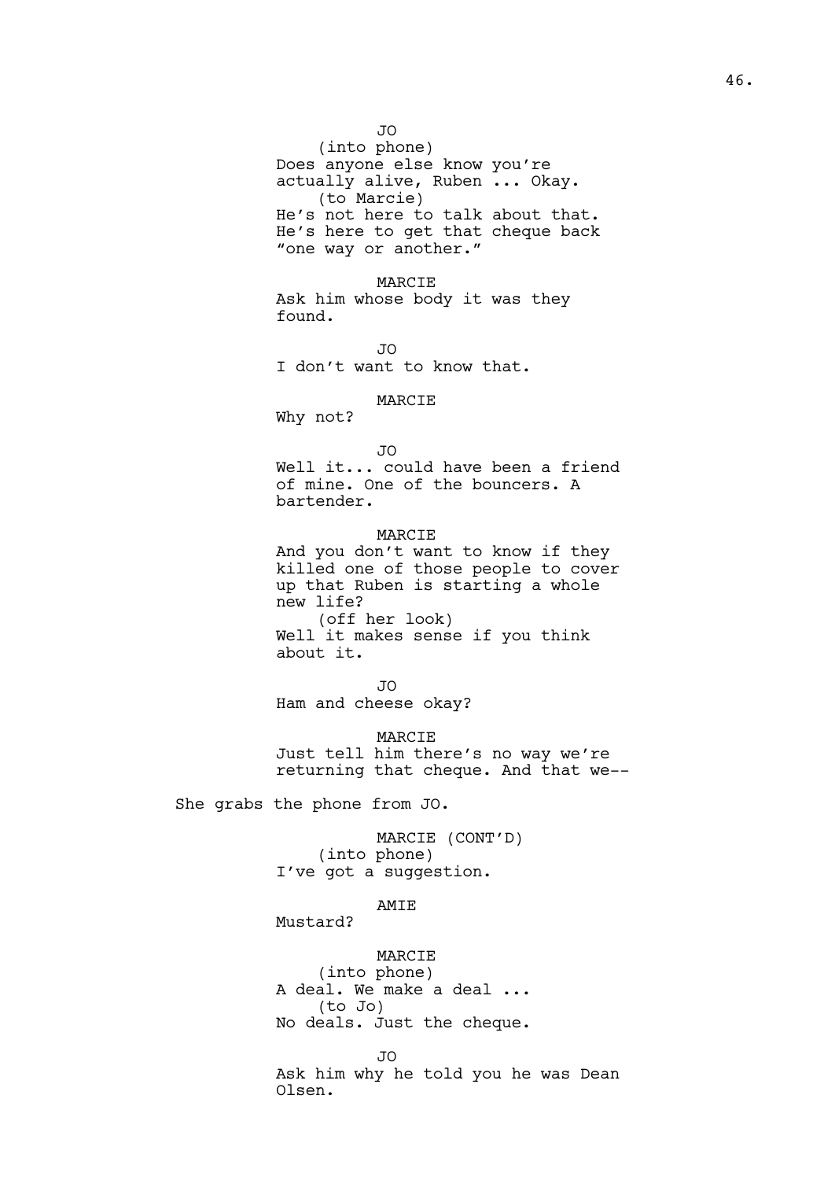JO
(into phone)
Does anyone else know you're actually alive, Ruben ... Okay.
(to Marcie)
He's not here to talk about that. He's here to get that cheque back "one way or another."

MARCIE
Ask him whose body it was they found.

JO
I don't want to know that.

MARCIE
Why not?

JO
Well it... could have been a friend of mine. One of the bouncers. A bartender.

MARCIE
And you don't want to know if they killed one of those people to cover up that Ruben is starting a whole new life?
(off her look)
Well it makes sense if you think about it.

JO
Ham and cheese okay?

MARCIE
Just tell him there's no way we're returning that cheque. And that we--

She grabs the phone from JO.

MARCIE (CONT'D)
(into phone)
I've got a suggestion.

AMIE
Mustard?

MARCIE
(into phone)
A deal. We make a deal ...
(to Jo)
No deals. Just the cheque.

JO
Ask him why he told you he was Dean Olsen.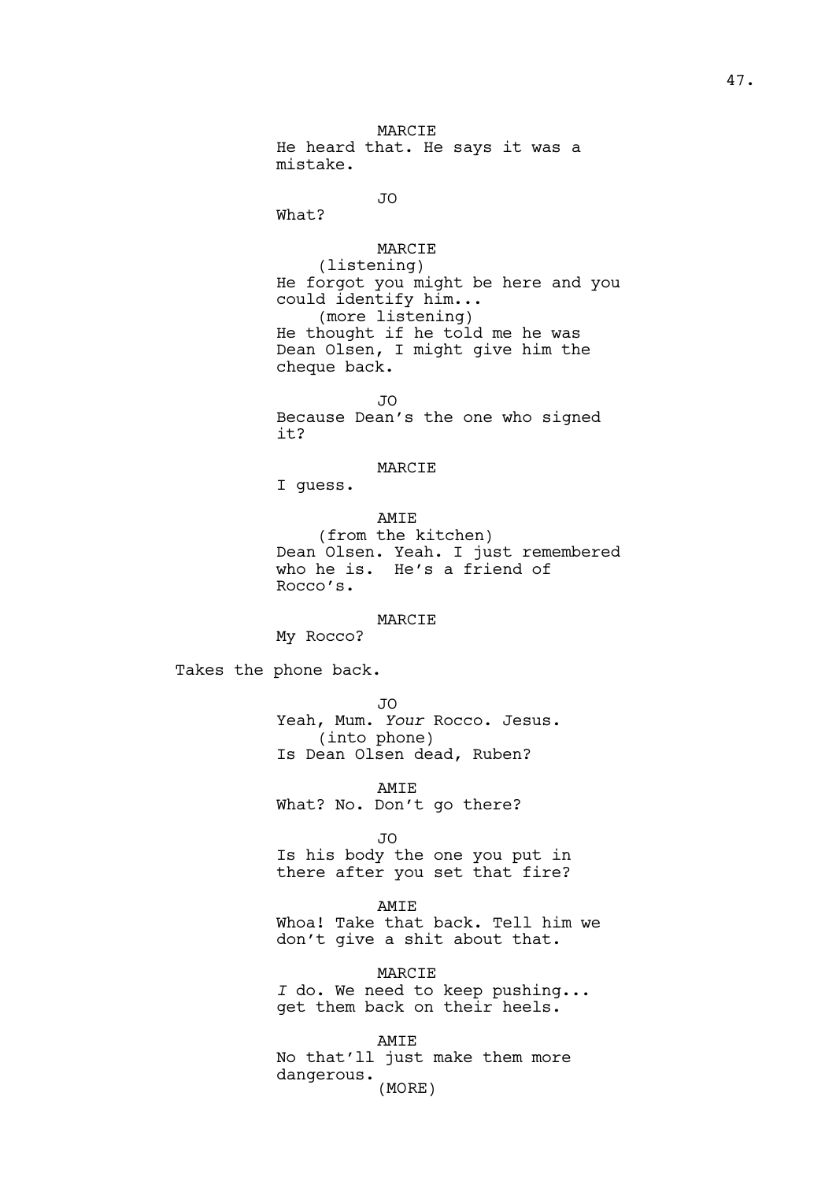MARCIE
He heard that. He says it was a mistake.

JO
What?

MARCIE
(listening)
He forgot you might be here and you could identify him...
(more listening)
He thought if he told me he was Dean Olsen, I might give him the cheque back.

JO
Because Dean's the one who signed it?

MARCIE
I guess.

AMIE
(from the kitchen)
Dean Olsen. Yeah. I just remembered who he is. He's a friend of Rocco's.

MARCIE
My Rocco?

Takes the phone back.

JO
Yeah, Mum. *Your* Rocco. Jesus.
(into phone)
Is Dean Olsen dead, Ruben?

AMIE
What? No. Don't go there?

JO
Is his body the one you put in there after you set that fire?

AMIE
Whoa! Take that back. Tell him we don't give a shit about that.

MARCIE
*I* do. We need to keep pushing... get them back on their heels.

AMIE
No that'll just make them more dangerous.
(MORE)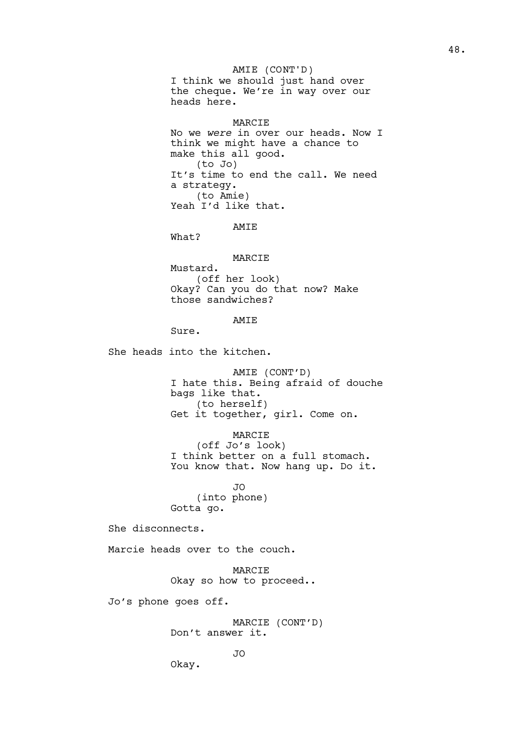AMIE (CONT'D)
I think we should just hand over the cheque. We’re in way over our heads here.

MARCIE
No we *were* in over our heads. Now I think we might have a chance to make this all good.
(to Jo)
It’s time to end the call. We need a strategy.
(to Amie)
Yeah I’d like that.

AMIE
What?

MARCIE
Mustard.
(off her look)
Okay? Can you do that now? Make those sandwiches?

AMIE
Sure.

She heads into the kitchen.

AMIE (CONT’D)
I hate this. Being afraid of douche bags like that.
(to herself)
Get it together, girl. Come on.

MARCIE
(off Jo’s look)
I think better on a full stomach. You know that. Now hang up. Do it.

JO
(into phone)
Gotta go.

She disconnects.

Marcie heads over to the couch.

MARCIE
Okay so how to proceed..

Jo’s phone goes off.

MARCIE (CONT’D)
Don’t answer it.

JO
Okay.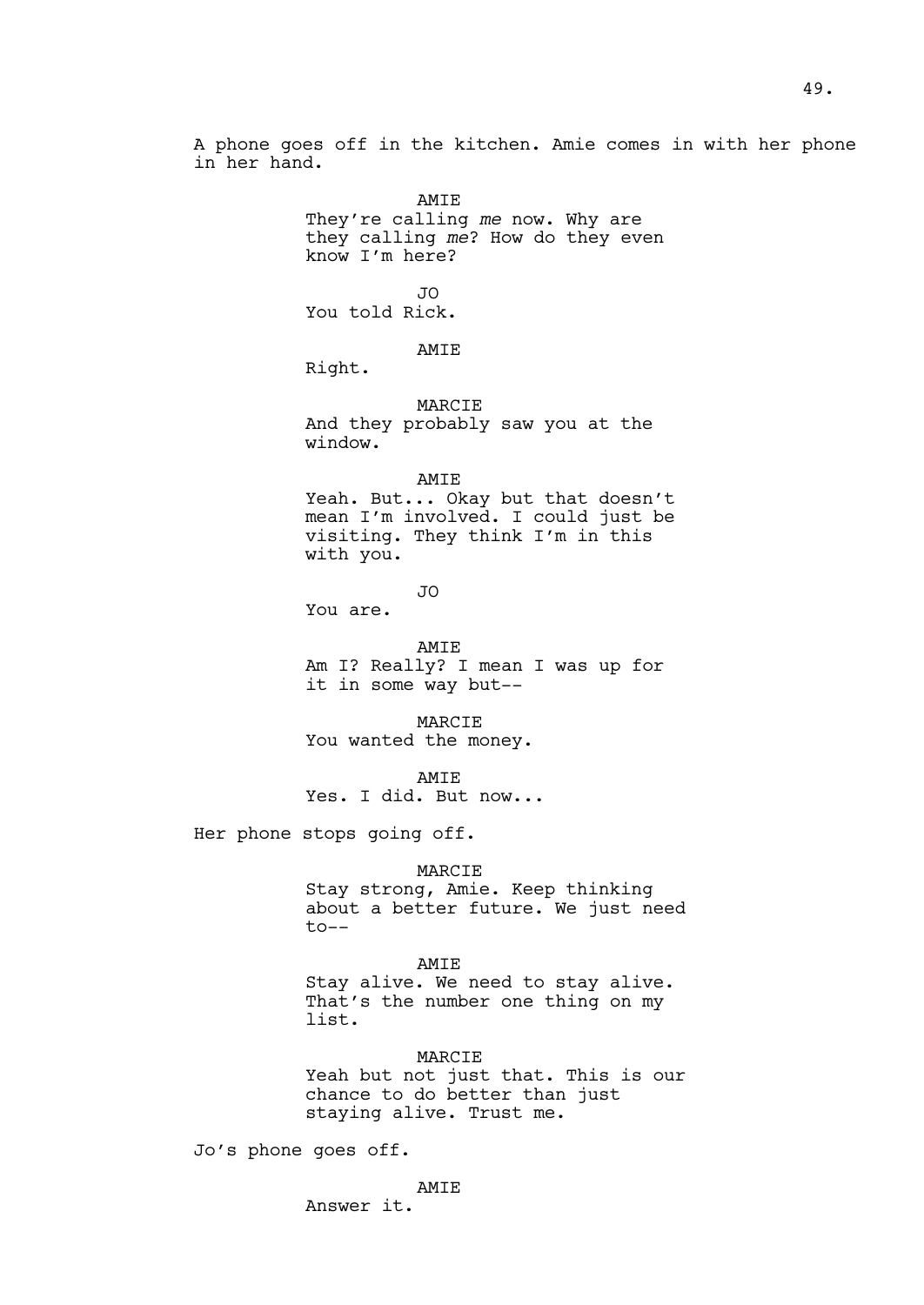A phone goes off in the kitchen. Amie comes in with her phone in her hand.

AMIE
They're calling *me* now. Why are they calling *me*? How do they even know I'm here?

JO
You told Rick.

AMIE
Right.

MARCIE
And they probably saw you at the window.

AMIE
Yeah. But... Okay but that doesn't mean I'm involved. I could just be visiting. They think I'm in this with you.

JO
You are.

AMIE
Am I? Really? I mean I was up for it in some way but--

MARCIE
You wanted the money.

AMIE
Yes. I did. But now...

Her phone stops going off.

MARCIE
Stay strong, Amie. Keep thinking about a better future. We just need to--

AMIE
Stay alive. We need to stay alive. That's the number one thing on my list.

MARCIE
Yeah but not just that. This is our chance to do better than just staying alive. Trust me.

Jo's phone goes off.

AMIE
Answer it.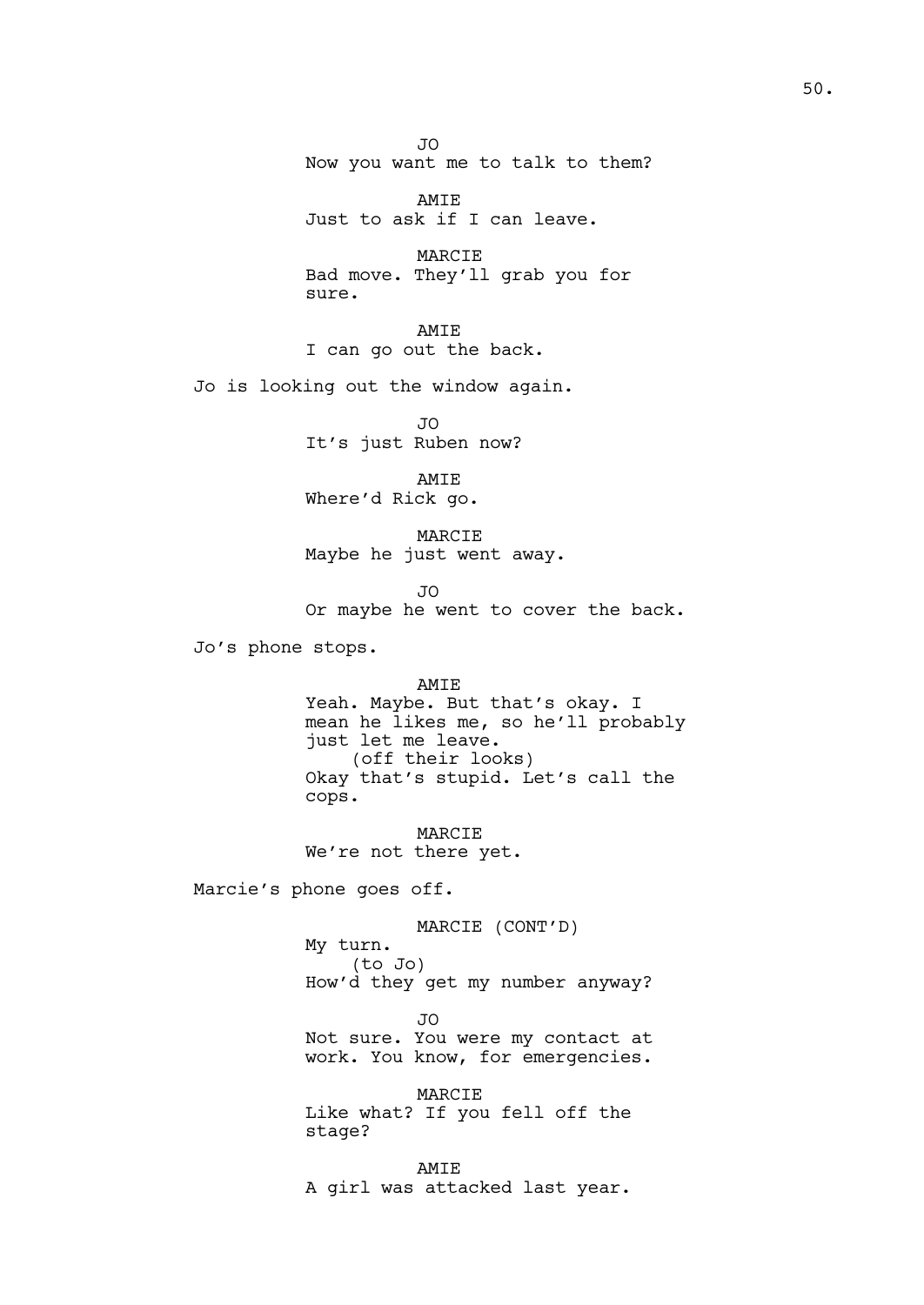JO
Now you want me to talk to them?

AMIE
Just to ask if I can leave.

MARCIE
Bad move. They'll grab you for sure.

AMIE
I can go out the back.

Jo is looking out the window again.

JO
It's just Ruben now?

AMIE
Where'd Rick go.

MARCIE
Maybe he just went away.

JO
Or maybe he went to cover the back.

Jo's phone stops.

AMIE
Yeah. Maybe. But that's okay. I mean he likes me, so he'll probably just let me leave.
(off their looks)
Okay that's stupid. Let's call the cops.

MARCIE
We're not there yet.

Marcie's phone goes off.

MARCIE (CONT'D)
My turn.
(to Jo)
How'd they get my number anyway?

JO
Not sure. You were my contact at work. You know, for emergencies.

MARCIE
Like what? If you fell off the stage?

AMIE
A girl was attacked last year.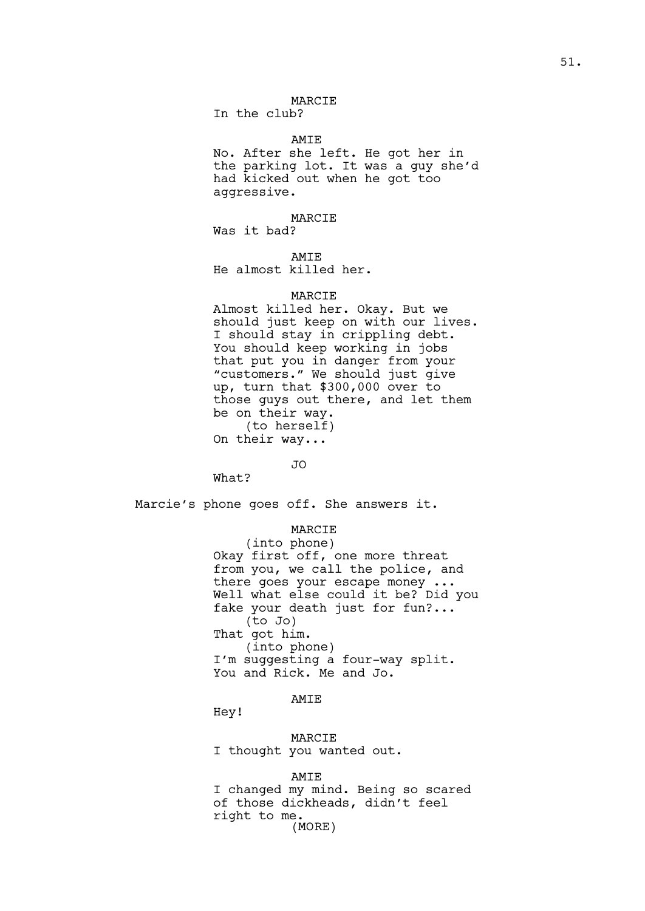MARCIE
In the club?

AMIE
No. After she left. He got her in the parking lot. It was a guy she'd had kicked out when he got too aggressive.

MARCIE
Was it bad?

AMIE
He almost killed her.

MARCIE
Almost killed her. Okay. But we should just keep on with our lives. I should stay in crippling debt. You should keep working in jobs that put you in danger from your "customers." We should just give up, turn that $300,000 over to those guys out there, and let them be on their way.
(to herself)
On their way...

JO
What?

Marcie's phone goes off. She answers it.

MARCIE
(into phone)
Okay first off, one more threat from you, we call the police, and there goes your escape money ... Well what else could it be? Did you fake your death just for fun?...
(to Jo)
That got him.
(into phone)
I'm suggesting a four-way split. You and Rick. Me and Jo.

AMIE
Hey!

MARCIE
I thought you wanted out.

AMIE
I changed my mind. Being so scared of those dickheads, didn't feel right to me.
(MORE)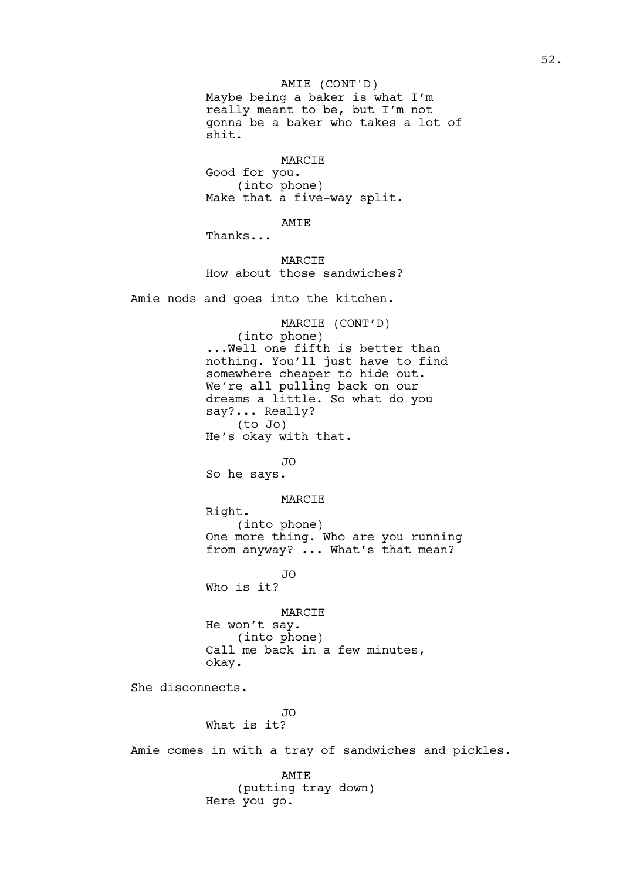AMIE (CONT'D)
Maybe being a baker is what I'm really meant to be, but I'm not gonna be a baker who takes a lot of shit.

MARCIE
Good for you.
(into phone)
Make that a five-way split.

AMIE
Thanks...

MARCIE
How about those sandwiches?

Amie nods and goes into the kitchen.

MARCIE (CONT'D)
(into phone)
...Well one fifth is better than nothing. You'll just have to find somewhere cheaper to hide out. We're all pulling back on our dreams a little. So what do you say?... Really?
(to Jo)
He's okay with that.

JO
So he says.

MARCIE
Right.
(into phone)
One more thing. Who are you running from anyway? ... What's that mean?

JO
Who is it?

MARCIE
He won't say.
(into phone)
Call me back in a few minutes, okay.

She disconnects.

JO
What is it?

Amie comes in with a tray of sandwiches and pickles.

AMIE
(putting tray down)
Here you go.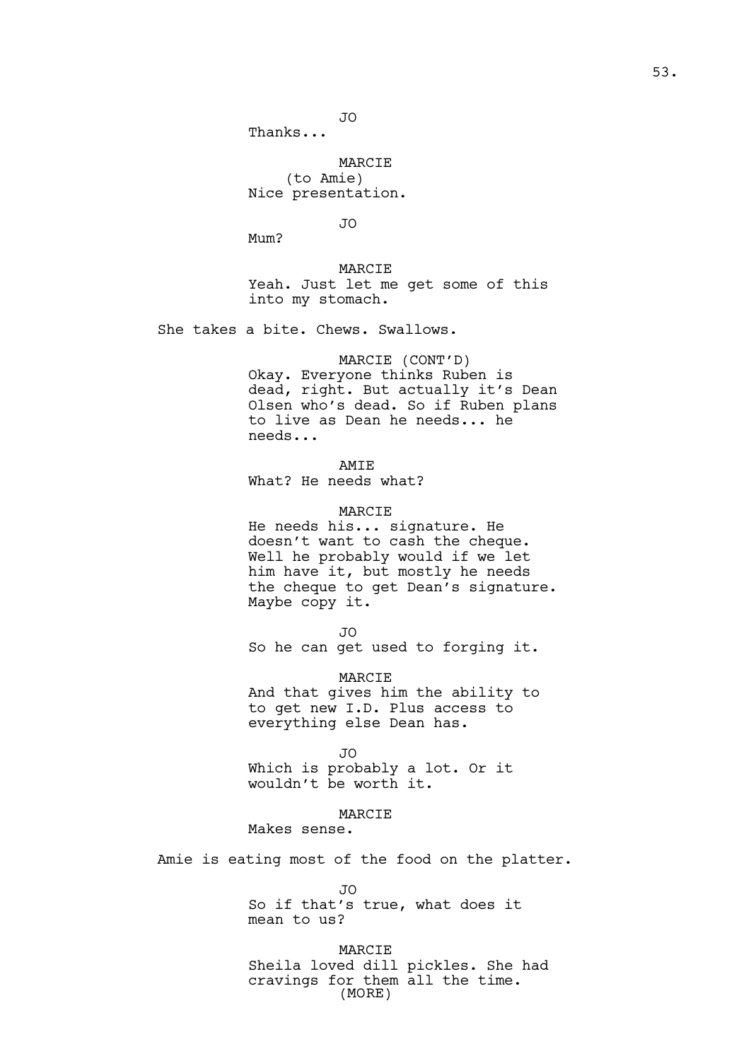JO
Thanks...

MARCIE
(to Amie)
Nice presentation.

JO
Mum?

MARCIE
Yeah. Just let me get some of this into my stomach.

She takes a bite. Chews. Swallows.

MARCIE (CONT'D)
Okay. Everyone thinks Ruben is dead, right. But actually it's Dean Olsen who's dead. So if Ruben plans to live as Dean he needs... he needs...

AMIE
What? He needs what?

MARCIE
He needs his... signature. He doesn't want to cash the cheque. Well he probably would if we let him have it, but mostly he needs the cheque to get Dean's signature. Maybe copy it.

JO
So he can get used to forging it.

MARCIE
And that gives him the ability to to get new I.D. Plus access to everything else Dean has.

JO
Which is probably a lot. Or it wouldn't be worth it.

MARCIE
Makes sense.

Amie is eating most of the food on the platter.

JO
So if that's true, what does it mean to us?

MARCIE
Sheila loved dill pickles. She had cravings for them all the time.
(MORE)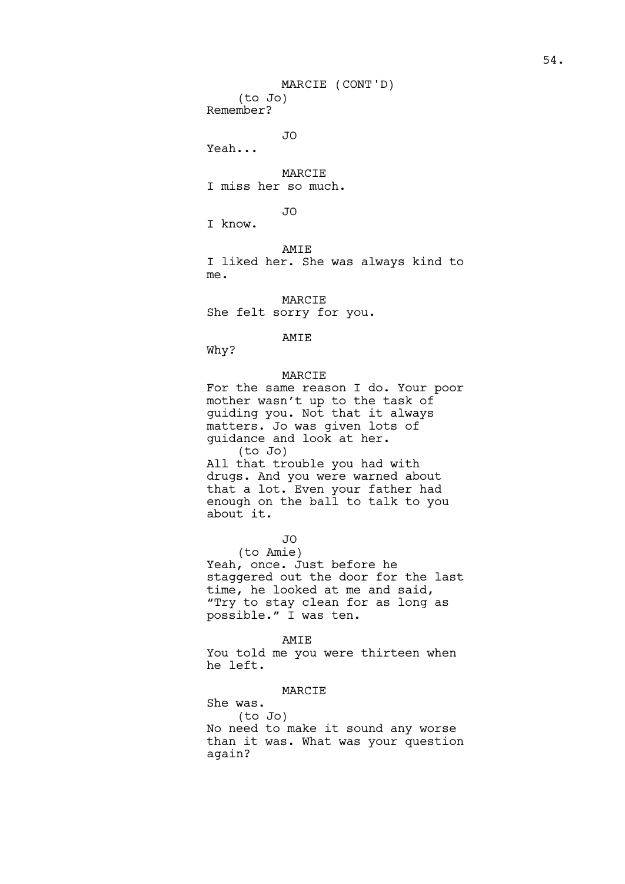MARCIE (CONT'D)
(to Jo)
Remember?

JO
Yeah...

MARCIE
I miss her so much.

JO
I know.

AMIE
I liked her. She was always kind to me.

MARCIE
She felt sorry for you.

AMIE
Why?

MARCIE
For the same reason I do. Your poor mother wasn't up to the task of guiding you. Not that it always matters. Jo was given lots of guidance and look at her.
(to Jo)
All that trouble you had with drugs. And you were warned about that a lot. Even your father had enough on the ball to talk to you about it.

JO
(to Amie)
Yeah, once. Just before he staggered out the door for the last time, he looked at me and said, "Try to stay clean for as long as possible." I was ten.

AMIE
You told me you were thirteen when he left.

MARCIE
She was.
(to Jo)
No need to make it sound any worse than it was. What was your question again?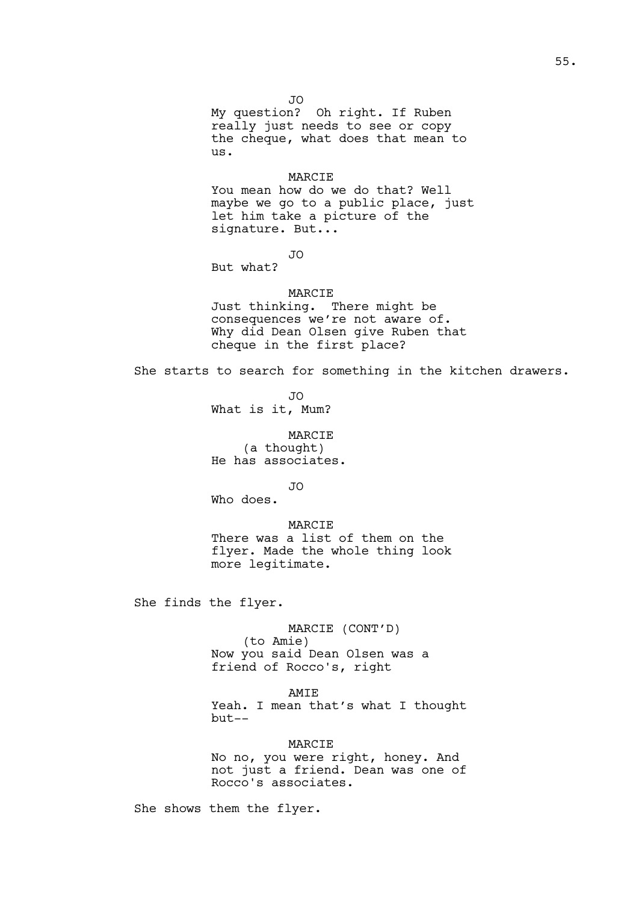JO
My question? Oh right. If Ruben really just needs to see or copy the cheque, what does that mean to us.

MARCIE
You mean how do we do that? Well maybe we go to a public place, just let him take a picture of the signature. But...

JO
But what?

MARCIE
Just thinking. There might be consequences we're not aware of. Why did Dean Olsen give Ruben that cheque in the first place?

She starts to search for something in the kitchen drawers.

JO
What is it, Mum?

MARCIE
(a thought)
He has associates.

JO
Who does.

MARCIE
There was a list of them on the flyer. Made the whole thing look more legitimate.

She finds the flyer.

MARCIE (CONT'D)
(to Amie)
Now you said Dean Olsen was a friend of Rocco's, right

AMIE
Yeah. I mean that's what I thought but--

MARCIE
No no, you were right, honey. And not just a friend. Dean was one of Rocco's associates.

She shows them the flyer.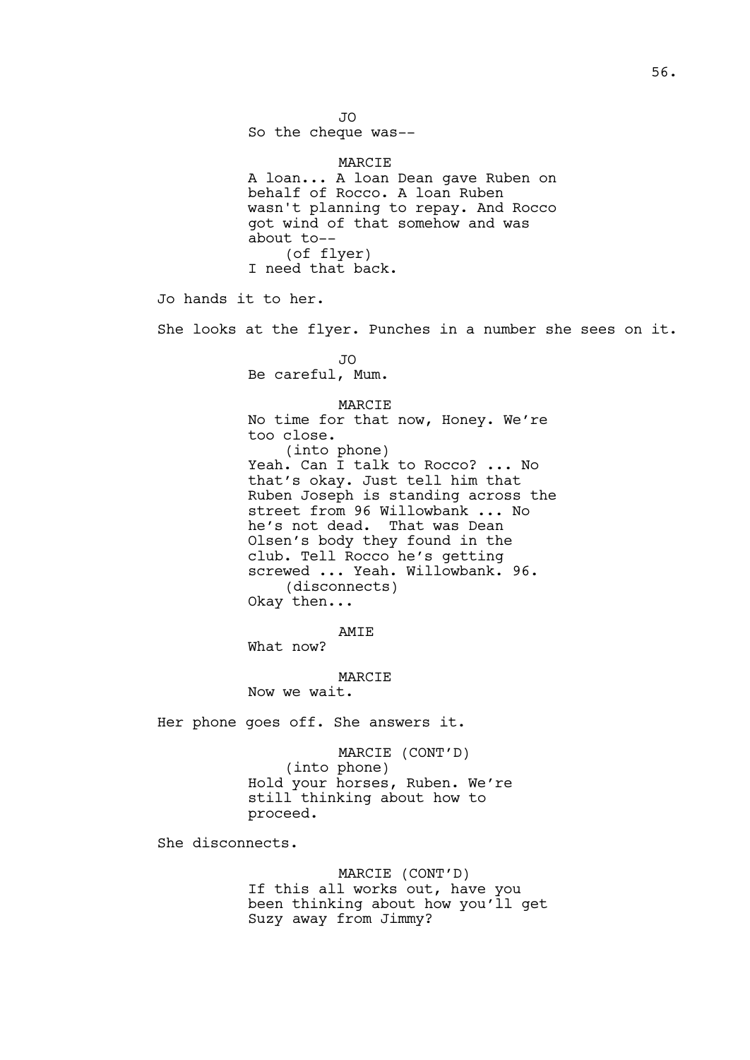JO
So the cheque was--

MARCIE
A loan... A loan Dean gave Ruben on behalf of Rocco. A loan Ruben wasn't planning to repay. And Rocco got wind of that somehow and was about to--
(of flyer)
I need that back.

Jo hands it to her.

She looks at the flyer. Punches in a number she sees on it.

JO
Be careful, Mum.

MARCIE
No time for that now, Honey. We're too close.
(into phone)
Yeah. Can I talk to Rocco? ... No that's okay. Just tell him that Ruben Joseph is standing across the street from 96 Willowbank ... No he's not dead. That was Dean Olsen's body they found in the club. Tell Rocco he's getting screwed ... Yeah. Willowbank. 96.
(disconnects)
Okay then...

AMIE
What now?

MARCIE
Now we wait.

Her phone goes off. She answers it.

MARCIE (CONT'D)
(into phone)
Hold your horses, Ruben. We're still thinking about how to proceed.

She disconnects.

MARCIE (CONT'D)
If this all works out, have you been thinking about how you'll get Suzy away from Jimmy?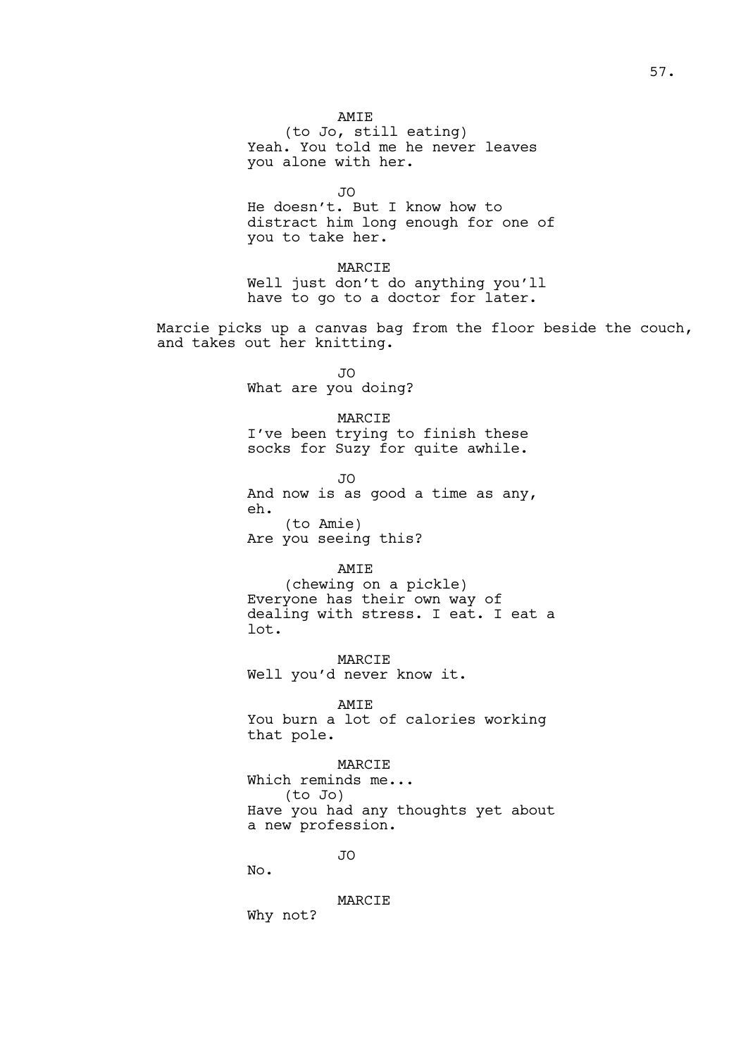AMIE
(to Jo, still eating)
Yeah. You told me he never leaves you alone with her.

JO
He doesn't. But I know how to distract him long enough for one of you to take her.

MARCIE
Well just don't do anything you'll have to go to a doctor for later.

Marcie picks up a canvas bag from the floor beside the couch, and takes out her knitting.

JO
What are you doing?

MARCIE
I've been trying to finish these socks for Suzy for quite awhile.

JO
And now is as good a time as any, eh.
(to Amie)
Are you seeing this?

AMIE
(chewing on a pickle)
Everyone has their own way of dealing with stress. I eat. I eat a lot.

MARCIE
Well you'd never know it.

AMIE
You burn a lot of calories working that pole.

MARCIE
Which reminds me...
(to Jo)
Have you had any thoughts yet about a new profession.

JO
No.

MARCIE
Why not?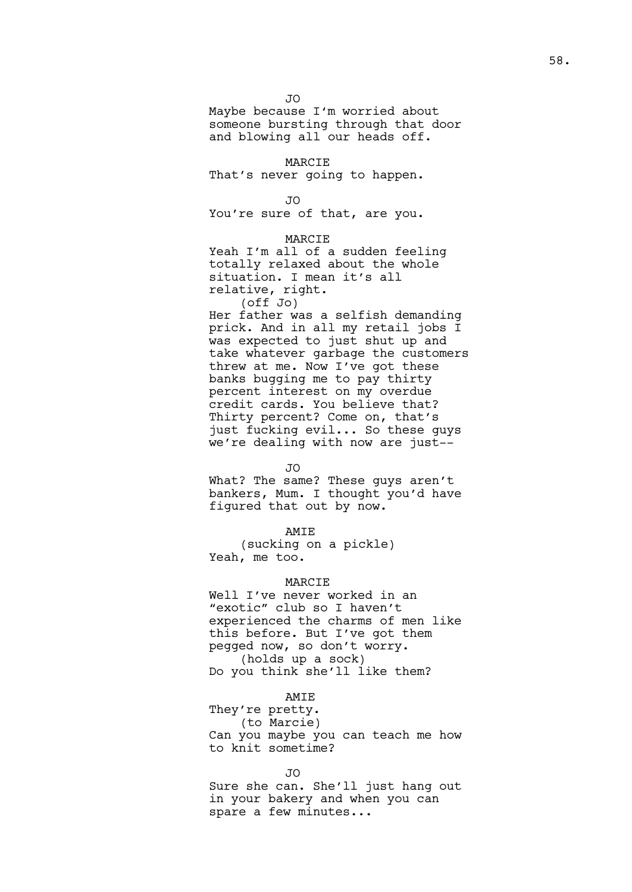JO

Maybe because I'm worried about someone bursting through that door and blowing all our heads off.

MARCIE

That's never going to happen.

JO

You're sure of that, are you.

MARCIE

Yeah I'm all of a sudden feeling totally relaxed about the whole situation. I mean it's all relative, right.

(off Jo)

Her father was a selfish demanding prick. And in all my retail jobs I was expected to just shut up and take whatever garbage the customers threw at me. Now I've got these banks bugging me to pay thirty percent interest on my overdue credit cards. You believe that? Thirty percent? Come on, that's just fucking evil... So these guys we're dealing with now are just--

JO

What? The same? These guys aren't bankers, Mum. I thought you'd have figured that out by now.

AMIE

(sucking on a pickle)

Yeah, me too.

MARCIE

Well I've never worked in an "exotic" club so I haven't experienced the charms of men like this before. But I've got them pegged now, so don't worry.

(holds up a sock)

Do you think she'll like them?

AMIE

They're pretty.

(to Marcie)

Can you maybe you can teach me how to knit sometime?

JO

Sure she can. She'll just hang out in your bakery and when you can spare a few minutes...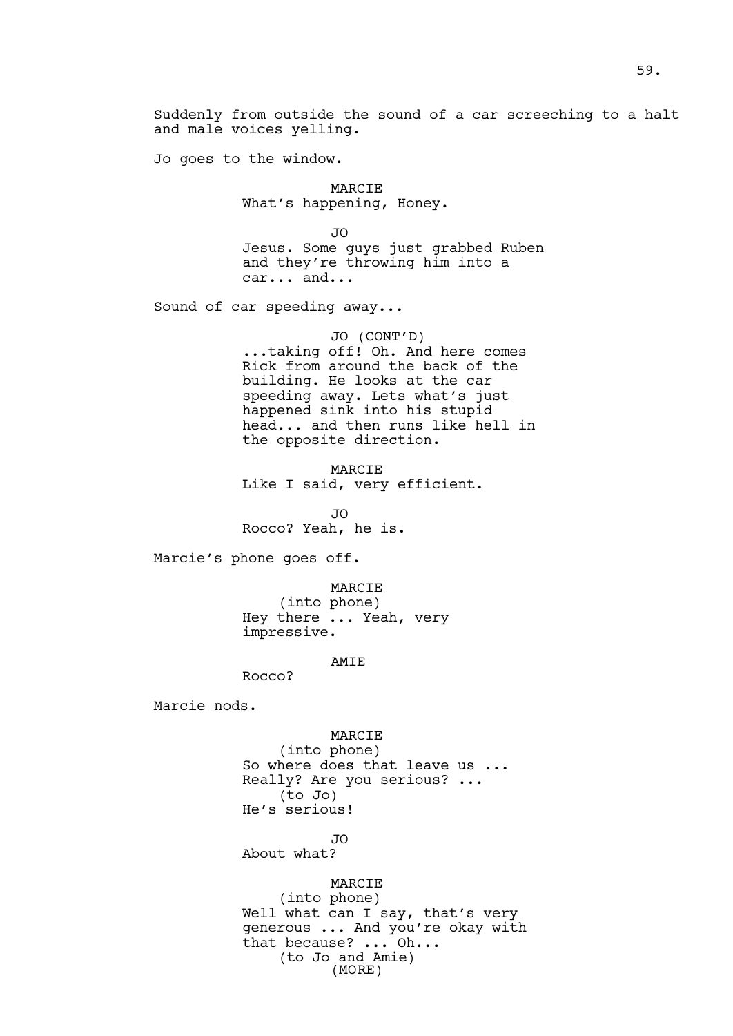Suddenly from outside the sound of a car screeching to a halt and male voices yelling.

Jo goes to the window.

MARCIE
What's happening, Honey.

JO
Jesus. Some guys just grabbed Ruben and they're throwing him into a car... and...

Sound of car speeding away...

JO (CONT'D)
...taking off! Oh. And here comes Rick from around the back of the building. He looks at the car speeding away. Lets what's just happened sink into his stupid head... and then runs like hell in the opposite direction.

MARCIE
Like I said, very efficient.

JO
Rocco? Yeah, he is.

Marcie's phone goes off.

MARCIE
(into phone)
Hey there ... Yeah, very impressive.

AMIE
Rocco?

Marcie nods.

MARCIE
(into phone)
So where does that leave us ... Really? Are you serious? ...
(to Jo)
He's serious!

JO
About what?

MARCIE
(into phone)
Well what can I say, that's very generous ... And you're okay with that because? ... Oh...
(to Jo and Amie)
(MORE)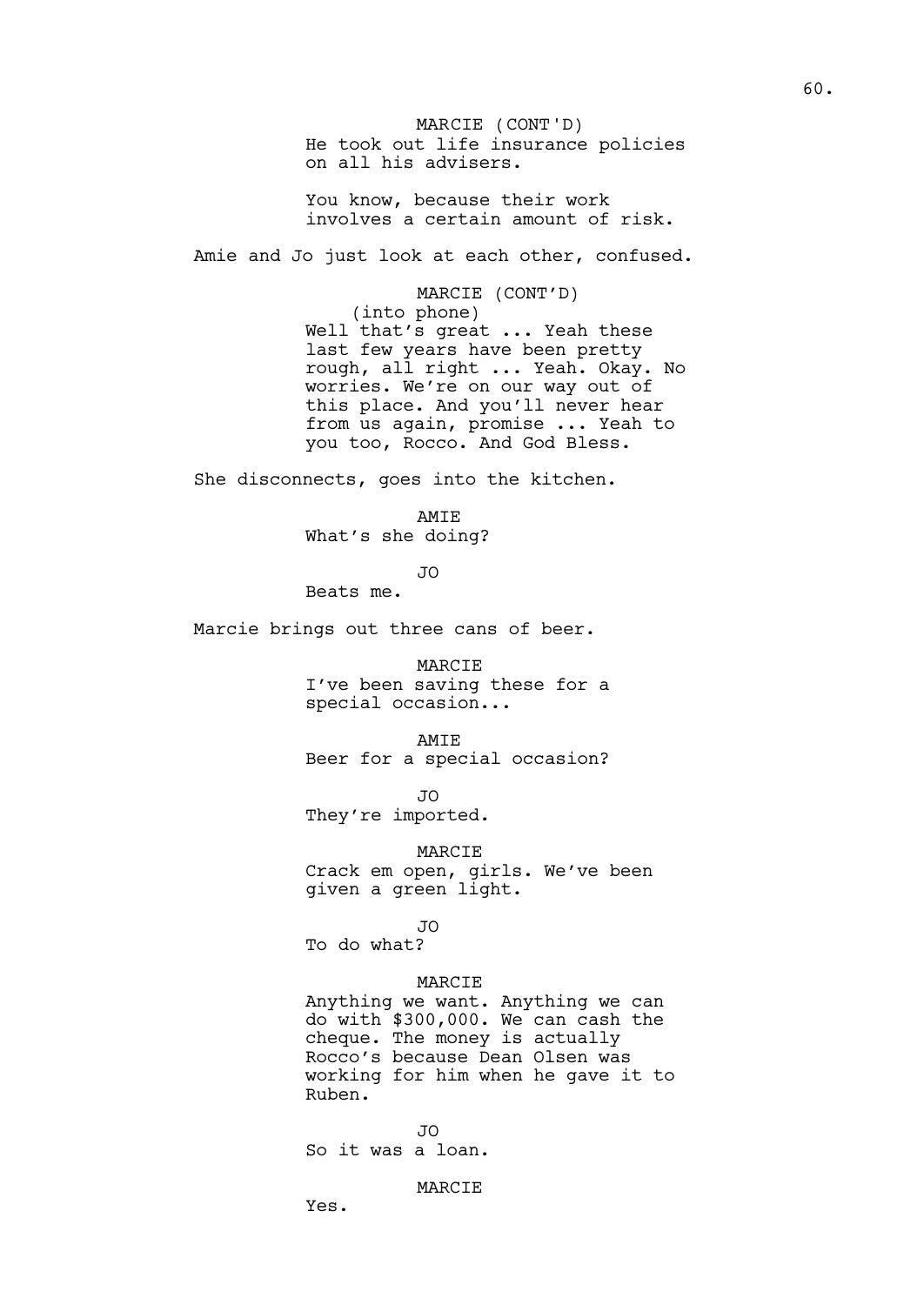MARCIE (CONT'D)
He took out life insurance policies on all his advisers.

You know, because their work involves a certain amount of risk.

Amie and Jo just look at each other, confused.

MARCIE (CONT'D)
(into phone)
Well that's great ... Yeah these last few years have been pretty rough, all right ... Yeah. Okay. No worries. We're on our way out of this place. And you'll never hear from us again, promise ... Yeah to you too, Rocco. And God Bless.

She disconnects, goes into the kitchen.

AMIE
What's she doing?

JO
Beats me.

Marcie brings out three cans of beer.

MARCIE
I've been saving these for a special occasion...

AMIE
Beer for a special occasion?

JO
They're imported.

MARCIE
Crack em open, girls. We've been given a green light.

JO
To do what?

MARCIE
Anything we want. Anything we can do with $300,000. We can cash the cheque. The money is actually Rocco's because Dean Olsen was working for him when he gave it to Ruben.

JO
So it was a loan.

MARCIE
Yes.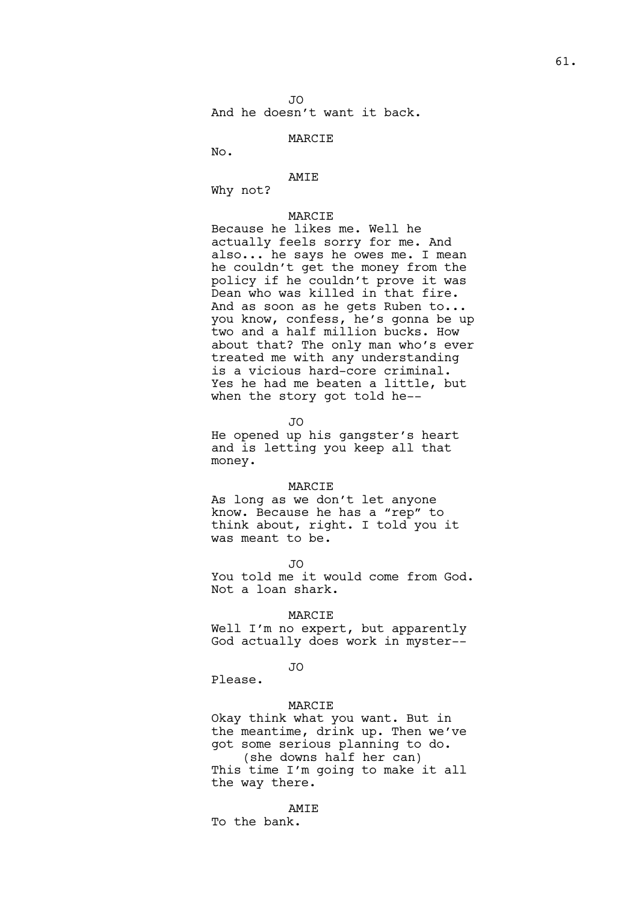JO

And he doesn't want it back.

MARCIE

No.

AMIE

Why not?

MARCIE

Because he likes me. Well he actually feels sorry for me. And also... he says he owes me. I mean he couldn't get the money from the policy if he couldn't prove it was Dean who was killed in that fire. And as soon as he gets Ruben to... you know, confess, he's gonna be up two and a half million bucks. How about that? The only man who's ever treated me with any understanding is a vicious hard-core criminal. Yes he had me beaten a little, but when the story got told he--

JO

He opened up his gangster's heart and is letting you keep all that money.

MARCIE

As long as we don't let anyone know. Because he has a "rep" to think about, right. I told you it was meant to be.

JO

You told me it would come from God. Not a loan shark.

MARCIE

Well I'm no expert, but apparently God actually does work in myster--

JO

Please.

MARCIE

Okay think what you want. But in the meantime, drink up. Then we've got some serious planning to do.

(she downs half her can)

This time I'm going to make it all the way there.

AMIE

To the bank.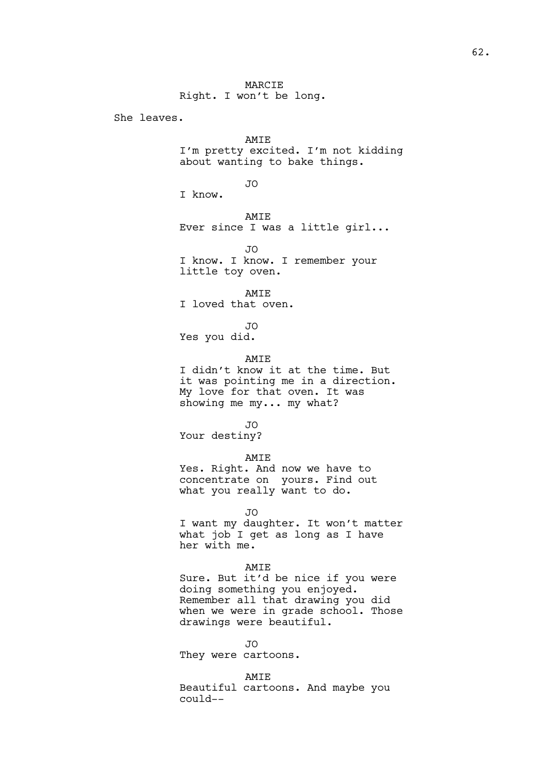MARCIE
Right. I won't be long.

She leaves.

AMIE
I'm pretty excited. I'm not kidding about wanting to bake things.

JO
I know.

AMIE
Ever since I was a little girl...

JO
I know. I know. I remember your little toy oven.

AMIE
I loved that oven.

JO
Yes you did.

AMIE
I didn't know it at the time. But it was pointing me in a direction. My love for that oven. It was showing me my... my what?

JO
Your destiny?

AMIE
Yes. Right. And now we have to concentrate on yours. Find out what you really want to do.

JO
I want my daughter. It won't matter what job I get as long as I have her with me.

AMIE
Sure. But it'd be nice if you were doing something you enjoyed. Remember all that drawing you did when we were in grade school. Those drawings were beautiful.

JO
They were cartoons.

AMIE
Beautiful cartoons. And maybe you could--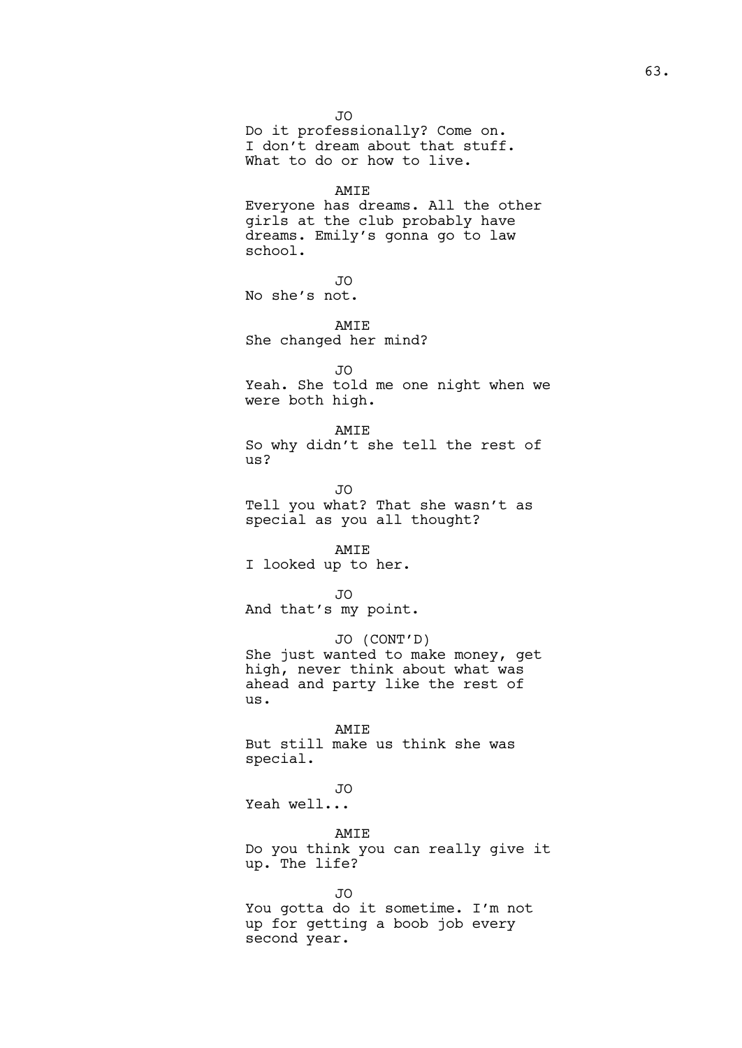JO

Do it professionally? Come on. I don't dream about that stuff. What to do or how to live.

AMIE

Everyone has dreams. All the other girls at the club probably have dreams. Emily's gonna go to law school.

JO

No she's not.

AMIE

She changed her mind?

JO

Yeah. She told me one night when we were both high.

AMIE

So why didn't she tell the rest of us?

JO

Tell you what? That she wasn't as special as you all thought?

AMIE

I looked up to her.

JO

And that's my point.

JO (CONT'D)

She just wanted to make money, get high, never think about what was ahead and party like the rest of us.

AMIE

But still make us think she was special.

JO

Yeah well...

AMIE

Do you think you can really give it up. The life?

JO

You gotta do it sometime. I'm not up for getting a boob job every second year.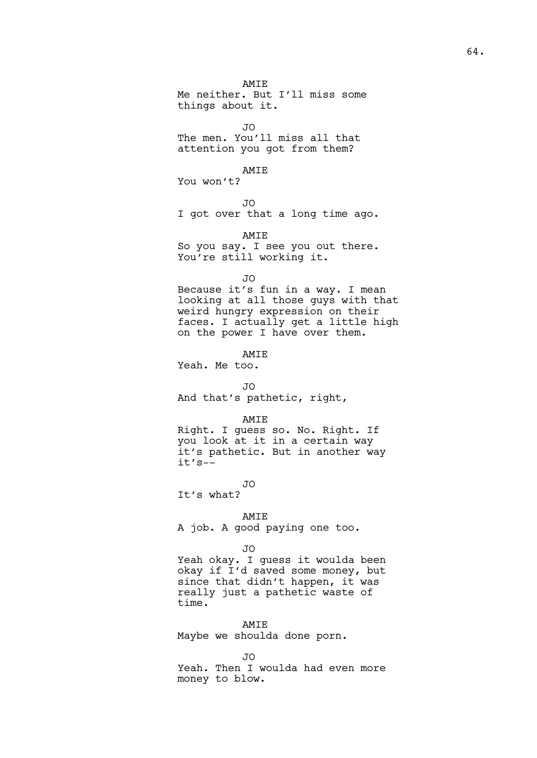AMIE

Me neither. But I'll miss some things about it.

JO

The men. You'll miss all that attention you got from them?

AMIE

You won't?

JO

I got over that a long time ago.

AMIE

So you say. I see you out there. You're still working it.

JO

Because it's fun in a way. I mean looking at all those guys with that weird hungry expression on their faces. I actually get a little high on the power I have over them.

AMIE

Yeah. Me too.

JO

And that's pathetic, right,

AMIE

Right. I guess so. No. Right. If you look at it in a certain way it's pathetic. But in another way it's--

JO

It's what?

AMIE

A job. A good paying one too.

JO

Yeah okay. I guess it woulda been okay if I'd saved some money, but since that didn't happen, it was really just a pathetic waste of time.

AMIE

Maybe we shoulda done porn.

JO

Yeah. Then I woulda had even more money to blow.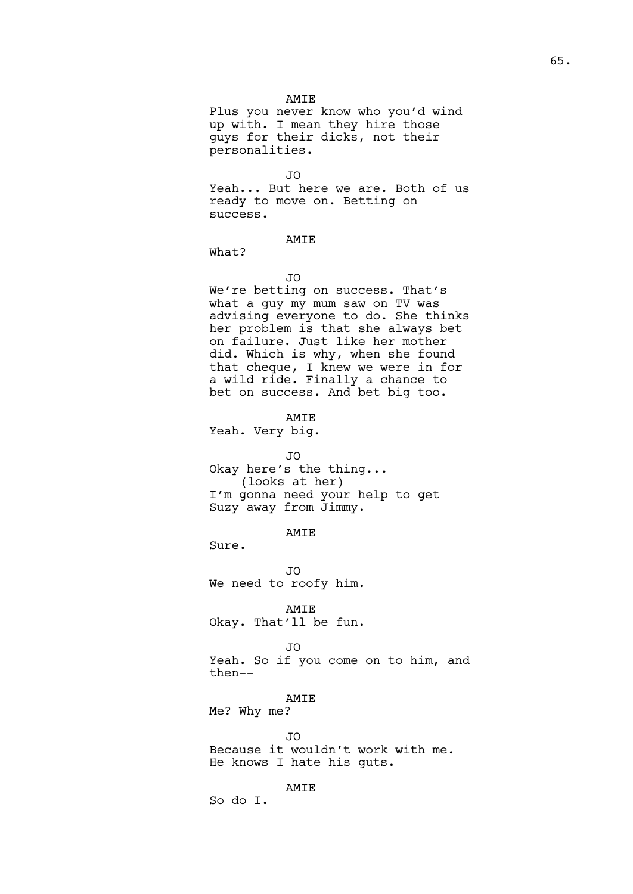AMIE

Plus you never know who you'd wind up with. I mean they hire those guys for their dicks, not their personalities.

JO

Yeah... But here we are. Both of us ready to move on. Betting on success.

AMIE

What?

JO

We're betting on success. That's what a guy my mum saw on TV was advising everyone to do. She thinks her problem is that she always bet on failure. Just like her mother did. Which is why, when she found that cheque, I knew we were in for a wild ride. Finally a chance to bet on success. And bet big too.

AMIE

Yeah. Very big.

JO

Okay here's the thing...

(looks at her)

I'm gonna need your help to get Suzy away from Jimmy.

AMIE

Sure.

JO

We need to roofy him.

AMIE

Okay. That'll be fun.

JO

Yeah. So if you come on to him, and then--

AMIE

Me? Why me?

JO

Because it wouldn't work with me. He knows I hate his guts.

AMIE

So do I.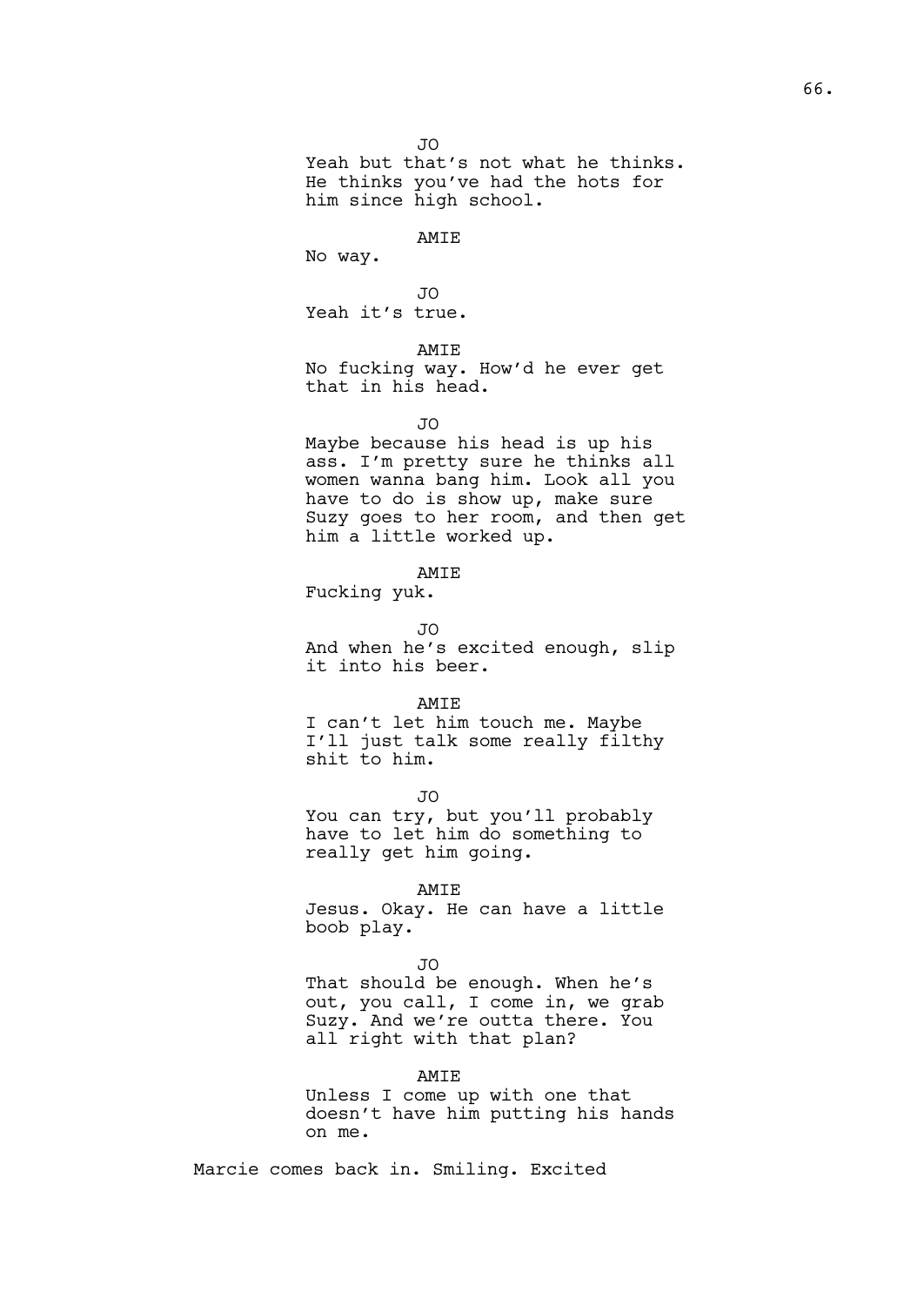JO

Yeah but that's not what he thinks. He thinks you've had the hots for him since high school.

AMIE

No way.

JO

Yeah it's true.

AMIE

No fucking way. How'd he ever get that in his head.

JO

Maybe because his head is up his ass. I'm pretty sure he thinks all women wanna bang him. Look all you have to do is show up, make sure Suzy goes to her room, and then get him a little worked up.

AMIE

Fucking yuk.

JO

And when he's excited enough, slip it into his beer.

AMIE

I can't let him touch me. Maybe I'll just talk some really filthy shit to him.

JO

You can try, but you'll probably have to let him do something to really get him going.

AMIE

Jesus. Okay. He can have a little boob play.

JO

That should be enough. When he's out, you call, I come in, we grab Suzy. And we're outta there. You all right with that plan?

AMIE

Unless I come up with one that doesn't have him putting his hands on me.

Marcie comes back in. Smiling. Excited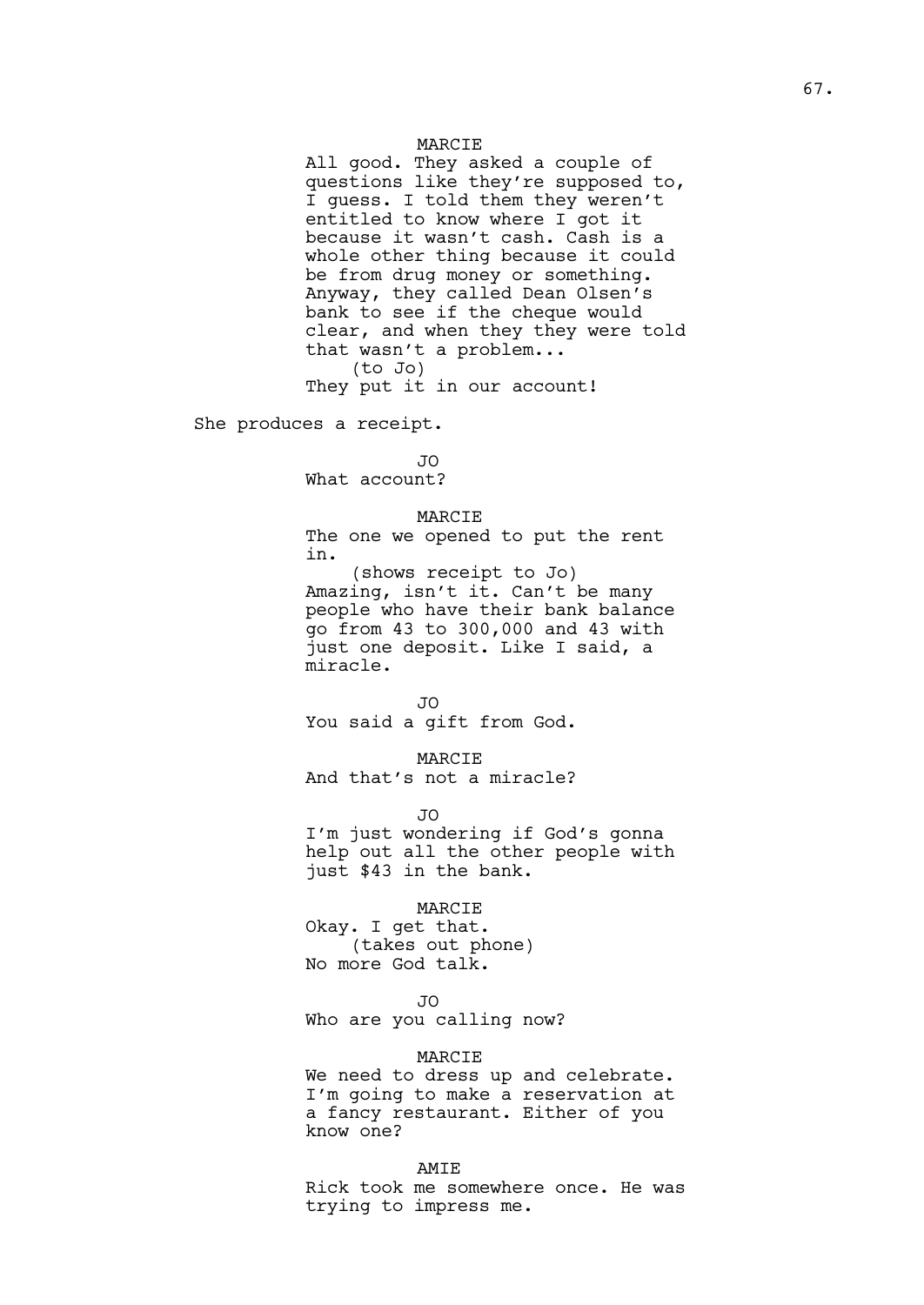MARCIE
All good. They asked a couple of questions like they're supposed to, I guess. I told them they weren't entitled to know where I got it because it wasn't cash. Cash is a whole other thing because it could be from drug money or something. Anyway, they called Dean Olsen's bank to see if the cheque would clear, and when they they were told that wasn't a problem...
(to Jo)
They put it in our account!

She produces a receipt.

JO
What account?

MARCIE
The one we opened to put the rent in.
(shows receipt to Jo)
Amazing, isn't it. Can't be many people who have their bank balance go from 43 to 300,000 and 43 with just one deposit. Like I said, a miracle.

JO
You said a gift from God.

MARCIE
And that's not a miracle?

JO
I'm just wondering if God's gonna help out all the other people with just $43 in the bank.

MARCIE
Okay. I get that.
(takes out phone)
No more God talk.

JO
Who are you calling now?

MARCIE
We need to dress up and celebrate. I'm going to make a reservation at a fancy restaurant. Either of you know one?

AMIE
Rick took me somewhere once. He was trying to impress me.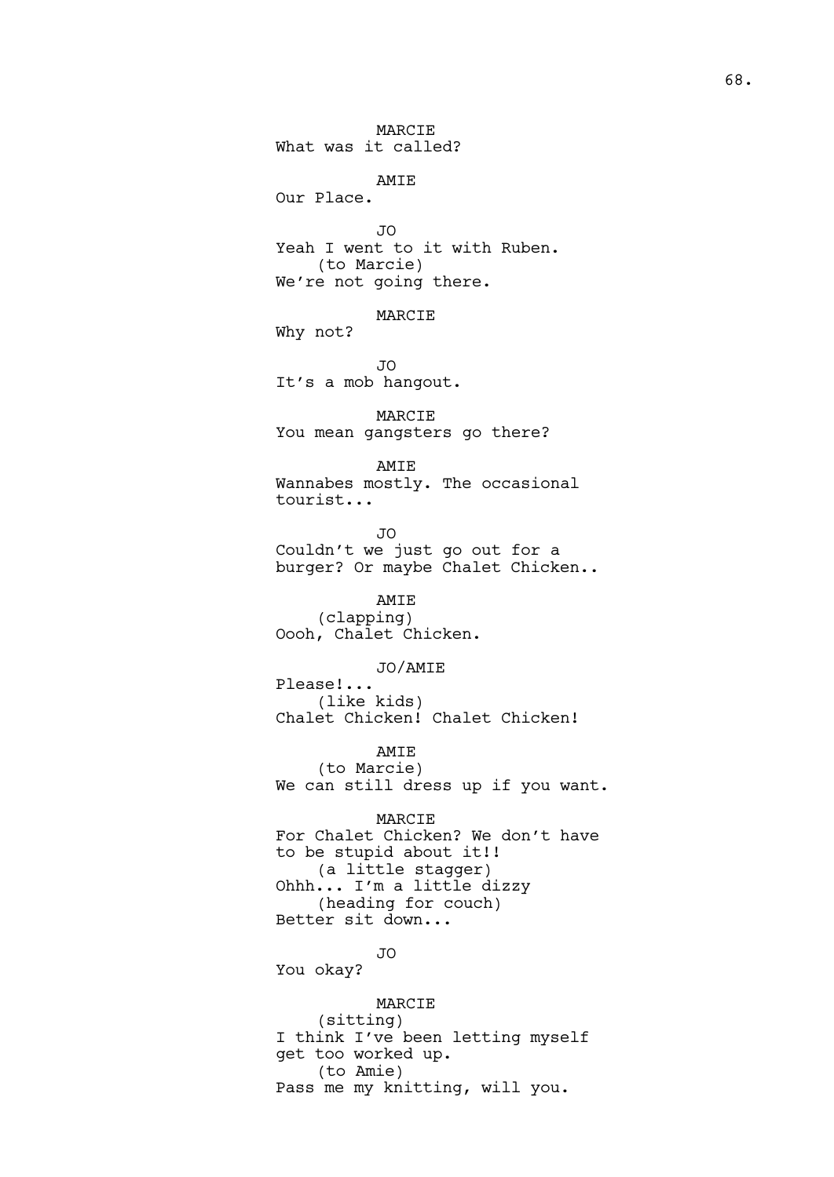MARCIE
What was it called?

AMIE
Our Place.

JO
Yeah I went to it with Ruben.
(to Marcie)
We're not going there.

MARCIE
Why not?

JO
It's a mob hangout.

MARCIE
You mean gangsters go there?

AMIE
Wannabes mostly. The occasional tourist...

JO
Couldn't we just go out for a burger? Or maybe Chalet Chicken..

AMIE
(clapping)
Oooh, Chalet Chicken.

JO/AMIE
Please!...
(like kids)
Chalet Chicken! Chalet Chicken!

AMIE
(to Marcie)
We can still dress up if you want.

MARCIE
For Chalet Chicken? We don't have to be stupid about it!!
(a little stagger)
Ohhh... I'm a little dizzy
(heading for couch)
Better sit down...

JO
You okay?

MARCIE
(sitting)
I think I've been letting myself get too worked up.
(to Amie)
Pass me my knitting, will you.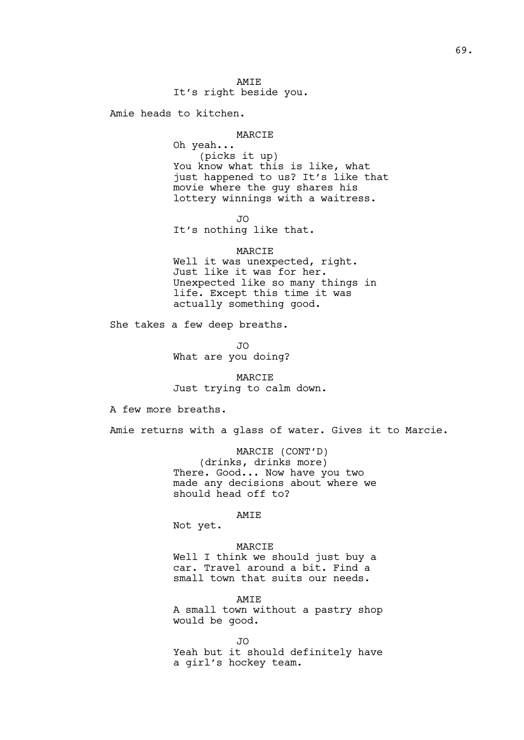AMIE
It's right beside you.

Amie heads to kitchen.

MARCIE
Oh yeah...
(picks it up)
You know what this is like, what just happened to us? It's like that movie where the guy shares his lottery winnings with a waitress.

JO
It's nothing like that.

MARCIE
Well it was unexpected, right. Just like it was for her. Unexpected like so many things in life. Except this time it was actually something good.

She takes a few deep breaths.

JO
What are you doing?

MARCIE
Just trying to calm down.

A few more breaths.

Amie returns with a glass of water. Gives it to Marcie.

MARCIE (CONT'D)
(drinks, drinks more)
There. Good... Now have you two made any decisions about where we should head off to?

AMIE
Not yet.

MARCIE
Well I think we should just buy a car. Travel around a bit. Find a small town that suits our needs.

AMIE
A small town without a pastry shop would be good.

JO
Yeah but it should definitely have a girl's hockey team.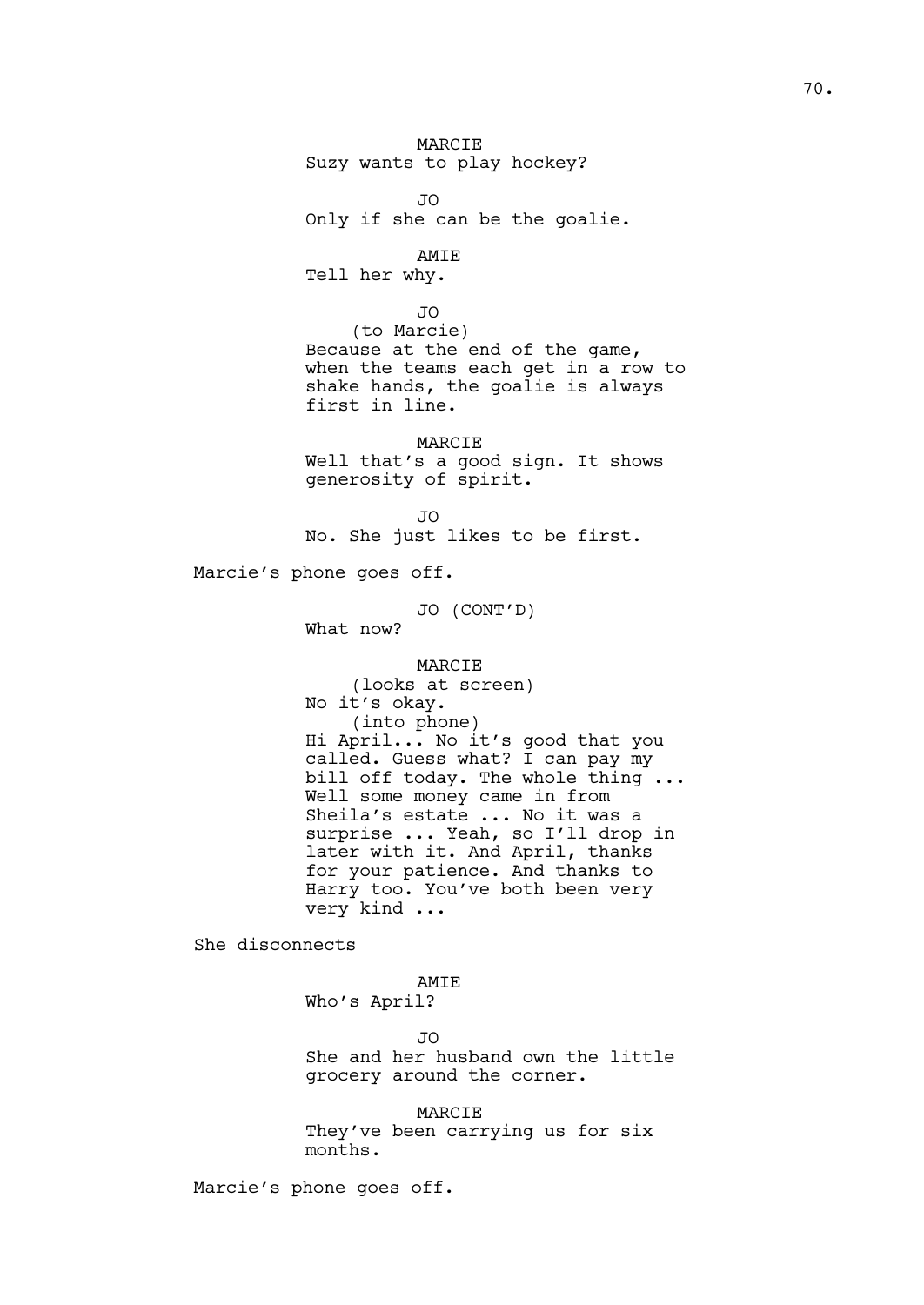MARCIE
Suzy wants to play hockey?

JO
Only if she can be the goalie.

AMIE
Tell her why.

JO
(to Marcie)
Because at the end of the game, when the teams each get in a row to shake hands, the goalie is always first in line.

MARCIE
Well that's a good sign. It shows generosity of spirit.

JO
No. She just likes to be first.

Marcie's phone goes off.

JO (CONT'D)
What now?

MARCIE
(looks at screen)
No it's okay.
(into phone)
Hi April... No it's good that you called. Guess what? I can pay my bill off today. The whole thing ... Well some money came in from Sheila's estate ... No it was a surprise ... Yeah, so I'll drop in later with it. And April, thanks for your patience. And thanks to Harry too. You've both been very very kind ...

She disconnects

AMIE
Who's April?

JO
She and her husband own the little grocery around the corner.

MARCIE
They've been carrying us for six months.

Marcie's phone goes off.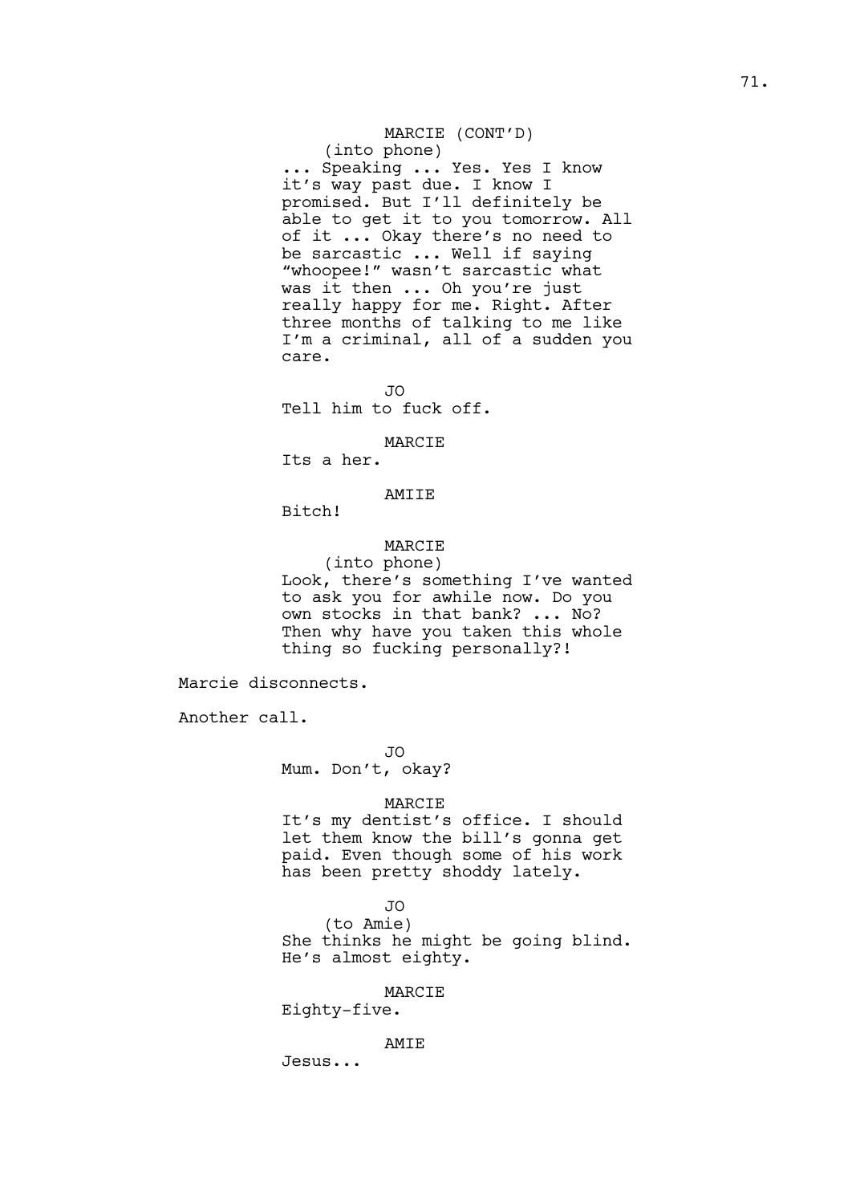MARCIE (CONT'D)
(into phone)
... Speaking ... Yes. Yes I know it's way past due. I know I promised. But I'll definitely be able to get it to you tomorrow. All of it ... Okay there's no need to be sarcastic ... Well if saying "whoopee!" wasn't sarcastic what was it then ... Oh you're just really happy for me. Right. After three months of talking to me like I'm a criminal, all of a sudden you care.

JO
Tell him to fuck off.

MARCIE
Its a her.

AMIIE
Bitch!

MARCIE
(into phone)
Look, there's something I've wanted to ask you for awhile now. Do you own stocks in that bank? ... No? Then why have you taken this whole thing so fucking personally?!

Marcie disconnects.

Another call.

JO
Mum. Don't, okay?

MARCIE
It's my dentist's office. I should let them know the bill's gonna get paid. Even though some of his work has been pretty shoddy lately.

JO
(to Amie)
She thinks he might be going blind. He's almost eighty.

MARCIE
Eighty-five.

AMIE
Jesus...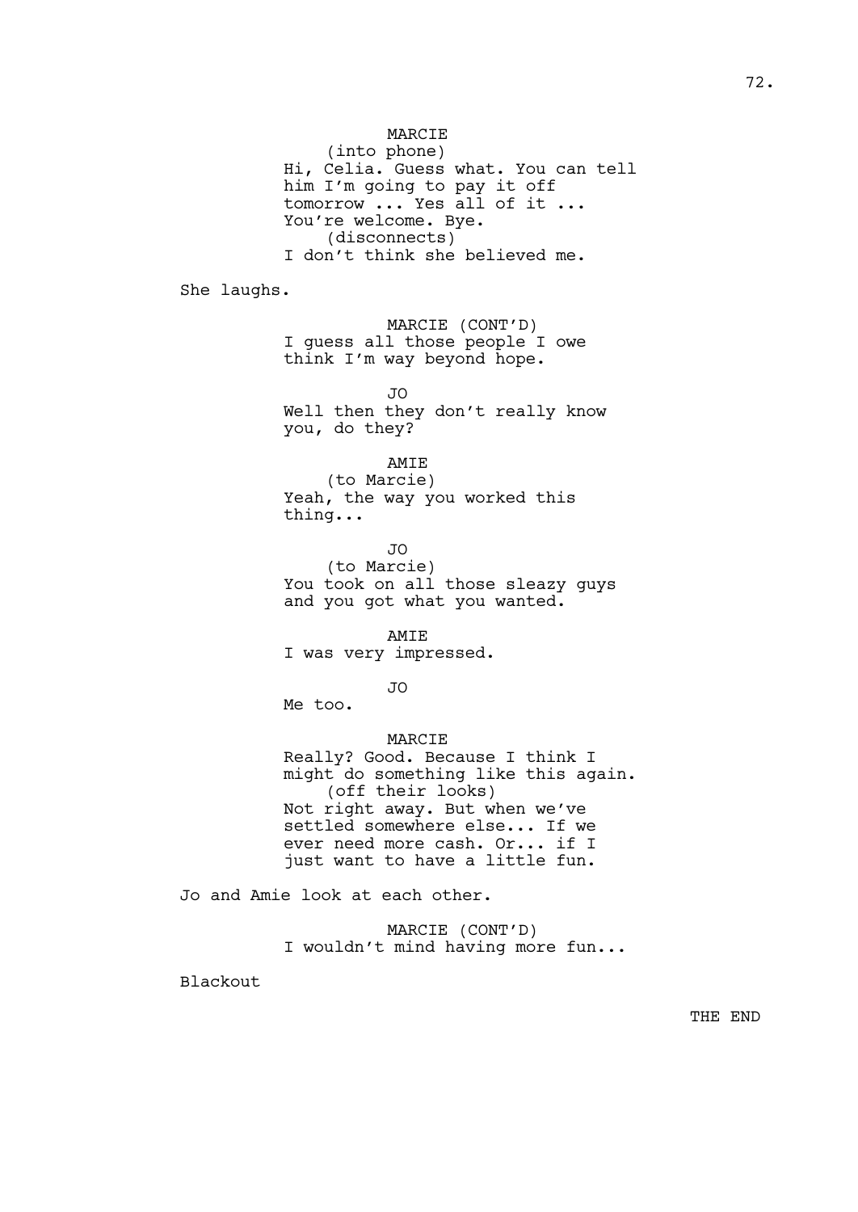MARCIE
(into phone)
Hi, Celia. Guess what. You can tell him I'm going to pay it off tomorrow ... Yes all of it ... You're welcome. Bye.
(disconnects)
I don't think she believed me.

She laughs.

MARCIE (CONT'D)
I guess all those people I owe think I'm way beyond hope.

JO
Well then they don't really know you, do they?

AMIE
(to Marcie)
Yeah, the way you worked this thing...

JO
(to Marcie)
You took on all those sleazy guys and you got what you wanted.

AMIE
I was very impressed.

JO
Me too.

MARCIE
Really? Good. Because I think I might do something like this again.
(off their looks)
Not right away. But when we've settled somewhere else... If we ever need more cash. Or... if I just want to have a little fun.

Jo and Amie look at each other.

MARCIE (CONT'D)
I wouldn't mind having more fun...

Blackout

THE END